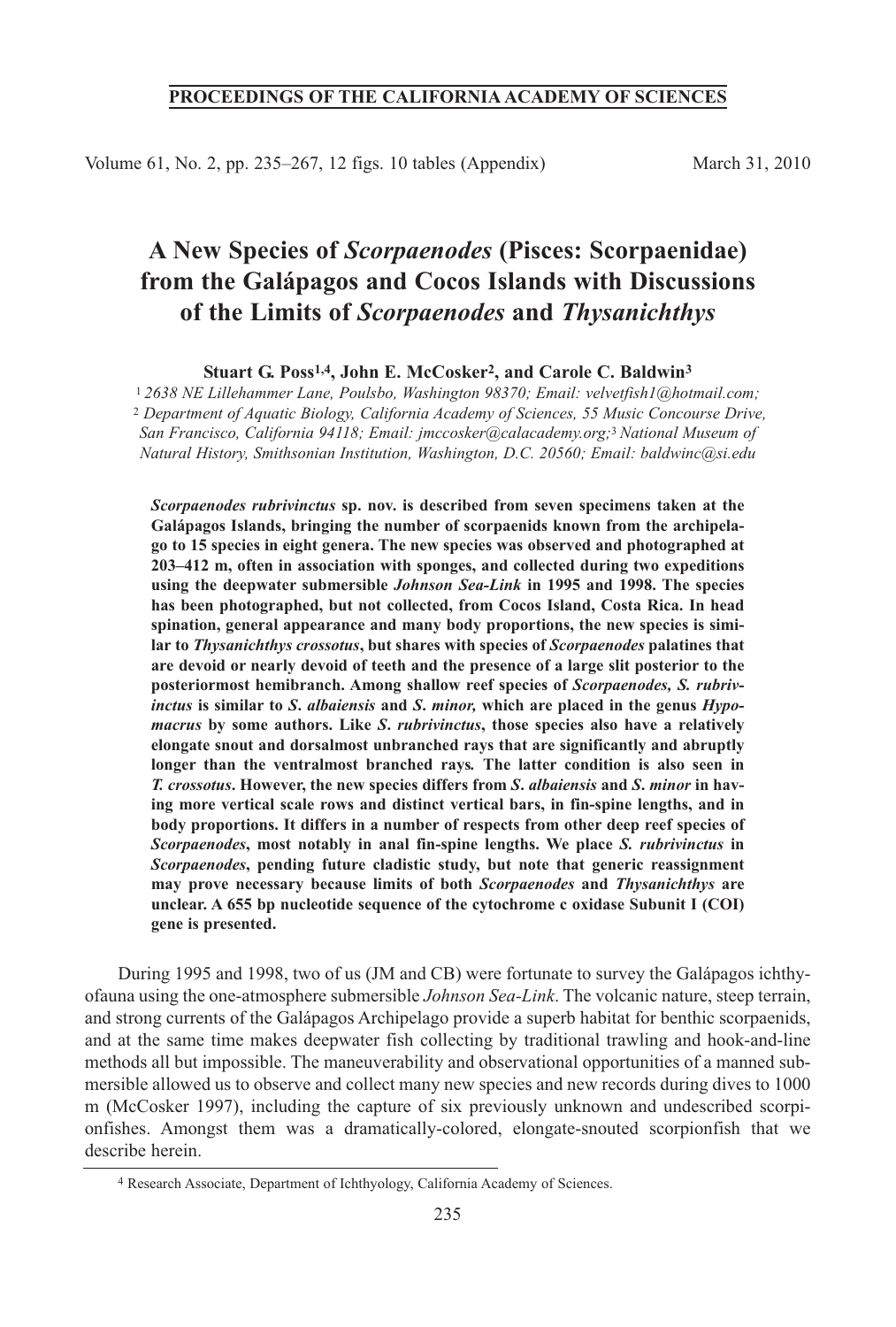**PROCEEDINGS OF THE CALIFORNIA ACADEMY OF SCIENCES**

Volume 61, No. 2, pp. 235–267, 12 figs. 10 tables (Appendix) March 31, 2010

# A New Species of *Scorpaenodes* (Pisces: Scorpaenidae) from the Galápagos and Cocos Islands with Discussions of the Limits of *Scorpaenodes* and *Thysanichthys*

**Stuart G. Poss[1,4], John E. McCosker[2], and Carole C. Baldwin[3]**

[1] 2638 NE Lillehammer Lane, Poulsbo, Washington 98370; Email: velvetfish1@hotmail.com; [2] Department of Aquatic Biology, California Academy of Sciences, 55 Music Concourse Drive, San Francisco, California 94118; Email: jmccosker@calacademy.org; [3] National Museum of Natural History, Smithsonian Institution, Washington, D.C. 20560; Email: baldwinc@si.edu

***Scorpaenodes rubrivinctus* sp. nov. is described from seven specimens taken at the Galápagos Islands, bringing the number of scorpaenids known from the archipelago to 15 species in eight genera. The new species was observed and photographed at 203–412 m, often in association with sponges, and collected during two expeditions using the deepwater submersible *Johnson Sea-Link* in 1995 and 1998. The species has been photographed, but not collected, from Cocos Island, Costa Rica. In head spination, general appearance and many body proportions, the new species is similar to *Thysanichthys crossotus*, but shares with species of *Scorpaenodes* palatines that are devoid or nearly devoid of teeth and the presence of a large slit posterior to the posteriormost hemibranch. Among shallow reef species of *Scorpaenodes, S. rubrivinctus* is similar to *S. albaiensis* and *S. minor,* which are placed in the genus *Hypomacrus* by some authors. Like *S. rubrivinctus*, those species also have a relatively elongate snout and dorsalmost unbranched rays that are significantly and abruptly longer than the ventralmost branched rays. The latter condition is also seen in *T. crossotus*. However, the new species differs from *S. albaiensis* and *S. minor* in having more vertical scale rows and distinct vertical bars, in fin-spine lengths, and in body proportions. It differs in a number of respects from other deep reef species of *Scorpaenodes*, most notably in anal fin-spine lengths. We place *S. rubrivinctus* in *Scorpaenodes*, pending future cladistic study, but note that generic reassignment may prove necessary because limits of both *Scorpaenodes* and *Thysanichthys* are unclear. A 655 bp nucleotide sequence of the cytochrome c oxidase Subunit I (COI) gene is presented.**

During 1995 and 1998, two of us (JM and CB) were fortunate to survey the Galápagos ichthyofauna using the one-atmosphere submersible *Johnson Sea-Link*. The volcanic nature, steep terrain, and strong currents of the Galápagos Archipelago provide a superb habitat for benthic scorpaenids, and at the same time makes deepwater fish collecting by traditional trawling and hook-and-line methods all but impossible. The maneuverability and observational opportunities of a manned submersible allowed us to observe and collect many new species and new records during dives to 1000 m (McCosker 1997), including the capture of six previously unknown and undescribed scorpionfishes. Amongst them was a dramatically-colored, elongate-snouted scorpionfish that we describe herein.

[4] Research Associate, Department of Ichthyology, California Academy of Sciences.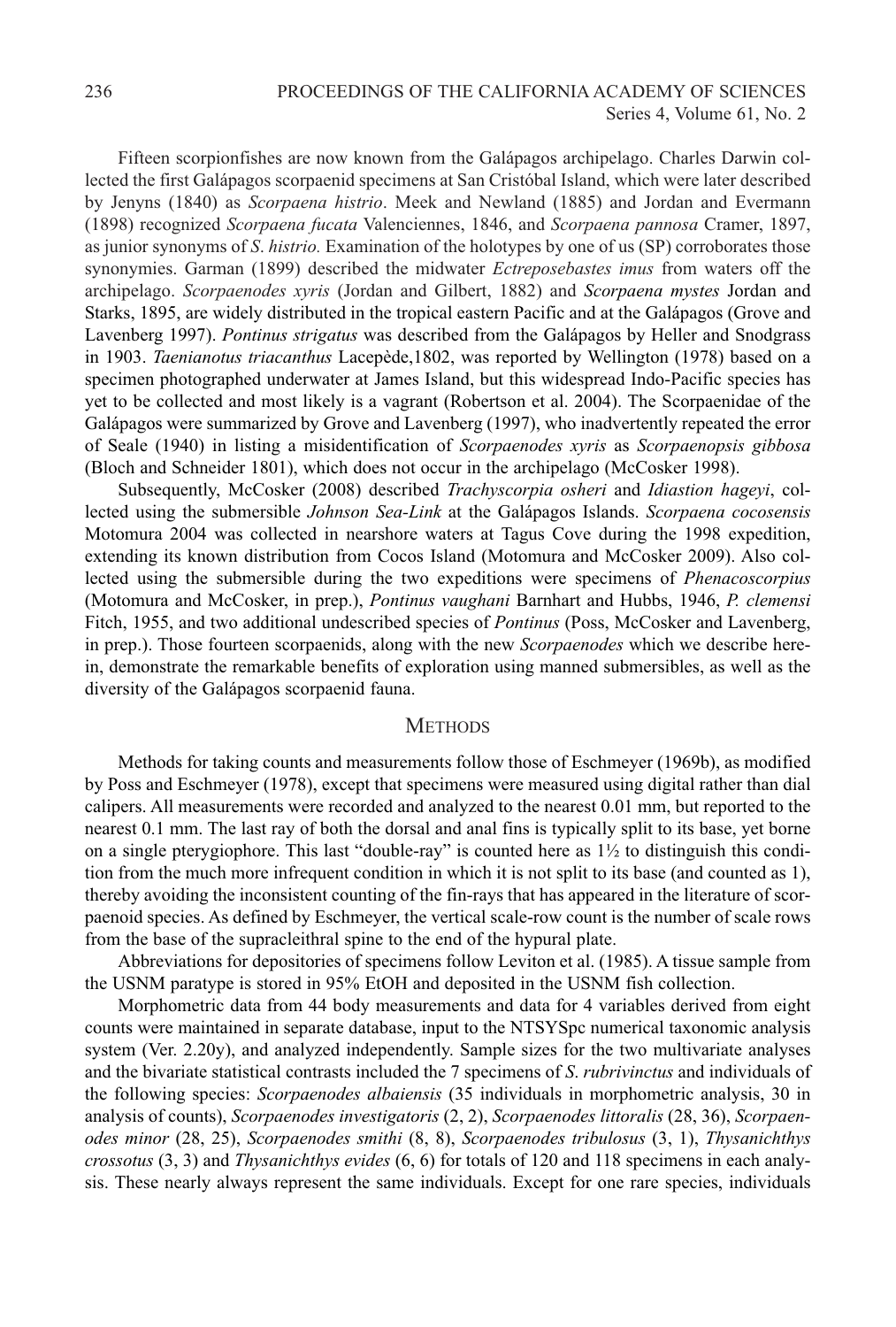Fifteen scorpionfishes are now known from the Galápagos archipelago. Charles Darwin collected the first Galápagos scorpaenid specimens at San Cristóbal Island, which were later described by Jenyns (1840) as *Scorpaena histrio*. Meek and Newland (1885) and Jordan and Evermann (1898) recognized *Scorpaena fucata* Valenciennes, 1846, and *Scorpaena pannosa* Cramer, 1897, as junior synonyms of *S. histrio.* Examination of the holotypes by one of us (SP) corroborates those synonymies. Garman (1899) described the midwater *Ectreposebastes imus* from waters off the archipelago. *Scorpaenodes xyris* (Jordan and Gilbert, 1882) and *Scorpaena mystes* Jordan and Starks, 1895, are widely distributed in the tropical eastern Pacific and at the Galápagos (Grove and Lavenberg 1997). *Pontinus strigatus* was described from the Galápagos by Heller and Snodgrass in 1903. *Taenianotus triacanthus* Lacepède,1802, was reported by Wellington (1978) based on a specimen photographed underwater at James Island, but this widespread Indo-Pacific species has yet to be collected and most likely is a vagrant (Robertson et al. 2004). The Scorpaenidae of the Galápagos were summarized by Grove and Lavenberg (1997), who inadvertently repeated the error of Seale (1940) in listing a misidentification of *Scorpaenodes xyris* as *Scorpaenopsis gibbosa* (Bloch and Schneider 1801), which does not occur in the archipelago (McCosker 1998).

Subsequently, McCosker (2008) described *Trachyscorpia osheri* and *Idiastion hageyi*, collected using the submersible *Johnson Sea-Link* at the Galápagos Islands. *Scorpaena cocosensis* Motomura 2004 was collected in nearshore waters at Tagus Cove during the 1998 expedition, extending its known distribution from Cocos Island (Motomura and McCosker 2009). Also collected using the submersible during the two expeditions were specimens of *Phenacoscorpius* (Motomura and McCosker, in prep.), *Pontinus vaughani* Barnhart and Hubbs, 1946, *P. clemensi* Fitch, 1955, and two additional undescribed species of *Pontinus* (Poss, McCosker and Lavenberg, in prep.). Those fourteen scorpaenids, along with the new *Scorpaenodes* which we describe herein, demonstrate the remarkable benefits of exploration using manned submersibles, as well as the diversity of the Galápagos scorpaenid fauna.

## Methods

Methods for taking counts and measurements follow those of Eschmeyer (1969b), as modified by Poss and Eschmeyer (1978), except that specimens were measured using digital rather than dial calipers. All measurements were recorded and analyzed to the nearest 0.01 mm, but reported to the nearest 0.1 mm. The last ray of both the dorsal and anal fins is typically split to its base, yet borne on a single pterygiophore. This last "double-ray" is counted here as 1½ to distinguish this condition from the much more infrequent condition in which it is not split to its base (and counted as 1), thereby avoiding the inconsistent counting of the fin-rays that has appeared in the literature of scorpaenoid species. As defined by Eschmeyer, the vertical scale-row count is the number of scale rows from the base of the supracleithral spine to the end of the hypural plate.

Abbreviations for depositories of specimens follow Leviton et al. (1985). A tissue sample from the USNM paratype is stored in 95% EtOH and deposited in the USNM fish collection.

Morphometric data from 44 body measurements and data for 4 variables derived from eight counts were maintained in separate database, input to the NTSYSpc numerical taxonomic analysis system (Ver. 2.20y), and analyzed independently. Sample sizes for the two multivariate analyses and the bivariate statistical contrasts included the 7 specimens of *S. rubrivinctus* and individuals of the following species: *Scorpaenodes albaiensis* (35 individuals in morphometric analysis, 30 in analysis of counts), *Scorpaenodes investigatoris* (2, 2), *Scorpaenodes littoralis* (28, 36), *Scorpaenodes minor* (28, 25), *Scorpaenodes smithi* (8, 8), *Scorpaenodes tribulosus* (3, 1), *Thysanichthys crossotus* (3, 3) and *Thysanichthys evides* (6, 6) for totals of 120 and 118 specimens in each analysis. These nearly always represent the same individuals. Except for one rare species, individuals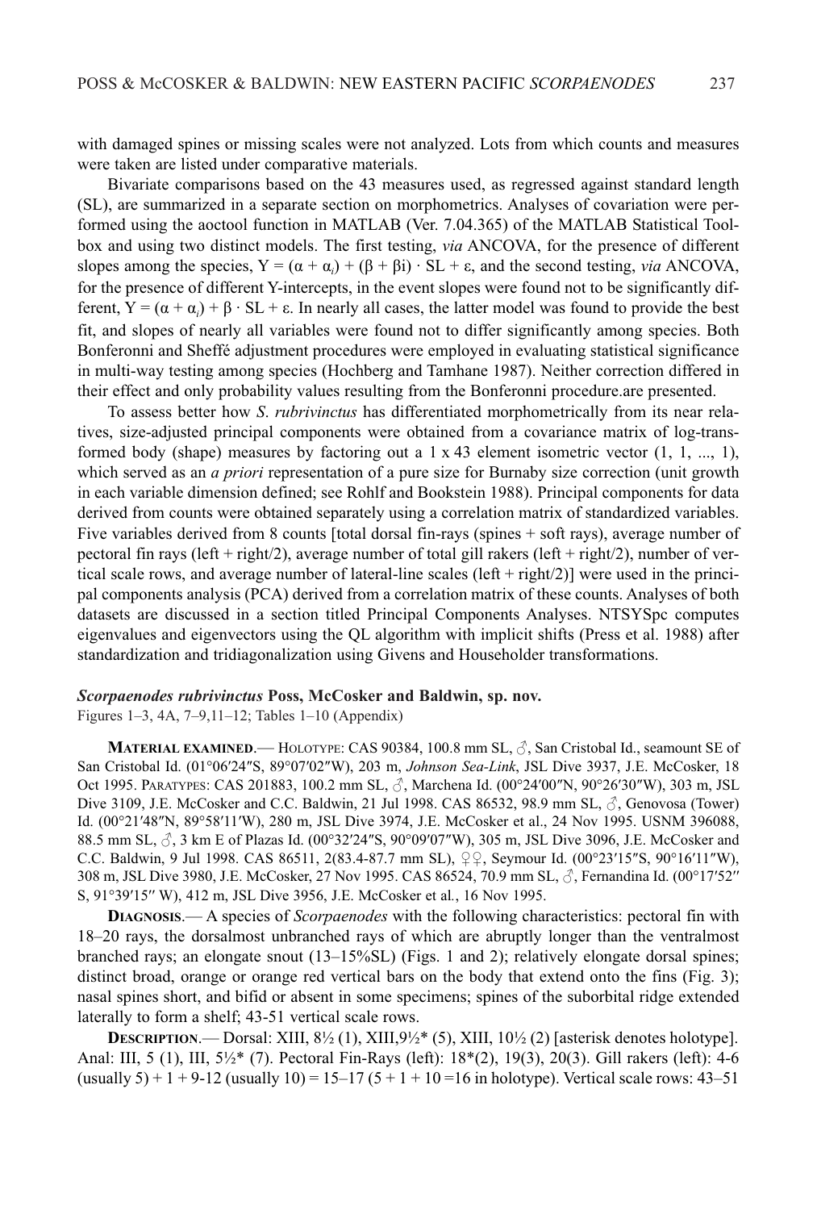with damaged spines or missing scales were not analyzed. Lots from which counts and measures were taken are listed under comparative materials.

Bivariate comparisons based on the 43 measures used, as regressed against standard length (SL), are summarized in a separate section on morphometrics. Analyses of covariation were performed using the aoctool function in MATLAB (Ver. 7.04.365) of the MATLAB Statistical Toolbox and using two distinct models. The first testing, *via* ANCOVA, for the presence of different slopes among the species, $Y = (\alpha + \alpha_i) + (\beta + \beta i) \cdot SL + \varepsilon$, and the second testing, *via* ANCOVA, for the presence of different Y-intercepts, in the event slopes were found not to be significantly different, $Y = (\alpha + \alpha_i) + \beta \cdot SL + \varepsilon$. In nearly all cases, the latter model was found to provide the best fit, and slopes of nearly all variables were found not to differ significantly among species. Both Bonferonni and Sheffé adjustment procedures were employed in evaluating statistical significance in multi-way testing among species (Hochberg and Tamhane 1987). Neither correction differed in their effect and only probability values resulting from the Bonferonni procedure.are presented.

To assess better how *S. rubrivinctus* has differentiated morphometrically from its near relatives, size-adjusted principal components were obtained from a covariance matrix of log-transformed body (shape) measures by factoring out a 1 x 43 element isometric vector (1, 1, ..., 1), which served as an *a priori* representation of a pure size for Burnaby size correction (unit growth in each variable dimension defined; see Rohlf and Bookstein 1988). Principal components for data derived from counts were obtained separately using a correlation matrix of standardized variables. Five variables derived from 8 counts [total dorsal fin-rays (spines + soft rays), average number of pectoral fin rays (left + right/2), average number of total gill rakers (left + right/2), number of vertical scale rows, and average number of lateral-line scales (left + right/2)] were used in the principal components analysis (PCA) derived from a correlation matrix of these counts. Analyses of both datasets are discussed in a section titled Principal Components Analyses. NTSYSpc computes eigenvalues and eigenvectors using the QL algorithm with implicit shifts (Press et al. 1988) after standardization and tridiagonalization using Givens and Householder transformations.

### *Scorpaenodes rubrivinctus* Poss, McCosker and Baldwin, sp. nov.

Figures 1–3, 4A, 7–9,11–12; Tables 1–10 (Appendix)

**Material examined**.— Holotype: CAS 90384, 100.8 mm SL, ♂, San Cristobal Id., seamount SE of San Cristobal Id. (01°06′24″S, 89°07′02″W), 203 m, *Johnson Sea-Link*, JSL Dive 3937, J.E. McCosker, 18 Oct 1995. Paratypes: CAS 201883, 100.2 mm SL, ♂, Marchena Id. (00°24′00″N, 90°26′30″W), 303 m, JSL Dive 3109, J.E. McCosker and C.C. Baldwin, 21 Jul 1998. CAS 86532, 98.9 mm SL, ♂, Genovosa (Tower) Id. (00°21′48″N, 89°58′11′W), 280 m, JSL Dive 3974, J.E. McCosker et al., 24 Nov 1995. USNM 396088, 88.5 mm SL, ♂, 3 km E of Plazas Id. (00°32′24″S, 90°09′07″W), 305 m, JSL Dive 3096, J.E. McCosker and C.C. Baldwin, 9 Jul 1998. CAS 86511, 2(83.4-87.7 mm SL), ♀♀, Seymour Id. (00°23′15″S, 90°16′11″W), 308 m, JSL Dive 3980, J.E. McCosker, 27 Nov 1995. CAS 86524, 70.9 mm SL, ♂, Fernandina Id. (00°17′52″ S, 91°39′15″ W), 412 m, JSL Dive 3956, J.E. McCosker et al., 16 Nov 1995.

**Diagnosis**.— A species of *Scorpaenodes* with the following characteristics: pectoral fin with 18–20 rays, the dorsalmost unbranched rays of which are abruptly longer than the ventralmost branched rays; an elongate snout (13–15%SL) (Figs. 1 and 2); relatively elongate dorsal spines; distinct broad, orange or orange red vertical bars on the body that extend onto the fins (Fig. 3); nasal spines short, and bifid or absent in some specimens; spines of the suborbital ridge extended laterally to form a shelf; 43-51 vertical scale rows.

**Description**.— Dorsal: XIII, 8½ (1), XIII,9½* (5), XIII, 10½ (2) [asterisk denotes holotype]. Anal: III, 5 (1), III, 5½* (7). Pectoral Fin-Rays (left): 18*(2), 19(3), 20(3). Gill rakers (left): 4-6 (usually 5) + 1 + 9-12 (usually 10) = 15–17 (5 + 1 + 10 =16 in holotype). Vertical scale rows: 43–51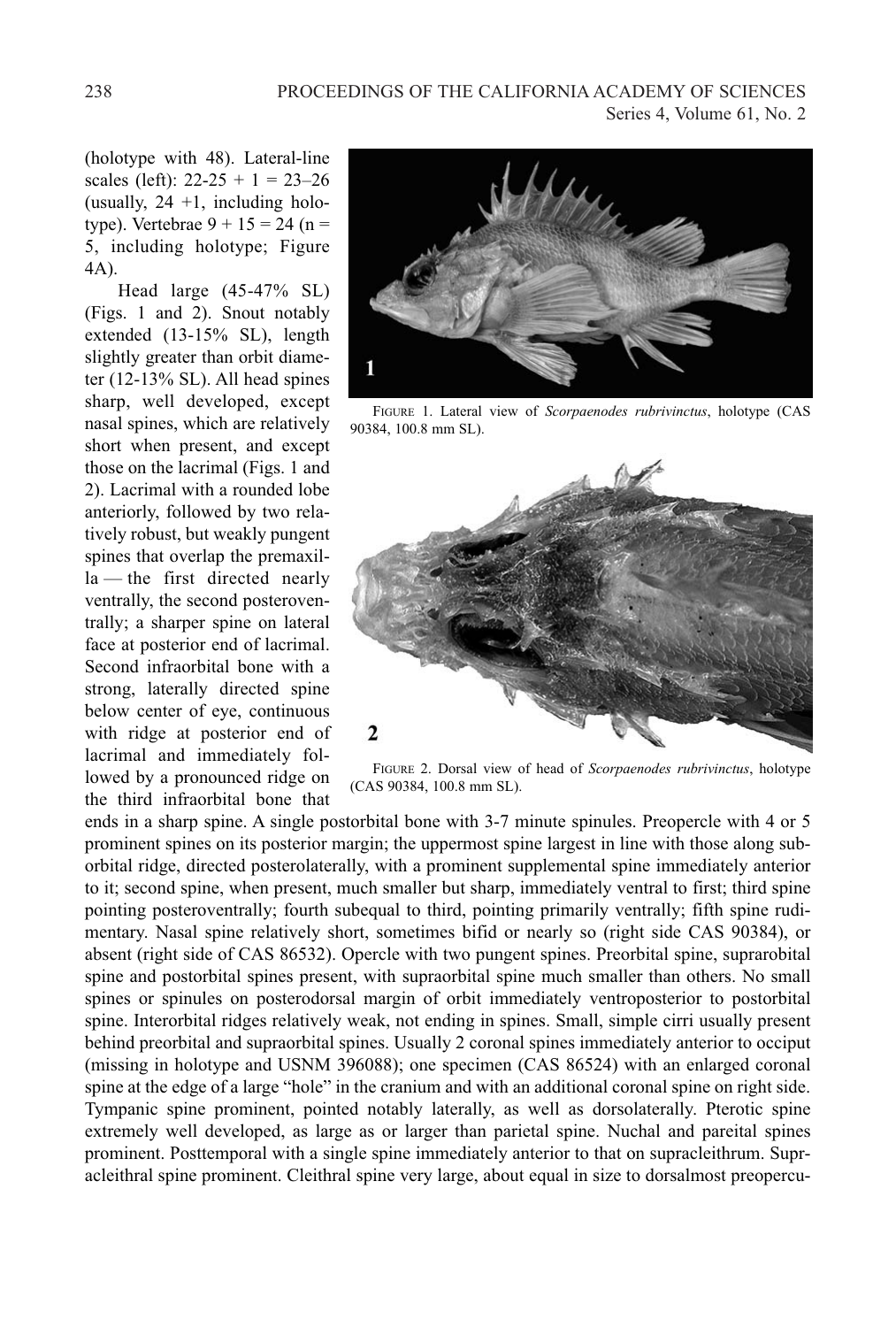(holotype with 48). Lateral-line scales (left): 22-25 + 1 = 23–26 (usually, 24 +1, including holotype). Vertebrae 9 + 15 = 24 (n = 5, including holotype; Figure 4A).

Head large (45-47% SL) (Figs. 1 and 2). Snout notably extended (13-15% SL), length slightly greater than orbit diameter (12-13% SL). All head spines sharp, well developed, except nasal spines, which are relatively short when present, and except those on the lacrimal (Figs. 1 and 2). Lacrimal with a rounded lobe anteriorly, followed by two relatively robust, but weakly pungent spines that overlap the premaxilla — the first directed nearly ventrally, the second posteroventrally; a sharper spine on lateral face at posterior end of lacrimal. Second infraorbital bone with a strong, laterally directed spine below center of eye, continuous with ridge at posterior end of lacrimal and immediately followed by a pronounced ridge on the third infraorbital bone that ends in a sharp spine. A single postorbital bone with 3-7 minute spinules. Preopercle with 4 or 5 prominent spines on its posterior margin; the uppermost spine largest in line with those along suborbital ridge, directed posterolaterally, with a prominent supplemental spine immediately anterior to it; second spine, when present, much smaller but sharp, immediately ventral to first; third spine pointing posteroventrally; fourth subequal to third, pointing primarily ventrally; fifth spine rudimentary. Nasal spine relatively short, sometimes bifid or nearly so (right side CAS 90384), or absent (right side of CAS 86532). Opercle with two pungent spines. Preorbital spine, suprarobital spine and postorbital spines present, with supraorbital spine much smaller than others. No small spines or spinules on posterodorsal margin of orbit immediately ventroposterior to postorbital spine. Interorbital ridges relatively weak, not ending in spines. Small, simple cirri usually present behind preorbital and supraorbital spines. Usually 2 coronal spines immediately anterior to occiput (missing in holotype and USNM 396088); one specimen (CAS 86524) with an enlarged coronal spine at the edge of a large "hole" in the cranium and with an additional coronal spine on right side. Tympanic spine prominent, pointed notably laterally, as well as dorsolaterally. Pterotic spine extremely well developed, as large as or larger than parietal spine. Nuchal and pareital spines prominent. Posttemporal with a single spine immediately anterior to that on supracleithrum. Supracleithral spine prominent. Cleithral spine very large, about equal in size to dorsalmost preopercu-

FIGURE 1. Lateral view of *Scorpaenodes rubrivinctus*, holotype (CAS 90384, 100.8 mm SL).

FIGURE 2. Dorsal view of head of *Scorpaenodes rubrivinctus*, holotype (CAS 90384, 100.8 mm SL).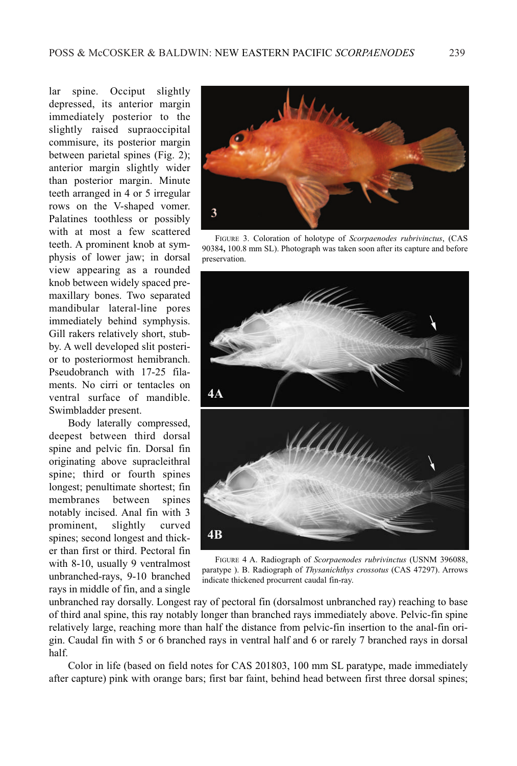lar spine. Occiput slightly depressed, its anterior margin immediately posterior to the slightly raised supraoccipital commisure, its posterior margin between parietal spines (Fig. 2); anterior margin slightly wider than posterior margin. Minute teeth arranged in 4 or 5 irregular rows on the V-shaped vomer. Palatines toothless or possibly with at most a few scattered teeth. A prominent knob at symphysis of lower jaw; in dorsal view appearing as a rounded knob between widely spaced premaxillary bones. Two separated mandibular lateral-line pores immediately behind symphysis. Gill rakers relatively short, stubby. A well developed slit posterior to posteriormost hemibranch. Pseudobranch with 17-25 filaments. No cirri or tentacles on ventral surface of mandible. Swimbladder present.

FIGURE 3. Coloration of holotype of *Scorpaenodes rubrivinctus*, (CAS 90384, 100.8 mm SL). Photograph was taken soon after its capture and before preservation.

FIGURE 4 A. Radiograph of *Scorpaenodes rubrivinctus* (USNM 396088, paratype ). B. Radiograph of *Thysanichthys crossotus* (CAS 47297). Arrows indicate thickened procurrent caudal fin-ray.

Body laterally compressed, deepest between third dorsal spine and pelvic fin. Dorsal fin originating above supracleithral spine; third or fourth spines longest; penultimate shortest; fin membranes between spines notably incised. Anal fin with 3 prominent, slightly curved spines; second longest and thicker than first or third. Pectoral fin with 8-10, usually 9 ventralmost unbranched-rays, 9-10 branched rays in middle of fin, and a single unbranched ray dorsally. Longest ray of pectoral fin (dorsalmost unbranched ray) reaching to base of third anal spine, this ray notably longer than branched rays immediately above. Pelvic-fin spine relatively large, reaching more than half the distance from pelvic-fin insertion to the anal-fin origin. Caudal fin with 5 or 6 branched rays in ventral half and 6 or rarely 7 branched rays in dorsal half.

Color in life (based on field notes for CAS 201803, 100 mm SL paratype, made immediately after capture) pink with orange bars; first bar faint, behind head between first three dorsal spines;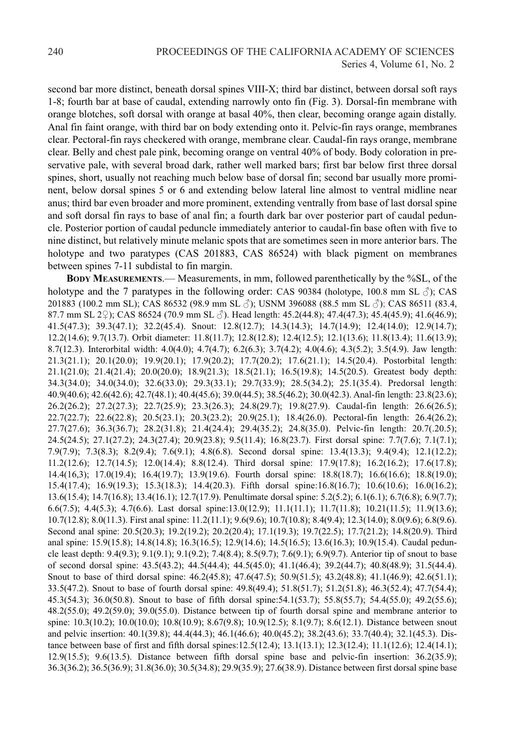second bar more distinct, beneath dorsal spines VIII-X; third bar distinct, between dorsal soft rays 1-8; fourth bar at base of caudal, extending narrowly onto fin (Fig. 3). Dorsal-fin membrane with orange blotches, soft dorsal with orange at basal 40%, then clear, becoming orange again distally. Anal fin faint orange, with third bar on body extending onto it. Pelvic-fin rays orange, membranes clear. Pectoral-fin rays checkered with orange, membrane clear. Caudal-fin rays orange, membrane clear. Belly and chest pale pink, becoming orange on ventral 40% of body. Body coloration in preservative pale, with several broad dark, rather well marked bars; first bar below first three dorsal spines, short, usually not reaching much below base of dorsal fin; second bar usually more prominent, below dorsal spines 5 or 6 and extending below lateral line almost to ventral midline near anus; third bar even broader and more prominent, extending ventrally from base of last dorsal spine and soft dorsal fin rays to base of anal fin; a fourth dark bar over posterior part of caudal peduncle. Posterior portion of caudal peduncle immediately anterior to caudal-fin base often with five to nine distinct, but relatively minute melanic spots that are sometimes seen in more anterior bars. The holotype and two paratypes (CAS 201883, CAS 86524) with black pigment on membranes between spines 7-11 subdistal to fin margin.

**Body Measurements**.— Measurements, in mm, followed parenthetically by the %SL, of the holotype and the 7 paratypes in the following order: CAS 90384 (holotype, 100.8 mm SL ♂); CAS 201883 (100.2 mm SL); CAS 86532 (98.9 mm SL ♂); USNM 396088 (88.5 mm SL ♂); CAS 86511 (83.4, 87.7 mm SL 2♀); CAS 86524 (70.9 mm SL ♂). Head length: 45.2(44.8); 47.4(47.3); 45.4(45.9); 41.6(46.9); 41.5(47.3); 39.3(47.1); 32.2(45.4). Snout: 12.8(12.7); 14.3(14.3); 14.7(14.9); 12.4(14.0); 12.9(14.7); 12.2(14.6); 9.7(13.7). Orbit diameter: 11.8(11.7); 12.8(12.8); 12.4(12.5); 12.1(13.6); 11.8(13.4); 11.6(13.9); 8.7(12.3). Interorbital width: 4.0(4.0); 4.7(4.7); 6.2(6.3); 3.7(4.2); 4.0(4.6); 4.3(5.2); 3.5(4.9). Jaw length: 21.3(21.1); 20.1(20.0); 19.9(20.1); 17.9(20.2); 17.7(20.2); 17.6(21.1); 14.5(20.4). Postorbital length: 21.1(21.0); 21.4(21.4); 20.0(20.0); 18.9(21.3); 18.5(21.1); 16.5(19.8); 14.5(20.5). Greatest body depth: 34.3(34.0); 34.0(34.0); 32.6(33.0); 29.3(33.1); 29.7(33.9); 28.5(34.2); 25.1(35.4). Predorsal length: 40.9(40.6); 42.6(42.6); 42.7(48.1); 40.4(45.6); 39.0(44.5); 38.5(46.2); 30.0(42.3). Anal-fin length: 23.8(23.6); 26.2(26.2); 27.2(27.3); 22.7(25.9); 23.3(26.3); 24.8(29.7); 19.8(27.9). Caudal-fin length: 26.6(26.5); 22.7(22.7); 22.6(22.8); 20.5(23.1); 20.3(23.2); 20.9(25.1); 18.4(26.0). Pectoral-fin length: 26.4(26.2); 27.7(27.6); 36.3(36.7); 28.2(31.8); 21.4(24.4); 29.4(35.2); 24.8(35.0). Pelvic-fin length: 20.7(.20.5); 24.5(24.5); 27.1(27.2); 24.3(27.4); 20.9(23.8); 9.5(11.4); 16.8(23.7). First dorsal spine: 7.7(7.6); 7.1(7.1); 7.9(7.9); 7.3(8.3); 8.2(9.4); 7.6(9.1); 4.8(6.8). Second dorsal spine: 13.4(13.3); 9.4(9.4); 12.1(12.2); 11.2(12.6); 12.7(14.5); 12.0(14.4); 8.8(12.4). Third dorsal spine: 17.9(17.8); 16.2(16.2); 17.6(17.8); 14.4(16,3); 17.0(19.4); 16.4(19.7); 13.9(19.6). Fourth dorsal spine: 18.8(18.7); 16.6(16.6); 18.8(19.0); 15.4(17.4); 16.9(19.3); 15.3(18.3); 14.4(20.3). Fifth dorsal spine:16.8(16.7); 10.6(10.6); 16.0(16.2); 13.6(15.4); 14.7(16.8); 13.4(16.1); 12.7(17.9). Penultimate dorsal spine: 5.2(5.2); 6.1(6.1); 6.7(6.8); 6.9(7.7); 6.6(7.5); 4.4(5.3); 4.7(6.6). Last dorsal spine:13.0(12.9); 11.1(11.1); 11.7(11.8); 10.21(11.5); 11.9(13.6); 10.7(12.8); 8.0(11.3). First anal spine: 11.2(11.1); 9.6(9.6); 10.7(10.8); 8.4(9.4); 12.3(14.0); 8.0(9.6); 6.8(9.6). Second anal spine: 20.5(20.3); 19.2(19.2); 20.2(20.4); 17.1(19.3); 19.7(22.5); 17.7(21.2); 14.8(20.9). Third anal spine: 15.9(15.8); 14.8(14.8); 16.3(16.5); 12.9(14.6); 14.5(16.5); 13.6(16.3); 10.9(15.4). Caudal peduncle least depth: 9.4(9.3); 9.1(9.1); 9.1(9.2); 7.4(8.4); 8.5(9.7); 7.6(9.1); 6.9(9.7). Anterior tip of snout to base of second dorsal spine: 43.5(43.2); 44.5(44.4); 44.5(45.0); 41.1(46.4); 39.2(44.7); 40.8(48.9); 31.5(44.4). Snout to base of third dorsal spine: 46.2(45.8); 47.6(47.5); 50.9(51.5); 43.2(48.8); 41.1(46.9); 42.6(51.1); 33.5(47.2). Snout to base of fourth dorsal spine: 49.8(49.4); 51.8(51.7); 51.2(51.8); 46.3(52.4); 47.7(54.4); 45.3(54.3); 36.0(50.8). Snout to base of fifth dorsal spine:54.1(53.7); 55.8(55.7); 54.4(55.0); 49.2(55.6); 48.2(55.0); 49.2(59.0); 39.0(55.0). Distance between tip of fourth dorsal spine and membrane anterior to spine: 10.3(10.2); 10.0(10.0); 10.8(10.9); 8.67(9.8); 10.9(12.5); 8.1(9.7); 8.6(12.1). Distance between snout and pelvic insertion: 40.1(39.8); 44.4(44.3); 46.1(46.6); 40.0(45.2); 38.2(43.6); 33.7(40.4); 32.1(45.3). Distance between base of first and fifth dorsal spines:12.5(12.4); 13.1(13.1); 12.3(12.4); 11.1(12.6); 12.4(14.1); 12.9(15.5); 9.6(13.5). Distance between fifth dorsal spine base and pelvic-fin insertion: 36.2(35.9); 36.3(36.2); 36.5(36.9); 31.8(36.0); 30.5(34.8); 29.9(35.9); 27.6(38.9). Distance between first dorsal spine base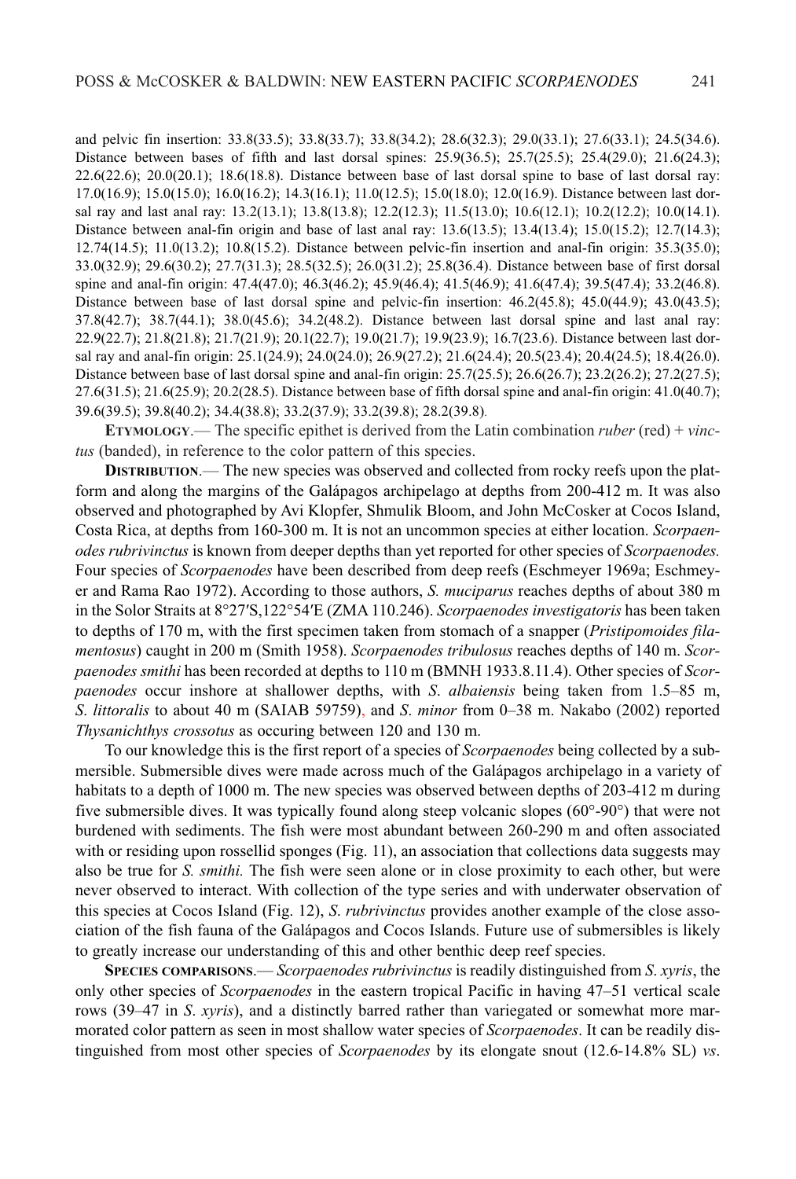and pelvic fin insertion: 33.8(33.5); 33.8(33.7); 33.8(34.2); 28.6(32.3); 29.0(33.1); 27.6(33.1); 24.5(34.6). Distance between bases of fifth and last dorsal spines: 25.9(36.5); 25.7(25.5); 25.4(29.0); 21.6(24.3); 22.6(22.6); 20.0(20.1); 18.6(18.8). Distance between base of last dorsal spine to base of last dorsal ray: 17.0(16.9); 15.0(15.0); 16.0(16.2); 14.3(16.1); 11.0(12.5); 15.0(18.0); 12.0(16.9). Distance between last dorsal ray and last anal ray: 13.2(13.1); 13.8(13.8); 12.2(12.3); 11.5(13.0); 10.6(12.1); 10.2(12.2); 10.0(14.1). Distance between anal-fin origin and base of last anal ray: 13.6(13.5); 13.4(13.4); 15.0(15.2); 12.7(14.3); 12.74(14.5); 11.0(13.2); 10.8(15.2). Distance between pelvic-fin insertion and anal-fin origin: 35.3(35.0); 33.0(32.9); 29.6(30.2); 27.7(31.3); 28.5(32.5); 26.0(31.2); 25.8(36.4). Distance between base of first dorsal spine and anal-fin origin: 47.4(47.0); 46.3(46.2); 45.9(46.4); 41.5(46.9); 41.6(47.4); 39.5(47.4); 33.2(46.8). Distance between base of last dorsal spine and pelvic-fin insertion: 46.2(45.8); 45.0(44.9); 43.0(43.5); 37.8(42.7); 38.7(44.1); 38.0(45.6); 34.2(48.2). Distance between last dorsal spine and last anal ray: 22.9(22.7); 21.8(21.8); 21.7(21.9); 20.1(22.7); 19.0(21.7); 19.9(23.9); 16.7(23.6). Distance between last dorsal ray and anal-fin origin: 25.1(24.9); 24.0(24.0); 26.9(27.2); 21.6(24.4); 20.5(23.4); 20.4(24.5); 18.4(26.0). Distance between base of last dorsal spine and anal-fin origin: 25.7(25.5); 26.6(26.7); 23.2(26.2); 27.2(27.5); 27.6(31.5); 21.6(25.9); 20.2(28.5). Distance between base of fifth dorsal spine and anal-fin origin: 41.0(40.7); 39.6(39.5); 39.8(40.2); 34.4(38.8); 33.2(37.9); 33.2(39.8); 28.2(39.8).

**Etymology**.— The specific epithet is derived from the Latin combination *ruber* (red) + *vinctus* (banded), in reference to the color pattern of this species.

**Distribution**.— The new species was observed and collected from rocky reefs upon the platform and along the margins of the Galápagos archipelago at depths from 200-412 m. It was also observed and photographed by Avi Klopfer, Shmulik Bloom, and John McCosker at Cocos Island, Costa Rica, at depths from 160-300 m. It is not an uncommon species at either location. *Scorpaenodes rubrivinctus* is known from deeper depths than yet reported for other species of *Scorpaenodes.* Four species of *Scorpaenodes* have been described from deep reefs (Eschmeyer 1969a; Eschmeyer and Rama Rao 1972). According to those authors, *S. muciparus* reaches depths of about 380 m in the Solor Straits at 8°27′S,122°54′E (ZMA 110.246). *Scorpaenodes investigatoris* has been taken to depths of 170 m, with the first specimen taken from stomach of a snapper (*Pristipomoides filamentosus*) caught in 200 m (Smith 1958). *Scorpaenodes tribulosus* reaches depths of 140 m. *Scorpaenodes smithi* has been recorded at depths to 110 m (BMNH 1933.8.11.4). Other species of *Scorpaenodes* occur inshore at shallower depths, with *S. albaiensis* being taken from 1.5–85 m, *S. littoralis* to about 40 m (SAIAB 59759), and *S. minor* from 0–38 m. Nakabo (2002) reported *Thysanichthys crossotus* as occuring between 120 and 130 m.

To our knowledge this is the first report of a species of *Scorpaenodes* being collected by a submersible. Submersible dives were made across much of the Galápagos archipelago in a variety of habitats to a depth of 1000 m. The new species was observed between depths of 203-412 m during five submersible dives. It was typically found along steep volcanic slopes (60°-90°) that were not burdened with sediments. The fish were most abundant between 260-290 m and often associated with or residing upon rossellid sponges (Fig. 11), an association that collections data suggests may also be true for *S. smithi.* The fish were seen alone or in close proximity to each other, but were never observed to interact. With collection of the type series and with underwater observation of this species at Cocos Island (Fig. 12), *S. rubrivinctus* provides another example of the close association of the fish fauna of the Galápagos and Cocos Islands. Future use of submersibles is likely to greatly increase our understanding of this and other benthic deep reef species.

**Species comparisons**.— *Scorpaenodes rubrivinctus* is readily distinguished from *S. xyris*, the only other species of *Scorpaenodes* in the eastern tropical Pacific in having 47–51 vertical scale rows (39–47 in *S. xyris*), and a distinctly barred rather than variegated or somewhat more marmorated color pattern as seen in most shallow water species of *Scorpaenodes*. It can be readily distinguished from most other species of *Scorpaenodes* by its elongate snout (12.6-14.8% SL) *vs.*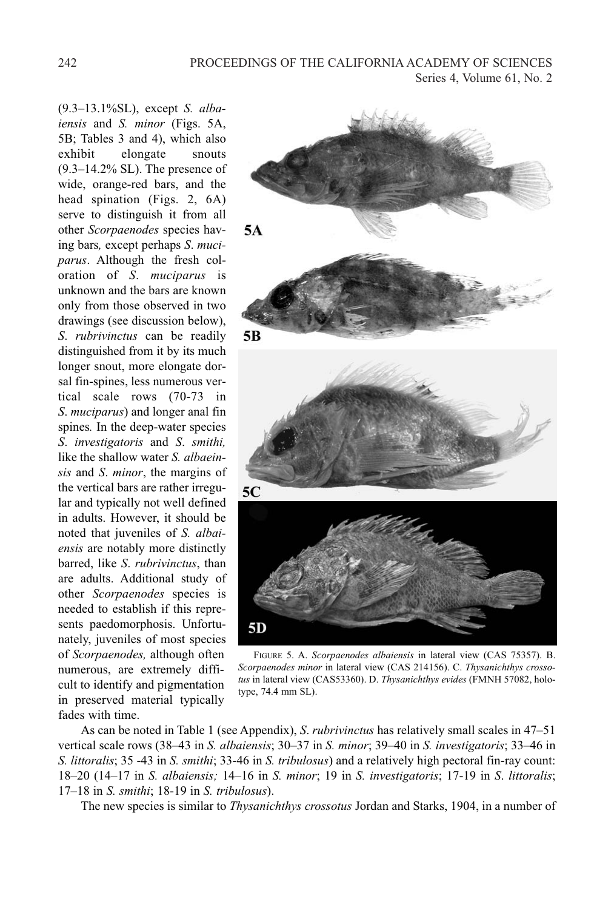(9.3–13.1%SL), except *S. albaiensis* and *S. minor* (Figs. 5A, 5B; Tables 3 and 4), which also exhibit elongate snouts (9.3–14.2% SL). The presence of wide, orange-red bars, and the head spination (Figs. 2, 6A) serve to distinguish it from all other *Scorpaenodes* species having bars*,* except perhaps *S*. *muciparus*. Although the fresh coloration of *S*. *muciparus* is unknown and the bars are known only from those observed in two drawings (see discussion below), *S*. *rubrivinctus* can be readily distinguished from it by its much longer snout, more elongate dorsal fin-spines, less numerous vertical scale rows (70-73 in *S*. *muciparus*) and longer anal fin spines*.* In the deep-water species *S*. *investigatoris* and *S*. *smithi,* like the shallow water *S. albaeinsis* and *S*. *minor*, the margins of the vertical bars are rather irregular and typically not well defined in adults. However, it should be noted that juveniles of *S. albaiensis* are notably more distinctly barred, like *S*. *rubrivinctus*, than are adults. Additional study of other *Scorpaenodes* species is needed to establish if this represents paedomorphosis. Unfortunately, juveniles of most species of *Scorpaenodes,* although often numerous, are extremely difficult to identify and pigmentation in preserved material typically fades with time.

FIGURE 5. A. *Scorpaenodes albaiensis* in lateral view (CAS 75357). B. *Scorpaenodes minor* in lateral view (CAS 214156). C. *Thysanichthys crossotus* in lateral view (CAS53360). D. *Thysanichthys evides* (FMNH 57082, holotype, 74.4 mm SL).

As can be noted in Table 1 (see Appendix), *S*. *rubrivinctus* has relatively small scales in 47–51 vertical scale rows (38–43 in *S. albaiensis*; 30–37 in *S. minor*; 39–40 in *S. investigatoris*; 33–46 in *S. littoralis*; 35 -43 in *S. smithi*; 33-46 in *S. tribulosus*) and a relatively high pectoral fin-ray count: 18–20 (14–17 in *S. albaiensis;* 14–16 in *S. minor*; 19 in *S. investigatoris*; 17-19 in *S*. *littoralis*; 17–18 in *S. smithi*; 18-19 in *S. tribulosus*).

The new species is similar to *Thysanichthys crossotus* Jordan and Starks, 1904, in a number of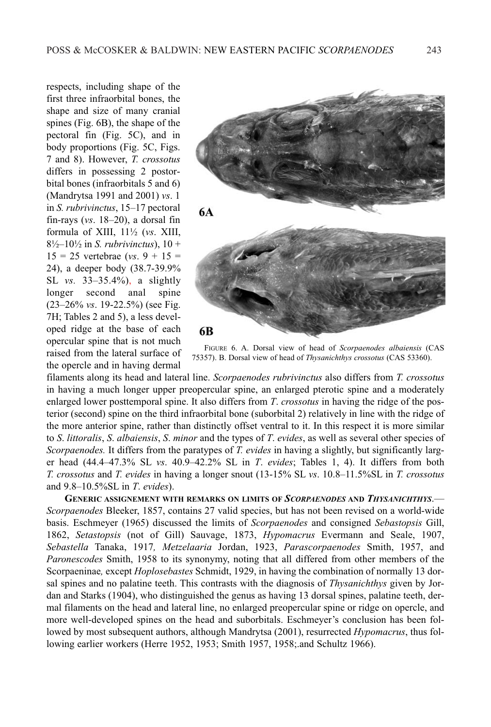respects, including shape of the first three infraorbital bones, the shape and size of many cranial spines (Fig. 6B), the shape of the pectoral fin (Fig. 5C), and in body proportions (Fig. 5C, Figs. 7 and 8). However, *T. crossotus* differs in possessing 2 postorbital bones (infraorbitals 5 and 6) (Mandrytsa 1991 and 2001) *vs*. 1 in *S. rubrivinctus*, 15–17 pectoral fin-rays (*vs*. 18–20), a dorsal fin formula of XIII, 11½ (*vs*. XIII, 8½–10½ in *S. rubrivinctus*), 10 + 15 = 25 vertebrae (*vs*. 9 + 15 = 24), a deeper body (38.7-39.9% SL *vs*. 33–35.4%), a slightly longer second anal spine (23–26% *vs*. 19-22.5%) (see Fig. 7H; Tables 2 and 5), a less developed ridge at the base of each opercular spine that is not much raised from the lateral surface of the opercle and in having dermal filaments along its head and lateral line. *Scorpaenodes rubrivinctus* also differs from *T. crossotus* in having a much longer upper preopercular spine, an enlarged pterotic spine and a moderately enlarged lower posttemporal spine. It also differs from *T. crossotus* in having the ridge of the posterior (second) spine on the third infraorbital bone (suborbital 2) relatively in line with the ridge of the more anterior spine, rather than distinctly offset ventral to it. In this respect it is more similar to *S. littoralis*, *S. albaiensis*, *S. minor* and the types of *T. evides*, as well as several other species of *Scorpaenodes.* It differs from the paratypes of *T. evides* in having a slightly, but significantly larger head (44.4–47.3% SL *vs*. 40.9–42.2% SL in *T. evides*; Tables 1, 4). It differs from both *T. crossotus* and *T. evides* in having a longer snout (13-15% SL *vs*. 10.8–11.5%SL in *T. crossotus* and 9.8–10.5%SL in *T. evides*).

FIGURE 6. A. Dorsal view of head of *Scorpaenodes albaiensis* (CAS 75357). B. Dorsal view of head of *Thysanichthys crossotus* (CAS 53360).

**GENERIC ASSIGNEMENT WITH REMARKS ON LIMITS OF *SCORPAENODES* AND *THYSANICHTHYS*.**— *Scorpaenodes* Bleeker, 1857, contains 27 valid species, but has not been revised on a world-wide basis. Eschmeyer (1965) discussed the limits of *Scorpaenodes* and consigned *Sebastopsis* Gill, 1862, *Setastopsis* (not of Gill) Sauvage, 1873, *Hypomacrus* Evermann and Seale, 1907, *Sebastella* Tanaka, 1917*, Metzelaaria* Jordan, 1923, *Parascorpaenodes* Smith, 1957, and *Paronescodes* Smith, 1958 to its synonymy, noting that all differed from other members of the Scorpaeninae*,* except *Hoplosebastes* Schmidt, 1929, in having the combination of normally 13 dorsal spines and no palatine teeth. This contrasts with the diagnosis of *Thysanichthys* given by Jordan and Starks (1904), who distinguished the genus as having 13 dorsal spines, palatine teeth, dermal filaments on the head and lateral line, no enlarged preopercular spine or ridge on opercle, and more well-developed spines on the head and suborbitals. Eschmeyer's conclusion has been followed by most subsequent authors, although Mandrytsa (2001), resurrected *Hypomacrus*, thus following earlier workers (Herre 1952, 1953; Smith 1957, 1958;.and Schultz 1966).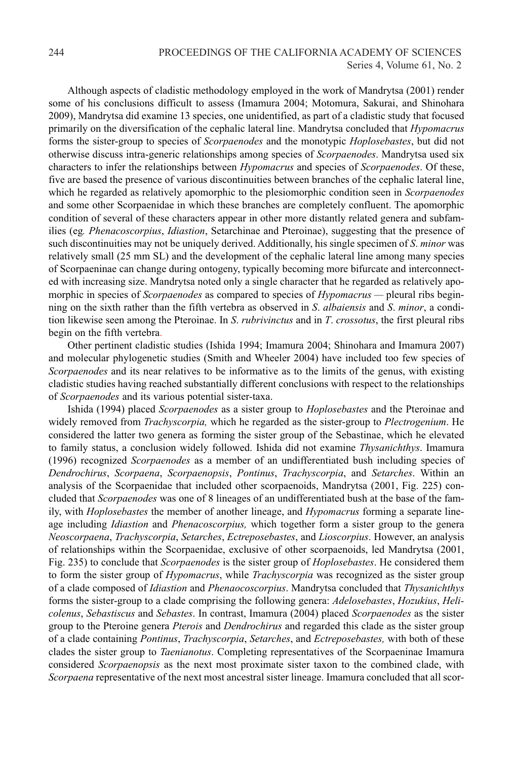Although aspects of cladistic methodology employed in the work of Mandrytsa (2001) render some of his conclusions difficult to assess (Imamura 2004; Motomura, Sakurai, and Shinohara 2009), Mandrytsa did examine 13 species, one unidentified, as part of a cladistic study that focused primarily on the diversification of the cephalic lateral line. Mandrytsa concluded that *Hypomacrus* forms the sister-group to species of *Scorpaenodes* and the monotypic *Hoplosebastes*, but did not otherwise discuss intra-generic relationships among species of *Scorpaenodes*. Mandrytsa used six characters to infer the relationships between *Hypomacrus* and species of *Scorpaenodes*. Of these, five are based the presence of various discontinuities between branches of the cephalic lateral line, which he regarded as relatively apomorphic to the plesiomorphic condition seen in *Scorpaenodes* and some other Scorpaenidae in which these branches are completely confluent. The apomorphic condition of several of these characters appear in other more distantly related genera and subfamilies (eg. *Phenacoscorpius*, *Idiastion*, Setarchinae and Pteroinae), suggesting that the presence of such discontinuities may not be uniquely derived. Additionally, his single specimen of *S. minor* was relatively small (25 mm SL) and the development of the cephalic lateral line among many species of Scorpaeninae can change during ontogeny, typically becoming more bifurcate and interconnected with increasing size. Mandrytsa noted only a single character that he regarded as relatively apomorphic in species of *Scorpaenodes* as compared to species of *Hypomacrus* — pleural ribs beginning on the sixth rather than the fifth vertebra as observed in *S. albaiensis* and *S. minor*, a condition likewise seen among the Pteroinae. In *S. rubrivinctus* and in *T. crossotus*, the first pleural ribs begin on the fifth vertebra.

Other pertinent cladistic studies (Ishida 1994; Imamura 2004; Shinohara and Imamura 2007) and molecular phylogenetic studies (Smith and Wheeler 2004) have included too few species of *Scorpaenodes* and its near relatives to be informative as to the limits of the genus, with existing cladistic studies having reached substantially different conclusions with respect to the relationships of *Scorpaenodes* and its various potential sister-taxa.

Ishida (1994) placed *Scorpaenodes* as a sister group to *Hoplosebastes* and the Pteroinae and widely removed from *Trachyscorpia,* which he regarded as the sister-group to *Plectrogenium*. He considered the latter two genera as forming the sister group of the Sebastinae, which he elevated to family status, a conclusion widely followed. Ishida did not examine *Thysanichthys*. Imamura (1996) recognized *Scorpaenodes* as a member of an undifferentiated bush including species of *Dendrochirus*, *Scorpaena*, *Scorpaenopsis*, *Pontinus*, *Trachyscorpia*, and *Setarches*. Within an analysis of the Scorpaenidae that included other scorpaenoids, Mandrytsa (2001, Fig. 225) concluded that *Scorpaenodes* was one of 8 lineages of an undifferentiated bush at the base of the family, with *Hoplosebastes* the member of another lineage, and *Hypomacrus* forming a separate lineage including *Idiastion* and *Phenacoscorpius,* which together form a sister group to the genera *Neoscorpaena*, *Trachyscorpia*, *Setarches*, *Ectreposebastes*, and *Lioscorpius*. However, an analysis of relationships within the Scorpaenidae, exclusive of other scorpaenoids, led Mandrytsa (2001, Fig. 235) to conclude that *Scorpaenodes* is the sister group of *Hoplosebastes*. He considered them to form the sister group of *Hypomacrus*, while *Trachyscorpia* was recognized as the sister group of a clade composed of *Idiastion* and *Phenaocoscorpius*. Mandrytsa concluded that *Thysanichthys* forms the sister-group to a clade comprising the following genera: *Adelosebastes*, *Hozukius*, *Helicolenus*, *Sebastiscus* and *Sebastes*. In contrast, Imamura (2004) placed *Scorpaenodes* as the sister group to the Pteroine genera *Pterois* and *Dendrochirus* and regarded this clade as the sister group of a clade containing *Pontinus*, *Trachyscorpia*, *Setarches*, and *Ectreposebastes,* with both of these clades the sister group to *Taenianotus*. Completing representatives of the Scorpaeninae Imamura considered *Scorpaenopsis* as the next most proximate sister taxon to the combined clade, with *Scorpaena* representative of the next most ancestral sister lineage. Imamura concluded that all scor-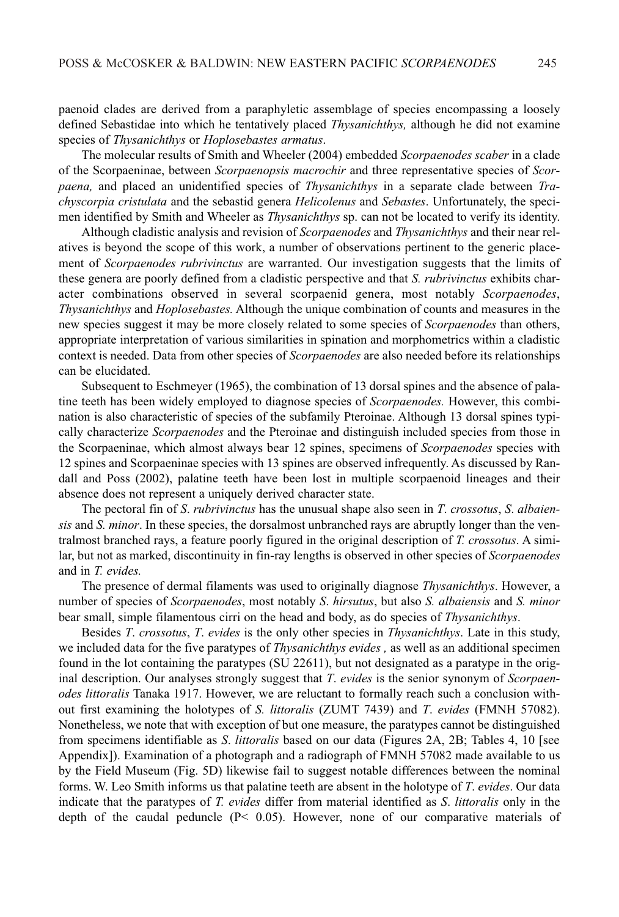paenoid clades are derived from a paraphyletic assemblage of species encompassing a loosely defined Sebastidae into which he tentatively placed *Thysanichthys,* although he did not examine species of *Thysanichthys* or *Hoplosebastes armatus*.

The molecular results of Smith and Wheeler (2004) embedded *Scorpaenodes scaber* in a clade of the Scorpaeninae, between *Scorpaenopsis macrochir* and three representative species of *Scorpaena,* and placed an unidentified species of *Thysanichthys* in a separate clade between *Trachyscorpia cristulata* and the sebastid genera *Helicolenus* and *Sebastes*. Unfortunately, the specimen identified by Smith and Wheeler as *Thysanichthys* sp. can not be located to verify its identity.

Although cladistic analysis and revision of *Scorpaenodes* and *Thysanichthys* and their near relatives is beyond the scope of this work, a number of observations pertinent to the generic placement of *Scorpaenodes rubrivinctus* are warranted. Our investigation suggests that the limits of these genera are poorly defined from a cladistic perspective and that *S. rubrivinctus* exhibits character combinations observed in several scorpaenid genera, most notably *Scorpaenodes*, *Thysanichthys* and *Hoplosebastes.* Although the unique combination of counts and measures in the new species suggest it may be more closely related to some species of *Scorpaenodes* than others, appropriate interpretation of various similarities in spination and morphometrics within a cladistic context is needed. Data from other species of *Scorpaenodes* are also needed before its relationships can be elucidated.

Subsequent to Eschmeyer (1965), the combination of 13 dorsal spines and the absence of palatine teeth has been widely employed to diagnose species of *Scorpaenodes.* However, this combination is also characteristic of species of the subfamily Pteroinae. Although 13 dorsal spines typically characterize *Scorpaenodes* and the Pteroinae and distinguish included species from those in the Scorpaeninae, which almost always bear 12 spines, specimens of *Scorpaenodes* species with 12 spines and Scorpaeninae species with 13 spines are observed infrequently. As discussed by Randall and Poss (2002), palatine teeth have been lost in multiple scorpaenoid lineages and their absence does not represent a uniquely derived character state.

The pectoral fin of *S*. *rubrivinctus* has the unusual shape also seen in *T*. *crossotus*, *S*. *albaiensis* and *S. minor*. In these species, the dorsalmost unbranched rays are abruptly longer than the ventralmost branched rays, a feature poorly figured in the original description of *T. crossotus*. A similar, but not as marked, discontinuity in fin-ray lengths is observed in other species of *Scorpaenodes* and in *T. evides.*

The presence of dermal filaments was used to originally diagnose *Thysanichthys*. However, a number of species of *Scorpaenodes*, most notably *S. hirsutus*, but also *S. albaiensis* and *S. minor* bear small, simple filamentous cirri on the head and body, as do species of *Thysanichthys*.

Besides *T*. *crossotus*, *T*. *evides* is the only other species in *Thysanichthys*. Late in this study, we included data for the five paratypes of *Thysanichthys evides ,* as well as an additional specimen found in the lot containing the paratypes (SU 22611), but not designated as a paratype in the original description. Our analyses strongly suggest that *T. evides* is the senior synonym of *Scorpaenodes littoralis* Tanaka 1917. However, we are reluctant to formally reach such a conclusion without first examining the holotypes of *S. littoralis* (ZUMT 7439) and *T. evides* (FMNH 57082). Nonetheless, we note that with exception of but one measure, the paratypes cannot be distinguished from specimens identifiable as *S. littoralis* based on our data (Figures 2A, 2B; Tables 4, 10 [see Appendix]). Examination of a photograph and a radiograph of FMNH 57082 made available to us by the Field Museum (Fig. 5D) likewise fail to suggest notable differences between the nominal forms. W. Leo Smith informs us that palatine teeth are absent in the holotype of *T. evides*. Our data indicate that the paratypes of *T. evides* differ from material identified as *S. littoralis* only in the depth of the caudal peduncle ($P < 0.05$). However, none of our comparative materials of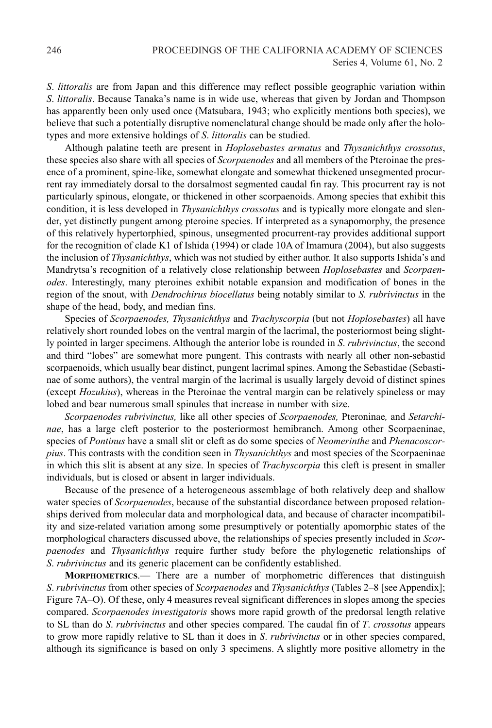*S. littoralis* are from Japan and this difference may reflect possible geographic variation within *S. littoralis*. Because Tanaka's name is in wide use, whereas that given by Jordan and Thompson has apparently been only used once (Matsubara, 1943; who explicitly mentions both species), we believe that such a potentially disruptive nomenclatural change should be made only after the holotypes and more extensive holdings of *S. littoralis* can be studied.

Although palatine teeth are present in *Hoplosebastes armatus* and *Thysanichthys crossotus*, these species also share with all species of *Scorpaenodes* and all members of the Pteroinae the presence of a prominent, spine-like, somewhat elongate and somewhat thickened unsegmented procurrent ray immediately dorsal to the dorsalmost segmented caudal fin ray. This procurrent ray is not particularly spinous, elongate, or thickened in other scorpaenoids. Among species that exhibit this condition, it is less developed in *Thysanichthys crossotus* and is typically more elongate and slender, yet distinctly pungent among pteroine species. If interpreted as a synapomorphy, the presence of this relatively hypertorphied, spinous, unsegmented procurrent-ray provides additional support for the recognition of clade K1 of Ishida (1994) or clade 10A of Imamura (2004), but also suggests the inclusion of *Thysanichthys*, which was not studied by either author. It also supports Ishida's and Mandrytsa's recognition of a relatively close relationship between *Hoplosebastes* and *Scorpaenodes*. Interestingly, many pteroines exhibit notable expansion and modification of bones in the region of the snout, with *Dendrochirus biocellatus* being notably similar to *S. rubrivinctus* in the shape of the head, body, and median fins.

Species of *Scorpaenodes, Thysanichthys* and *Trachyscorpia* (but not *Hoplosebastes*) all have relatively short rounded lobes on the ventral margin of the lacrimal, the posteriormost being slightly pointed in larger specimens. Although the anterior lobe is rounded in *S. rubrivinctus*, the second and third "lobes" are somewhat more pungent. This contrasts with nearly all other non-sebastid scorpaenoids, which usually bear distinct, pungent lacrimal spines. Among the Sebastidae (Sebastinae of some authors), the ventral margin of the lacrimal is usually largely devoid of distinct spines (except *Hozukius*), whereas in the Pteroinae the ventral margin can be relatively spineless or may lobed and bear numerous small spinules that increase in number with size.

*Scorpaenodes rubrivinctus,* like all other species of *Scorpaenodes,* Pteroninae*,* and *Setarchinae*, has a large cleft posterior to the posteriormost hemibranch. Among other Scorpaeninae, species of *Pontinus* have a small slit or cleft as do some species of *Neomerinthe* and *Phenacoscorpius*. This contrasts with the condition seen in *Thysanichthys* and most species of the Scorpaeninae in which this slit is absent at any size. In species of *Trachyscorpia* this cleft is present in smaller individuals, but is closed or absent in larger individuals.

Because of the presence of a heterogeneous assemblage of both relatively deep and shallow water species of *Scorpaenodes*, because of the substantial discordance between proposed relationships derived from molecular data and morphological data, and because of character incompatibility and size-related variation among some presumptively or potentially apomorphic states of the morphological characters discussed above, the relationships of species presently included in *Scorpaenodes* and *Thysanichthys* require further study before the phylogenetic relationships of *S. rubrivinctus* and its generic placement can be confidently established.

**MORPHOMETRICS**.— There are a number of morphometric differences that distinguish *S. rubrivinctus* from other species of *Scorpaenodes* and *Thysanichthys* (Tables 2–8 [see Appendix]; Figure 7A–O). Of these, only 4 measures reveal significant differences in slopes among the species compared. *Scorpaenodes investigatoris* shows more rapid growth of the predorsal length relative to SL than do *S. rubrivinctus* and other species compared. The caudal fin of *T. crossotus* appears to grow more rapidly relative to SL than it does in *S. rubrivinctus* or in other species compared, although its significance is based on only 3 specimens. A slightly more positive allometry in the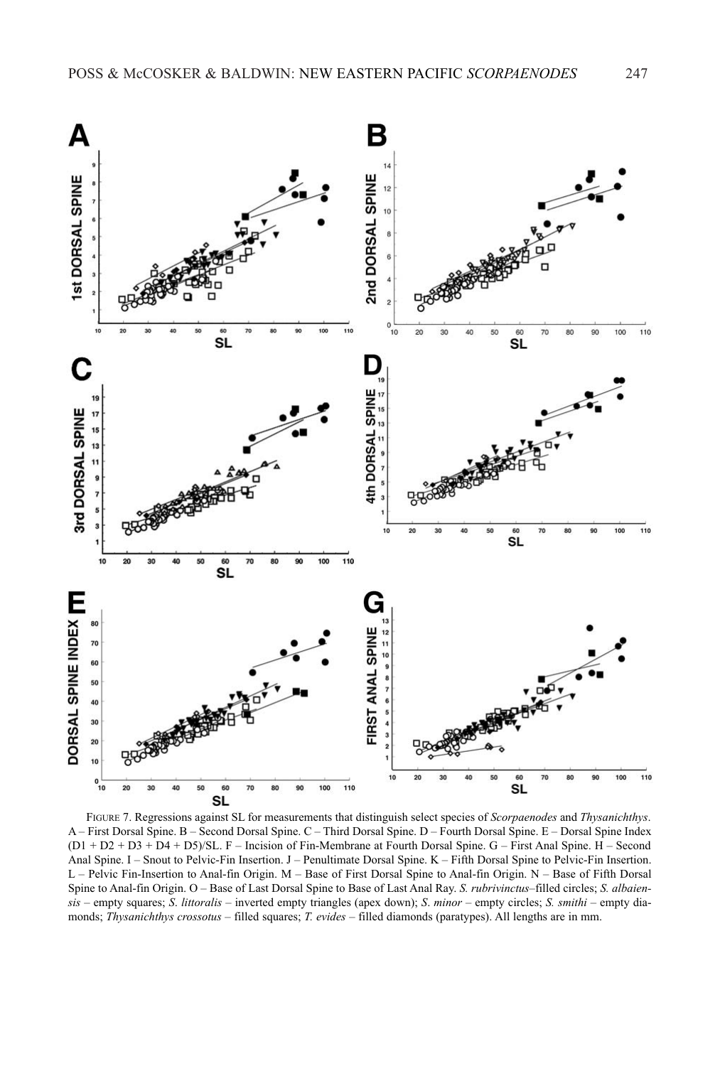FIGURE 7. Regressions against SL for measurements that distinguish select species of *Scorpaenodes* and *Thysanichthys*. A – First Dorsal Spine. B – Second Dorsal Spine. C – Third Dorsal Spine. D – Fourth Dorsal Spine. E – Dorsal Spine Index (D1 + D2 + D3 + D4 + D5)/SL. F – Incision of Fin-Membrane at Fourth Dorsal Spine. G – First Anal Spine. H – Second Anal Spine. I – Snout to Pelvic-Fin Insertion. J – Penultimate Dorsal Spine. K – Fifth Dorsal Spine to Pelvic-Fin Insertion. L – Pelvic Fin-Insertion to Anal-fin Origin. M – Base of First Dorsal Spine to Anal-fin Origin. N – Base of Fifth Dorsal Spine to Anal-fin Origin. O – Base of Last Dorsal Spine to Base of Last Anal Ray. *S. rubrivinctus*–filled circles; *S. albaiensis* – empty squares; *S. littoralis* – inverted empty triangles (apex down); *S. minor* – empty circles; *S. smithi* – empty diamonds; *Thysanichthys crossotus* – filled squares; *T. evides* – filled diamonds (paratypes). All lengths are in mm.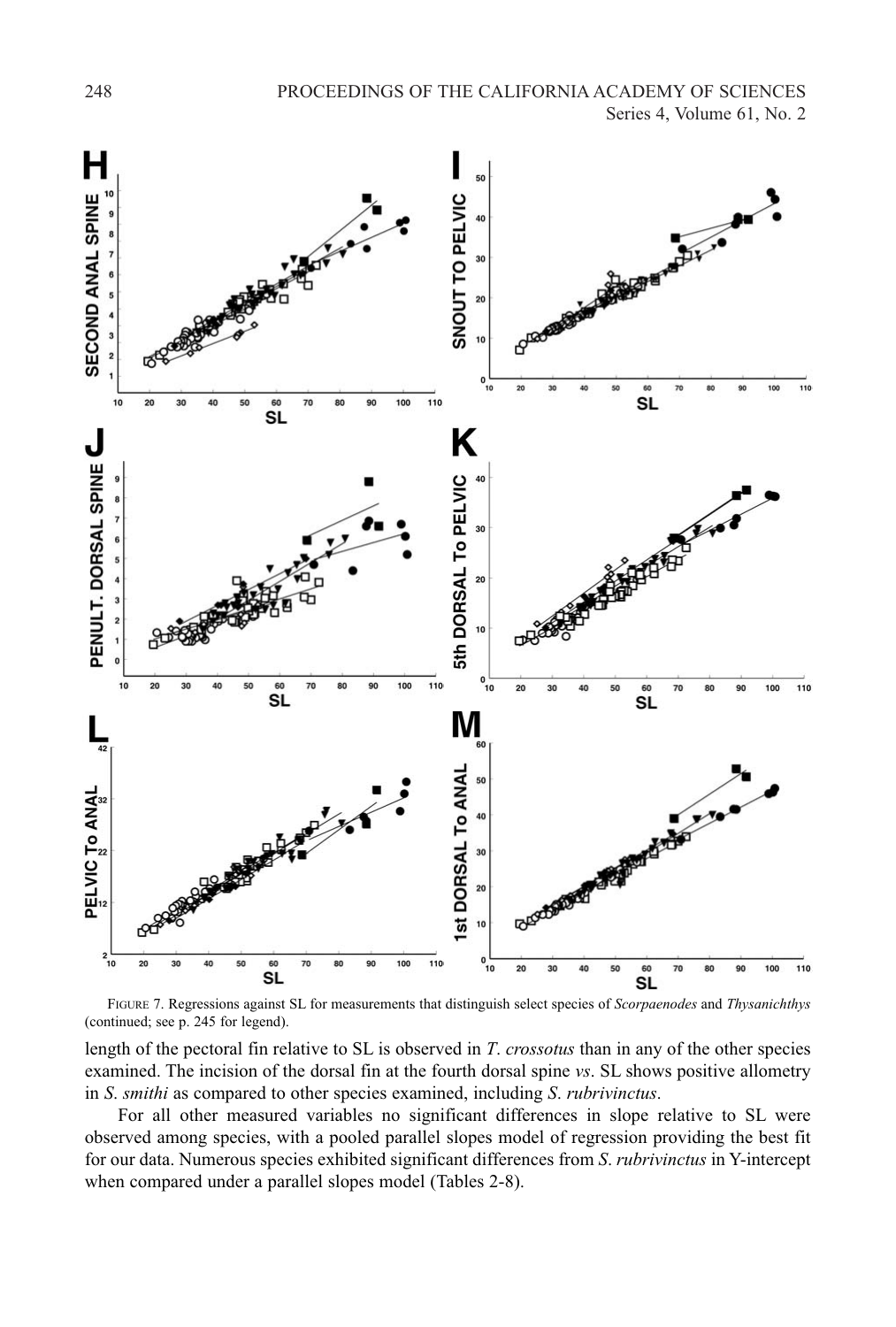FIGURE 7. Regressions against SL for measurements that distinguish select species of *Scorpaenodes* and *Thysanichthys* (continued; see p. 245 for legend).

length of the pectoral fin relative to SL is observed in *T. crossotus* than in any of the other species examined. The incision of the dorsal fin at the fourth dorsal spine *vs*. SL shows positive allometry in *S. smithi* as compared to other species examined, including *S. rubrivinctus*.

For all other measured variables no significant differences in slope relative to SL were observed among species, with a pooled parallel slopes model of regression providing the best fit for our data. Numerous species exhibited significant differences from *S. rubrivinctus* in Y-intercept when compared under a parallel slopes model (Tables 2-8).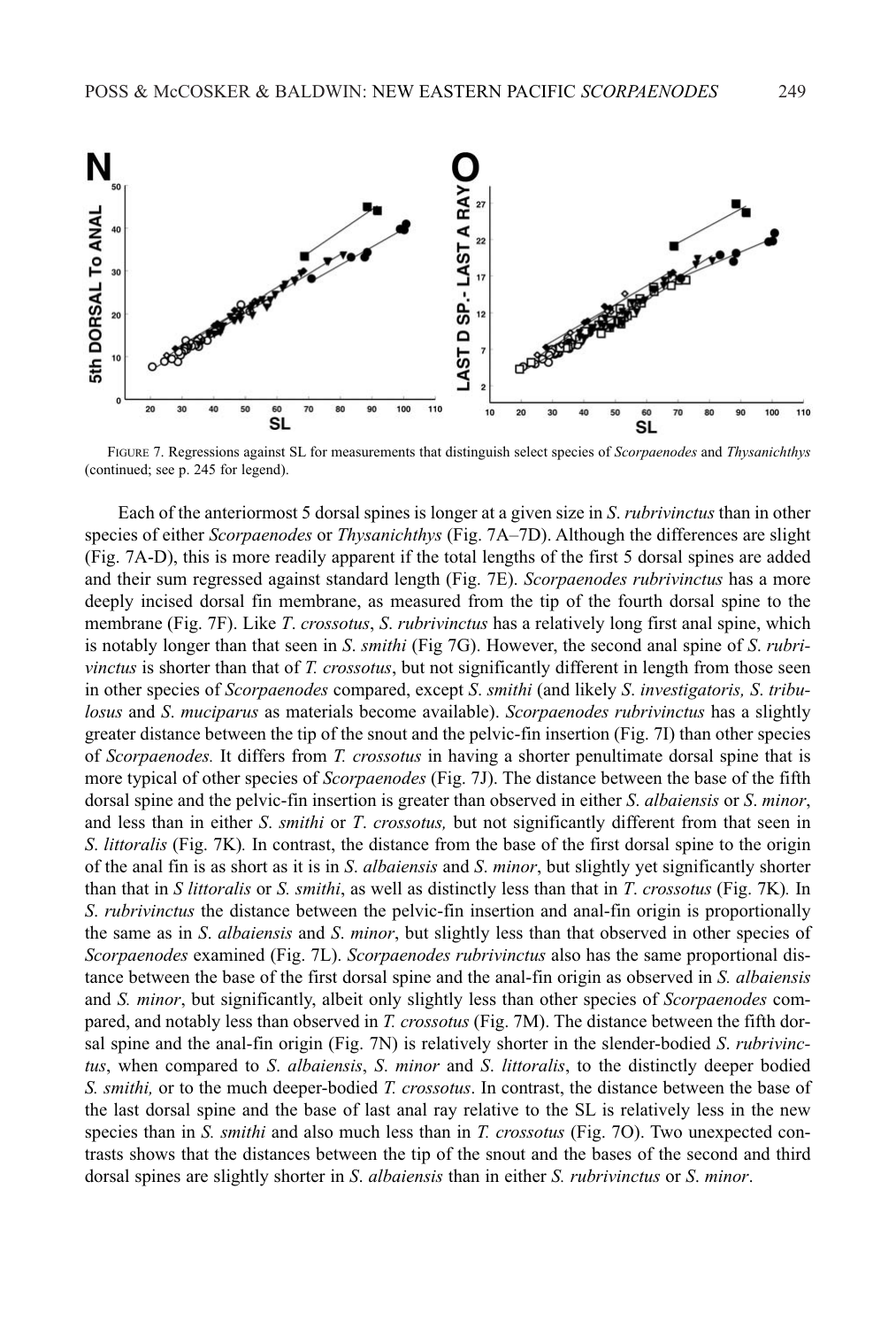FIGURE 7. Regressions against SL for measurements that distinguish select species of *Scorpaenodes* and *Thysanichthys* (continued; see p. 245 for legend).

Each of the anteriormost 5 dorsal spines is longer at a given size in *S. rubrivinctus* than in other species of either *Scorpaenodes* or *Thysanichthys* (Fig. 7A–7D). Although the differences are slight (Fig. 7A-D), this is more readily apparent if the total lengths of the first 5 dorsal spines are added and their sum regressed against standard length (Fig. 7E). *Scorpaenodes rubrivinctus* has a more deeply incised dorsal fin membrane, as measured from the tip of the fourth dorsal spine to the membrane (Fig. 7F). Like *T. crossotus*, *S. rubrivinctus* has a relatively long first anal spine, which is notably longer than that seen in *S. smithi* (Fig 7G). However, the second anal spine of *S. rubrivinctus* is shorter than that of *T. crossotus*, but not significantly different in length from those seen in other species of *Scorpaenodes* compared, except *S. smithi* (and likely *S. investigatoris, S. tribulosus* and *S. muciparus* as materials become available). *Scorpaenodes rubrivinctus* has a slightly greater distance between the tip of the snout and the pelvic-fin insertion (Fig. 7I) than other species of *Scorpaenodes.* It differs from *T. crossotus* in having a shorter penultimate dorsal spine that is more typical of other species of *Scorpaenodes* (Fig. 7J). The distance between the base of the fifth dorsal spine and the pelvic-fin insertion is greater than observed in either *S. albaiensis* or *S. minor*, and less than in either *S. smithi* or *T. crossotus,* but not significantly different from that seen in *S. littoralis* (Fig. 7K)*.* In contrast, the distance from the base of the first dorsal spine to the origin of the anal fin is as short as it is in *S. albaiensis* and *S. minor*, but slightly yet significantly shorter than that in *S littoralis* or *S. smithi*, as well as distinctly less than that in *T. crossotus* (Fig. 7K)*.* In *S. rubrivinctus* the distance between the pelvic-fin insertion and anal-fin origin is proportionally the same as in *S. albaiensis* and *S. minor*, but slightly less than that observed in other species of *Scorpaenodes* examined (Fig. 7L). *Scorpaenodes rubrivinctus* also has the same proportional distance between the base of the first dorsal spine and the anal-fin origin as observed in *S. albaiensis* and *S. minor*, but significantly, albeit only slightly less than other species of *Scorpaenodes* compared, and notably less than observed in *T. crossotus* (Fig. 7M). The distance between the fifth dorsal spine and the anal-fin origin (Fig. 7N) is relatively shorter in the slender-bodied *S. rubrivinctus*, when compared to *S. albaiensis*, *S. minor* and *S. littoralis*, to the distinctly deeper bodied *S. smithi,* or to the much deeper-bodied *T. crossotus*. In contrast, the distance between the base of the last dorsal spine and the base of last anal ray relative to the SL is relatively less in the new species than in *S. smithi* and also much less than in *T. crossotus* (Fig. 7O). Two unexpected contrasts shows that the distances between the tip of the snout and the bases of the second and third dorsal spines are slightly shorter in *S. albaiensis* than in either *S. rubrivinctus* or *S. minor*.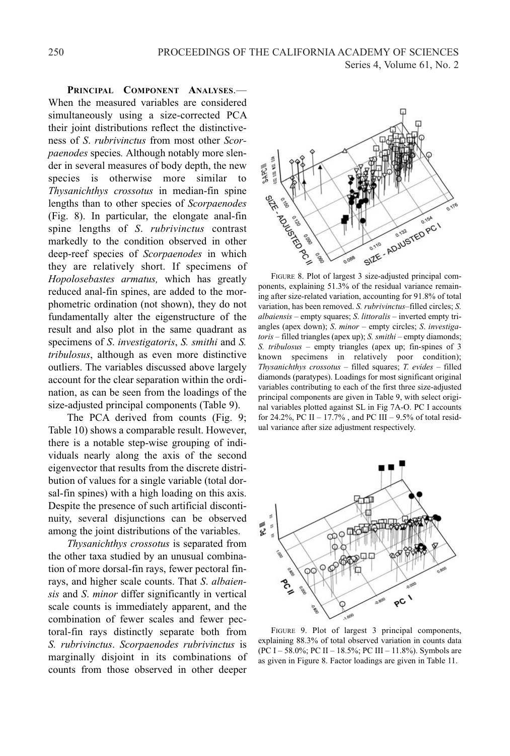**Principal Component Analyses**.— When the measured variables are considered simultaneously using a size-corrected PCA their joint distributions reflect the distinctiveness of *S. rubrivinctus* from most other *Scorpaenodes* species. Although notably more slender in several measures of body depth, the new species is otherwise more similar to *Thysanichthys crossotus* in median-fin spine lengths than to other species of *Scorpaenodes* (Fig. 8). In particular, the elongate anal-fin spine lengths of *S. rubrivinctus* contrast markedly to the condition observed in other deep-reef species of *Scorpaenodes* in which they are relatively short. If specimens of *Hopolosebastes armatus,* which has greatly reduced anal-fin spines, are added to the morphometric ordination (not shown), they do not fundamentally alter the eigenstructure of the result and also plot in the same quadrant as specimens of *S. investigatoris*, *S. smithi* and *S. tribulosus*, although as even more distinctive outliers. The variables discussed above largely account for the clear separation within the ordination, as can be seen from the loadings of the size-adjusted principal components (Table 9).

The PCA derived from counts (Fig. 9; Table 10) shows a comparable result. However, there is a notable step-wise grouping of individuals nearly along the axis of the second eigenvector that results from the discrete distribution of values for a single variable (total dorsal-fin spines) with a high loading on this axis. Despite the presence of such artificial discontinuity, several disjunctions can be observed among the joint distributions of the variables.

*Thysanichthys crossotus* is separated from the other taxa studied by an unusual combination of more dorsal-fin rays, fewer pectoral fin-rays, and higher scale counts. That *S. albaiensis* and *S. minor* differ significantly in vertical scale counts is immediately apparent, and the combination of fewer scales and fewer pectoral-fin rays distinctly separate both from *S. rubrivinctus*. *Scorpaenodes rubrivinctus* is marginally disjoint in its combinations of counts from those observed in other deeper

Figure 8. Plot of largest 3 size-adjusted principal components, explaining 51.3% of the residual variance remaining after size-related variation, accounting for 91.8% of total variation, has been removed. *S. rubrivinctus*–filled circles; *S. albaiensis* – empty squares; *S. littoralis* – inverted empty triangles (apex down); *S. minor* – empty circles; *S. investigatoris* – filled triangles (apex up); *S. smithi* – empty diamonds; *S. tribulosus* – empty triangles (apex up; fin-spines of 3 known specimens in relatively poor condition); *Thysanichthys crossotus* – filled squares; *T. evides* – filled diamonds (paratypes). Loadings for most significant original variables contributing to each of the first three size-adjusted principal components are given in Table 9, with select original variables plotted against SL in Fig 7A-O. PC I accounts for 24.2%, PC II – 17.7% , and PC III – 9.5% of total residual variance after size adjustment respectively.

Figure 9. Plot of largest 3 principal components, explaining 88.3% of total observed variation in counts data (PC I – 58.0%; PC II – 18.5%; PC III – 11.8%). Symbols are as given in Figure 8. Factor loadings are given in Table 11.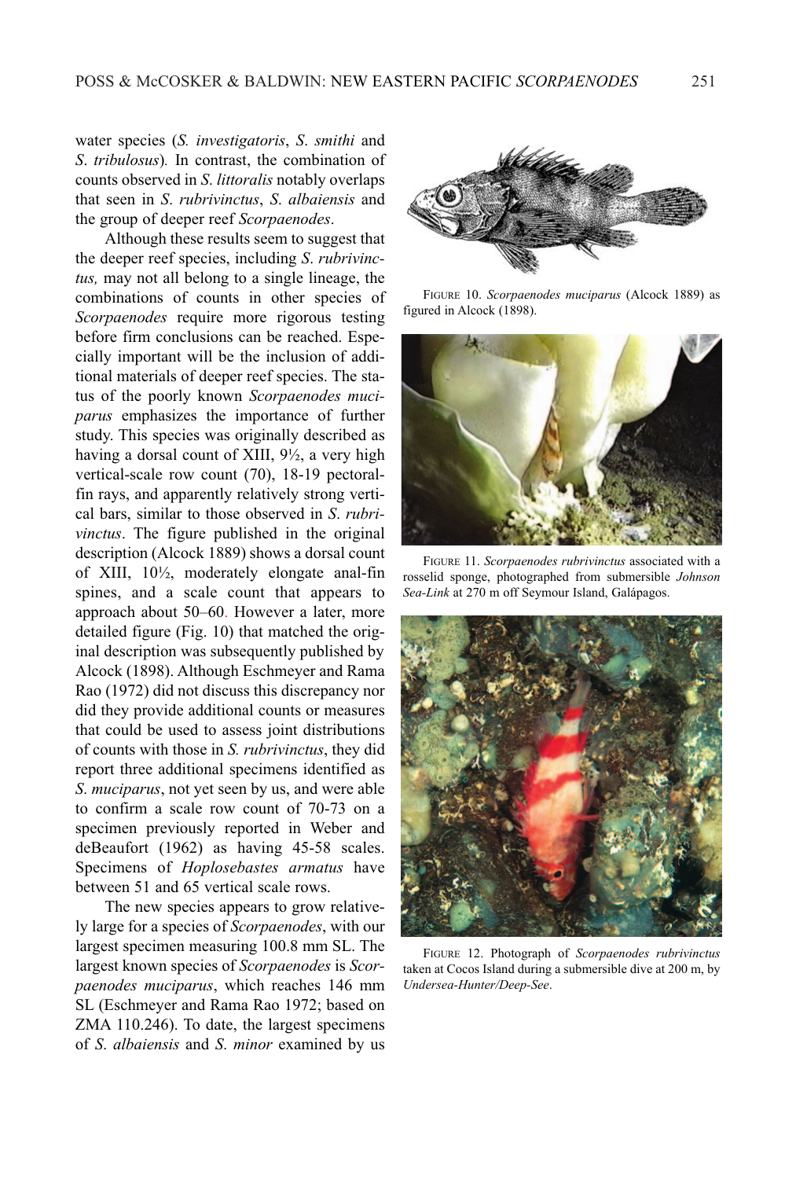water species (*S. investigatoris*, *S. smithi* and *S. tribulosus*). In contrast, the combination of counts observed in *S. littoralis* notably overlaps that seen in *S. rubrivinctus*, *S. albaiensis* and the group of deeper reef *Scorpaenodes*.

Although these results seem to suggest that the deeper reef species, including *S. rubrivinctus,* may not all belong to a single lineage, the combinations of counts in other species of *Scorpaenodes* require more rigorous testing before firm conclusions can be reached. Especially important will be the inclusion of additional materials of deeper reef species. The status of the poorly known *Scorpaenodes muciparus* emphasizes the importance of further study. This species was originally described as having a dorsal count of XIII, 9½, a very high vertical-scale row count (70), 18-19 pectoral-fin rays, and apparently relatively strong vertical bars, similar to those observed in *S. rubrivinctus*. The figure published in the original description (Alcock 1889) shows a dorsal count of XIII, 10½, moderately elongate anal-fin spines, and a scale count that appears to approach about 50–60. However a later, more detailed figure (Fig. 10) that matched the original description was subsequently published by Alcock (1898). Although Eschmeyer and Rama Rao (1972) did not discuss this discrepancy nor did they provide additional counts or measures that could be used to assess joint distributions of counts with those in *S. rubrivinctus*, they did report three additional specimens identified as *S. muciparus*, not yet seen by us, and were able to confirm a scale row count of 70-73 on a specimen previously reported in Weber and deBeaufort (1962) as having 45-58 scales. Specimens of *Hoplosebastes armatus* have between 51 and 65 vertical scale rows.

The new species appears to grow relatively large for a species of *Scorpaenodes*, with our largest specimen measuring 100.8 mm SL. The largest known species of *Scorpaenodes* is *Scorpaenodes muciparus*, which reaches 146 mm SL (Eschmeyer and Rama Rao 1972; based on ZMA 110.246). To date, the largest specimens of *S. albaiensis* and *S. minor* examined by us

FIGURE 10. *Scorpaenodes muciparus* (Alcock 1889) as figured in Alcock (1898).

FIGURE 11. *Scorpaenodes rubrivinctus* associated with a rosselid sponge, photographed from submersible *Johnson Sea-Link* at 270 m off Seymour Island, Galápagos.

FIGURE 12. Photograph of *Scorpaenodes rubrivinctus* taken at Cocos Island during a submersible dive at 200 m, by *Undersea-Hunter/Deep-See*.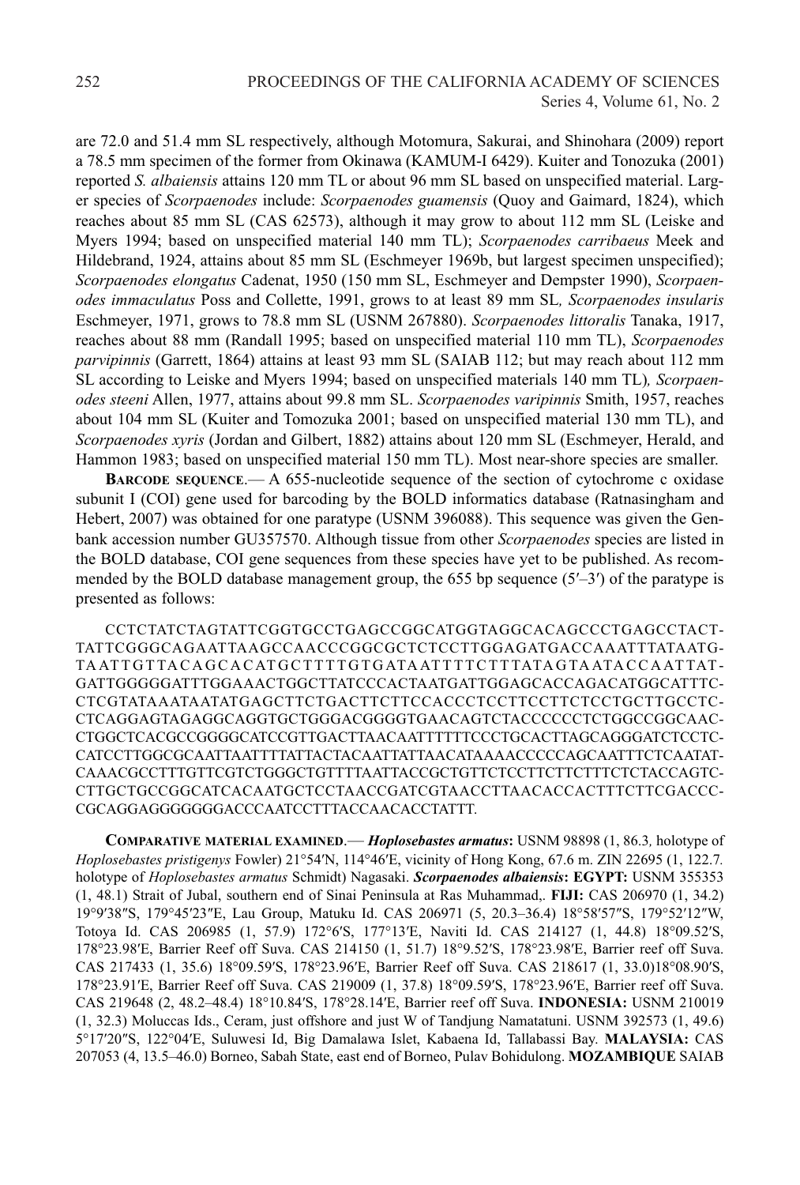are 72.0 and 51.4 mm SL respectively, although Motomura, Sakurai, and Shinohara (2009) report a 78.5 mm specimen of the former from Okinawa (KAMUM-I 6429). Kuiter and Tonozuka (2001) reported *S. albaiensis* attains 120 mm TL or about 96 mm SL based on unspecified material. Larger species of *Scorpaenodes* include: *Scorpaenodes guamensis* (Quoy and Gaimard, 1824), which reaches about 85 mm SL (CAS 62573), although it may grow to about 112 mm SL (Leiske and Myers 1994; based on unspecified material 140 mm TL); *Scorpaenodes carribaeus* Meek and Hildebrand, 1924, attains about 85 mm SL (Eschmeyer 1969b, but largest specimen unspecified); *Scorpaenodes elongatus* Cadenat, 1950 (150 mm SL, Eschmeyer and Dempster 1990), *Scorpaenodes immaculatus* Poss and Collette, 1991, grows to at least 89 mm SL, *Scorpaenodes insularis* Eschmeyer, 1971, grows to 78.8 mm SL (USNM 267880). *Scorpaenodes littoralis* Tanaka, 1917, reaches about 88 mm (Randall 1995; based on unspecified material 110 mm TL), *Scorpaenodes parvipinnis* (Garrett, 1864) attains at least 93 mm SL (SAIAB 112; but may reach about 112 mm SL according to Leiske and Myers 1994; based on unspecified materials 140 mm TL), *Scorpaenodes steeni* Allen, 1977, attains about 99.8 mm SL. *Scorpaenodes varipinnis* Smith, 1957, reaches about 104 mm SL (Kuiter and Tomozuka 2001; based on unspecified material 130 mm TL), and *Scorpaenodes xyris* (Jordan and Gilbert, 1882) attains about 120 mm SL (Eschmeyer, Herald, and Hammon 1983; based on unspecified material 150 mm TL). Most near-shore species are smaller.

**Barcode sequence**.— A 655-nucleotide sequence of the section of cytochrome c oxidase subunit I (COI) gene used for barcoding by the BOLD informatics database (Ratnasingham and Hebert, 2007) was obtained for one paratype (USNM 396088). This sequence was given the Genbank accession number GU357570. Although tissue from other *Scorpaenodes* species are listed in the BOLD database, COI gene sequences from these species have yet to be published. As recommended by the BOLD database management group, the 655 bp sequence (5′–3′) of the paratype is presented as follows:

CCTCTATCTAGTATTCGGTGCCTGAGCCGGCATGGTAGGCACAGCCCTGAGCCTACT-TATTCGGGCAGAATTAAGCCAACCCGGCGCTCTCCTTGGAGATGACCAAATTTATAATG-TAATTGTTACAGCACATGCTTTTGTGATAATTTTCTTTATAGTAATACCAATTAT-GATTGGGGGATTTGGAAACTGGCTTATCCCACTAATGATTGGAGCACCAGACATGGCATTTC-CTCGTATAAATAATATGAGCTTCTGACTTCTTCCACCCTCCTTCCTTCTCCTGCTTGCCTC-CTCAGGAGTAGAGGCAGGTGCTGGGACGGGGTGAACAGTCTACCCCCCTCTGGCCGGCAAC-CTGGCTCACGCCGGGGCATCCGTTGACTTAACAATTTTTCCCTGCACTTAGCAGGGATCTCCTC-CATCCTTGGCGCAATTAATTTTATTACTACAATTATTAACATAAAACCCCCAGCAATTTCTCAATAT-CAAACGCCTTTGTTCGTCTGGGCTGTTTTAATTACCGCTGTTCTCCTTCTTCTTTCTCTACCAGTC-CTTGCTGCCGGCATCACAATGCTCCTAACCGATCGTAACCTTAACACCACTTTCTTCGACCC-CGCAGGAGGGGGGGACCCAATCCTTTACCAACACCTATTT.

**Comparative material examined**.— ***Hoplosebastes armatus*:** USNM 98898 (1, 86.3, holotype of *Hoplosebastes pristigenys* Fowler) 21°54′N, 114°46′E, vicinity of Hong Kong, 67.6 m. ZIN 22695 (1, 122.7. holotype of *Hoplosebastes armatus* Schmidt) Nagasaki. ***Scorpaenodes albaiensis*:** **EGYPT:** USNM 355353 (1, 48.1) Strait of Jubal, southern end of Sinai Peninsula at Ras Muhammad,. **FIJI:** CAS 206970 (1, 34.2) 19°9′38″S, 179°45′23″E, Lau Group, Matuku Id. CAS 206971 (5, 20.3–36.4) 18°58′57″S, 179°52′12″W, Totoya Id. CAS 206985 (1, 57.9) 172°6′S, 177°13′E, Naviti Id. CAS 214127 (1, 44.8) 18°09.52′S, 178°23.98′E, Barrier Reef off Suva. CAS 214150 (1, 51.7) 18°9.52′S, 178°23.98′E, Barrier reef off Suva. CAS 217433 (1, 35.6) 18°09.59′S, 178°23.96′E, Barrier Reef off Suva. CAS 218617 (1, 33.0)18°08.90′S, 178°23.91′E, Barrier Reef off Suva. CAS 219009 (1, 37.8) 18°09.59′S, 178°23.96′E, Barrier reef off Suva. CAS 219648 (2, 48.2–48.4) 18°10.84′S, 178°28.14′E, Barrier reef off Suva. **INDONESIA:** USNM 210019 (1, 32.3) Moluccas Ids., Ceram, just offshore and just W of Tandjung Namatatuni. USNM 392573 (1, 49.6) 5°17′20″S, 122°04′E, Suluwesi Id, Big Damalawa Islet, Kabaena Id, Tallabassi Bay. **MALAYSIA:** CAS 207053 (4, 13.5–46.0) Borneo, Sabah State, east end of Borneo, Pulav Bohidulong. **MOZAMBIQUE** SAIAB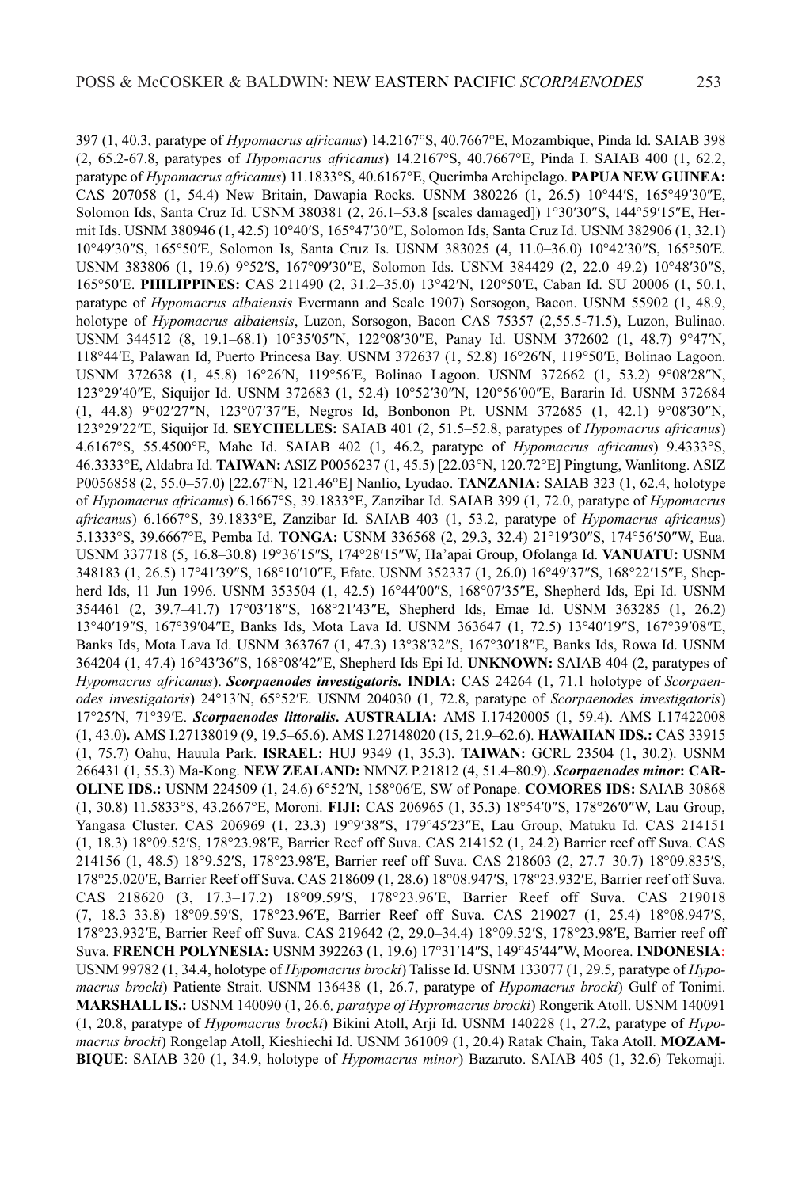397 (1, 40.3, paratype of *Hypomacrus africanus*) 14.2167°S, 40.7667°E, Mozambique, Pinda Id. SAIAB 398 (2, 65.2-67.8, paratypes of *Hypomacrus africanus*) 14.2167°S, 40.7667°E, Pinda I. SAIAB 400 (1, 62.2, paratype of *Hypomacrus africanus*) 11.1833°S, 40.6167°E, Querimba Archipelago. **PAPUA NEW GUINEA:** CAS 207058 (1, 54.4) New Britain, Dawapia Rocks. USNM 380226 (1, 26.5) 10°44′S, 165°49′30″E, Solomon Ids, Santa Cruz Id. USNM 380381 (2, 26.1–53.8 [scales damaged]) 1°30′30″S, 144°59′15″E, Hermit Ids. USNM 380946 (1, 42.5) 10°40′S, 165°47′30″E, Solomon Ids, Santa Cruz Id. USNM 382906 (1, 32.1) 10°49′30″S, 165°50′E, Solomon Is, Santa Cruz Is. USNM 383025 (4, 11.0–36.0) 10°42′30″S, 165°50′E. USNM 383806 (1, 19.6) 9°52′S, 167°09′30″E, Solomon Ids. USNM 384429 (2, 22.0–49.2) 10°48′30″S, 165°50′E. **PHILIPPINES:** CAS 211490 (2, 31.2–35.0) 13°42′N, 120°50′E, Caban Id. SU 20006 (1, 50.1, paratype of *Hypomacrus albaiensis* Evermann and Seale 1907) Sorsogon, Bacon. USNM 55902 (1, 48.9, holotype of *Hypomacrus albaiensis*, Luzon, Sorsogon, Bacon CAS 75357 (2,55.5-71.5), Luzon, Bulinao. USNM 344512 (8, 19.1–68.1) 10°35′05″N, 122°08′30″E, Panay Id. USNM 372602 (1, 48.7) 9°47′N, 118°44′E, Palawan Id, Puerto Princesa Bay. USNM 372637 (1, 52.8) 16°26′N, 119°50′E, Bolinao Lagoon. USNM 372638 (1, 45.8) 16°26′N, 119°56′E, Bolinao Lagoon. USNM 372662 (1, 53.2) 9°08′28″N, 123°29′40″E, Siquijor Id. USNM 372683 (1, 52.4) 10°52′30″N, 120°56′00″E, Bararin Id. USNM 372684 (1, 44.8) 9°02′27″N, 123°07′37″E, Negros Id, Bonbonon Pt. USNM 372685 (1, 42.1) 9°08′30″N, 123°29′22″E, Siquijor Id. **SEYCHELLES:** SAIAB 401 (2, 51.5–52.8, paratypes of *Hypomacrus africanus*) 4.6167°S, 55.4500°E, Mahe Id. SAIAB 402 (1, 46.2, paratype of *Hypomacrus africanus*) 9.4333°S, 46.3333°E, Aldabra Id. **TAIWAN:** ASIZ P0056237 (1, 45.5) [22.03°N, 120.72°E] Pingtung, Wanlitong. ASIZ P0056858 (2, 55.0–57.0) [22.67°N, 121.46°E] Nanlio, Lyudao. **TANZANIA:** SAIAB 323 (1, 62.4, holotype of *Hypomacrus africanus*) 6.1667°S, 39.1833°E, Zanzibar Id. SAIAB 399 (1, 72.0, paratype of *Hypomacrus africanus*) 6.1667°S, 39.1833°E, Zanzibar Id. SAIAB 403 (1, 53.2, paratype of *Hypomacrus africanus*) 5.1333°S, 39.6667°E, Pemba Id. **TONGA:** USNM 336568 (2, 29.3, 32.4) 21°19′30″S, 174°56′50″W, Eua. USNM 337718 (5, 16.8–30.8) 19°36′15″S, 174°28′15″W, Ha'apai Group, Ofolanga Id. **VANUATU:** USNM 348183 (1, 26.5) 17°41′39″S, 168°10′10″E, Efate. USNM 352337 (1, 26.0) 16°49′37″S, 168°22′15″E, Shepherd Ids, 11 Jun 1996. USNM 353504 (1, 42.5) 16°44′00″S, 168°07′35″E, Shepherd Ids, Epi Id. USNM 354461 (2, 39.7–41.7) 17°03′18″S, 168°21′43″E, Shepherd Ids, Emae Id. USNM 363285 (1, 26.2) 13°40′19″S, 167°39′04″E, Banks Ids, Mota Lava Id. USNM 363647 (1, 72.5) 13°40′19″S, 167°39′08″E, Banks Ids, Mota Lava Id. USNM 363767 (1, 47.3) 13°38′32″S, 167°30′18″E, Banks Ids, Rowa Id. USNM 364204 (1, 47.4) 16°43′36″S, 168°08′42″E, Shepherd Ids Epi Id. **UNKNOWN:** SAIAB 404 (2, paratypes of *Hypomacrus africanus*). ***Scorpaenodes investigatoris.*** **INDIA:** CAS 24264 (1, 71.1 holotype of *Scorpaenodes investigatoris*) 24°13′N, 65°52′E. USNM 204030 (1, 72.8, paratype of *Scorpaenodes investigatoris*) 17°25′N, 71°39′E. ***Scorpaenodes littoralis*. AUSTRALIA:** AMS I.17420005 (1, 59.4). AMS I.17422008 (1, 43.0)**.** AMS I.27138019 (9, 19.5–65.6). AMS I.27148020 (15, 21.9–62.6). **HAWAIIAN IDS.:** CAS 33915 (1, 75.7) Oahu, Hauula Park. **ISRAEL:** HUJ 9349 (1, 35.3). **TAIWAN:** GCRL 23504 (1**,** 30.2). USNM 266431 (1, 55.3) Ma-Kong. **NEW ZEALAND:** NMNZ P.21812 (4, 51.4–80.9). ***Scorpaenodes minor*: CAROLINE IDS.:** USNM 224509 (1, 24.6) 6°52′N, 158°06′E, SW of Ponape. **COMORES IDS:** SAIAB 30868 (1, 30.8) 11.5833°S, 43.2667°E, Moroni. **FIJI:** CAS 206965 (1, 35.3) 18°54′0″S, 178°26′0″W, Lau Group, Yangasa Cluster. CAS 206969 (1, 23.3) 19°9′38″S, 179°45′23″E, Lau Group, Matuku Id. CAS 214151 (1, 18.3) 18°09.52′S, 178°23.98′E, Barrier Reef off Suva. CAS 214152 (1, 24.2) Barrier reef off Suva. CAS 214156 (1, 48.5) 18°9.52′S, 178°23.98′E, Barrier reef off Suva. CAS 218603 (2, 27.7–30.7) 18°09.835′S, 178°25.020′E, Barrier Reef off Suva. CAS 218609 (1, 28.6) 18°08.947′S, 178°23.932′E, Barrier reef off Suva. CAS 218620 (3, 17.3–17.2) 18°09.59′S, 178°23.96′E, Barrier Reef off Suva. CAS 219018 (7, 18.3–33.8) 18°09.59′S, 178°23.96′E, Barrier Reef off Suva. CAS 219027 (1, 25.4) 18°08.947′S, 178°23.932′E, Barrier Reef off Suva. CAS 219642 (2, 29.0–34.4) 18°09.52′S, 178°23.98′E, Barrier reef off Suva. **FRENCH POLYNESIA:** USNM 392263 (1, 19.6) 17°31′14″S, 149°45′44″W, Moorea. **INDONESIA:** USNM 99782 (1, 34.4, holotype of *Hypomacrus brocki*) Talisse Id. USNM 133077 (1, 29.5*,* paratype of *Hypomacrus brocki*) Patiente Strait. USNM 136438 (1, 26.7, paratype of *Hypomacrus brocki*) Gulf of Tonimi. **MARSHALL IS.:** USNM 140090 (1, 26.6*, paratype of Hypromacrus brocki*) Rongerik Atoll. USNM 140091 (1, 20.8, paratype of *Hypomacrus brocki*) Bikini Atoll, Arji Id. USNM 140228 (1, 27.2, paratype of *Hypomacrus brocki*) Rongelap Atoll, Kieshiechi Id. USNM 361009 (1, 20.4) Ratak Chain, Taka Atoll. **MOZAMBIQUE**: SAIAB 320 (1, 34.9, holotype of *Hypomacrus minor*) Bazaruto. SAIAB 405 (1, 32.6) Tekomaji.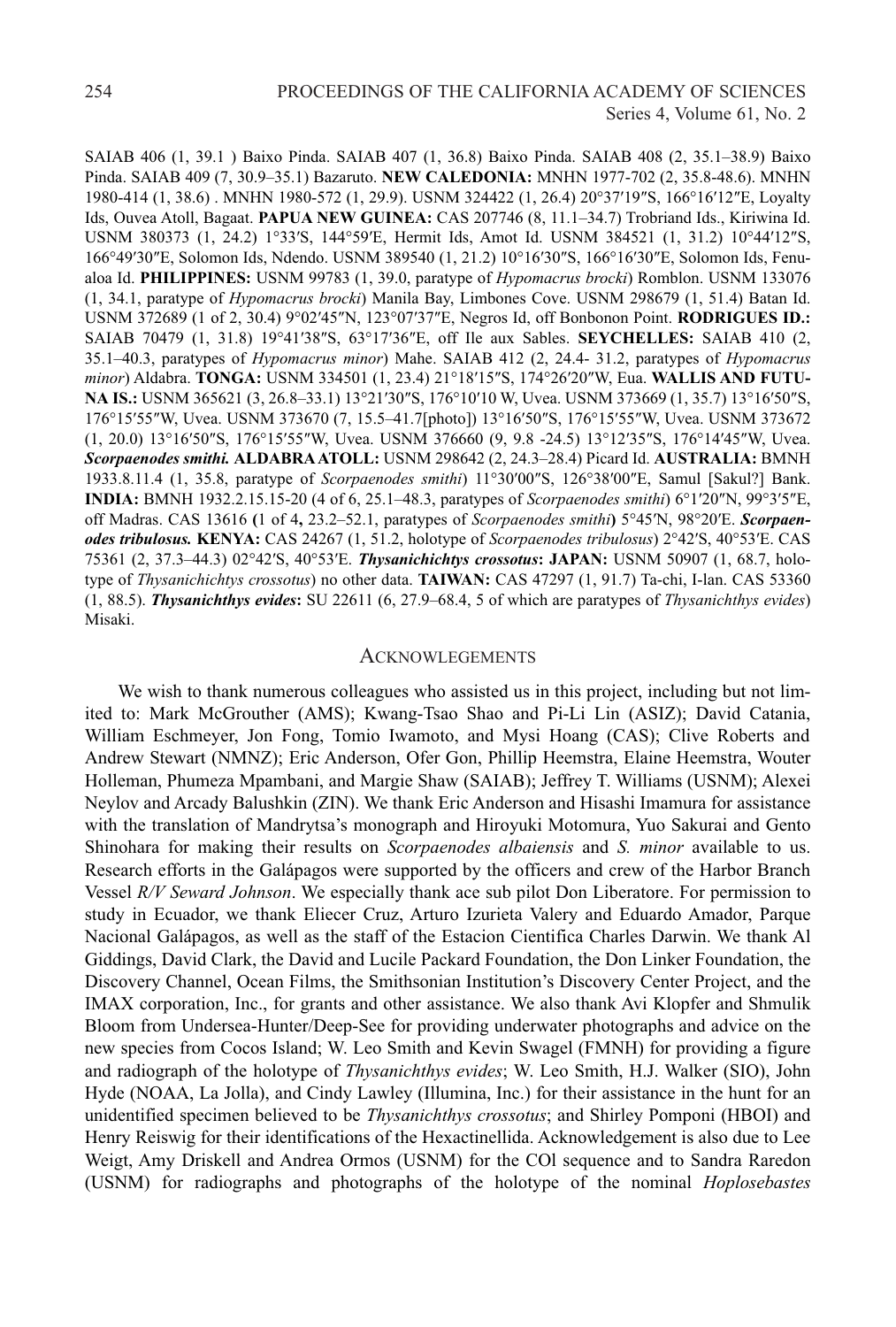SAIAB 406 (1, 39.1 ) Baixo Pinda. SAIAB 407 (1, 36.8) Baixo Pinda. SAIAB 408 (2, 35.1–38.9) Baixo Pinda. SAIAB 409 (7, 30.9–35.1) Bazaruto. **NEW CALEDONIA:** MNHN 1977-702 (2, 35.8-48.6). MNHN 1980-414 (1, 38.6) . MNHN 1980-572 (1, 29.9). USNM 324422 (1, 26.4) 20°37′19″S, 166°16′12″E, Loyalty Ids, Ouvea Atoll, Bagaat. **PAPUA NEW GUINEA:** CAS 207746 (8, 11.1–34.7) Trobriand Ids., Kiriwina Id. USNM 380373 (1, 24.2) 1°33′S, 144°59′E, Hermit Ids, Amot Id. USNM 384521 (1, 31.2) 10°44′12″S, 166°49′30″E, Solomon Ids, Ndendo. USNM 389540 (1, 21.2) 10°16′30″S, 166°16′30″E, Solomon Ids, Fenualoa Id. **PHILIPPINES:** USNM 99783 (1, 39.0, paratype of *Hypomacrus brocki*) Romblon. USNM 133076 (1, 34.1, paratype of *Hypomacrus brocki*) Manila Bay, Limbones Cove. USNM 298679 (1, 51.4) Batan Id. USNM 372689 (1 of 2, 30.4) 9°02′45″N, 123°07′37″E, Negros Id, off Bonbonon Point. **RODRIGUES ID.:** SAIAB 70479 (1, 31.8) 19°41′38″S, 63°17′36″E, off Ile aux Sables. **SEYCHELLES:** SAIAB 410 (2, 35.1–40.3, paratypes of *Hypomacrus minor*) Mahe. SAIAB 412 (2, 24.4- 31.2, paratypes of *Hypomacrus minor*) Aldabra. **TONGA:** USNM 334501 (1, 23.4) 21°18′15″S, 174°26′20″W, Eua. **WALLIS AND FUTUNA IS.:** USNM 365621 (3, 26.8–33.1) 13°21′30″S, 176°10′10 W, Uvea. USNM 373669 (1, 35.7) 13°16′50″S, 176°15′55″W, Uvea. USNM 373670 (7, 15.5–41.7[photo]) 13°16′50″S, 176°15′55″W, Uvea. USNM 373672 (1, 20.0) 13°16′50″S, 176°15′55″W, Uvea. USNM 376660 (9, 9.8 -24.5) 13°12′35″S, 176°14′45″W, Uvea. ***Scorpaenodes smithi.*** **ALDABRA ATOLL:** USNM 298642 (2, 24.3–28.4) Picard Id. **AUSTRALIA:** BMNH 1933.8.11.4 (1, 35.8, paratype of *Scorpaenodes smithi*) 11°30′00″S, 126°38′00″E, Samul [Sakul?] Bank. **INDIA:** BMNH 1932.2.15.15-20 (4 of 6, 25.1–48.3, paratypes of *Scorpaenodes smithi*) 6°1′20″N, 99°3′5″E, off Madras. CAS 13616 **(**1 of 4**,** 23.2–52.1, paratypes of *Scorpaenodes smithi***)** 5°45′N, 98°20′E. ***Scorpaenodes tribulosus.*** **KENYA:** CAS 24267 (1, 51.2, holotype of *Scorpaenodes tribulosus*) 2°42′S, 40°53′E. CAS 75361 (2, 37.3–44.3) 02°42′S, 40°53′E. ***Thysanichichtys crossotus*****: JAPAN:** USNM 50907 (1, 68.7, holotype of *Thysanichichtys crossotus*) no other data. **TAIWAN:** CAS 47297 (1, 91.7) Ta-chi, I-lan. CAS 53360 (1, 88.5). ***Thysanichthys evides*****:** SU 22611 (6, 27.9–68.4, 5 of which are paratypes of *Thysanichthys evides*) Misaki.

## Acknowlegements

We wish to thank numerous colleagues who assisted us in this project, including but not limited to: Mark McGrouther (AMS); Kwang-Tsao Shao and Pi-Li Lin (ASIZ); David Catania, William Eschmeyer, Jon Fong, Tomio Iwamoto, and Mysi Hoang (CAS); Clive Roberts and Andrew Stewart (NMNZ); Eric Anderson, Ofer Gon, Phillip Heemstra, Elaine Heemstra, Wouter Holleman, Phumeza Mpambani, and Margie Shaw (SAIAB); Jeffrey T. Williams (USNM); Alexei Neylov and Arcady Balushkin (ZIN). We thank Eric Anderson and Hisashi Imamura for assistance with the translation of Mandrytsa's monograph and Hiroyuki Motomura, Yuo Sakurai and Gento Shinohara for making their results on *Scorpaenodes albaiensis* and *S. minor* available to us. Research efforts in the Galápagos were supported by the officers and crew of the Harbor Branch Vessel *R/V Seward Johnson*. We especially thank ace sub pilot Don Liberatore. For permission to study in Ecuador, we thank Eliecer Cruz, Arturo Izurieta Valery and Eduardo Amador, Parque Nacional Galápagos, as well as the staff of the Estacion Cientifica Charles Darwin. We thank Al Giddings, David Clark, the David and Lucile Packard Foundation, the Don Linker Foundation, the Discovery Channel, Ocean Films, the Smithsonian Institution's Discovery Center Project, and the IMAX corporation, Inc., for grants and other assistance. We also thank Avi Klopfer and Shmulik Bloom from Undersea-Hunter/Deep-See for providing underwater photographs and advice on the new species from Cocos Island; W. Leo Smith and Kevin Swagel (FMNH) for providing a figure and radiograph of the holotype of *Thysanichthys evides*; W. Leo Smith, H.J. Walker (SIO), John Hyde (NOAA, La Jolla), and Cindy Lawley (Illumina, Inc.) for their assistance in the hunt for an unidentified specimen believed to be *Thysanichthys crossotus*; and Shirley Pomponi (HBOI) and Henry Reiswig for their identifications of the Hexactinellida. Acknowledgement is also due to Lee Weigt, Amy Driskell and Andrea Ormos (USNM) for the COl sequence and to Sandra Raredon (USNM) for radiographs and photographs of the holotype of the nominal *Hoplosebastes*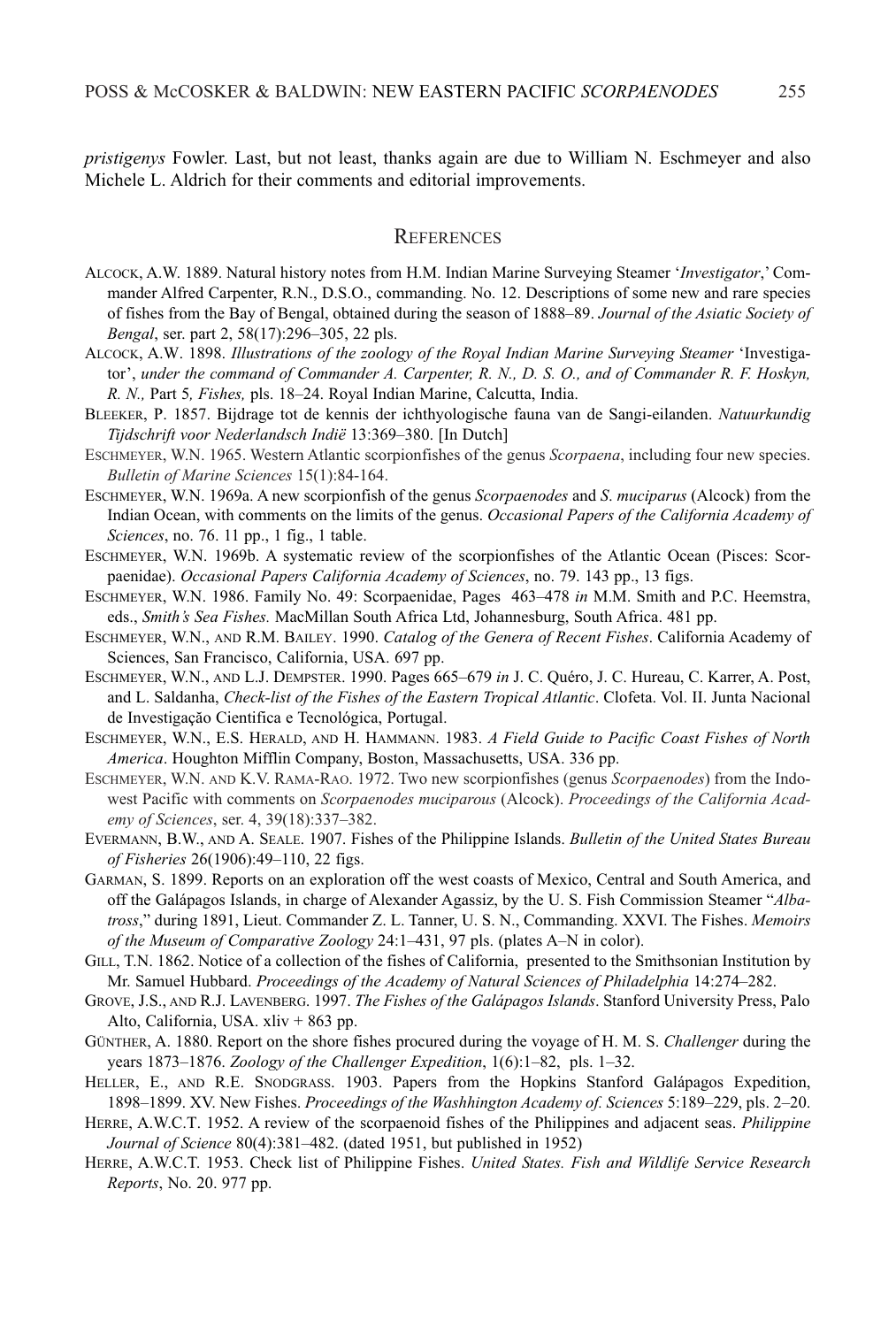*pristigenys* Fowler. Last, but not least, thanks again are due to William N. Eschmeyer and also Michele L. Aldrich for their comments and editorial improvements.

## References

Alcock, A.W. 1889. Natural history notes from H.M. Indian Marine Surveying Steamer '*Investigator*,' Commander Alfred Carpenter, R.N., D.S.O., commanding. No. 12. Descriptions of some new and rare species of fishes from the Bay of Bengal, obtained during the season of 1888–89. *Journal of the Asiatic Society of Bengal*, ser. part 2, 58(17):296–305, 22 pls.

Alcock, A.W. 1898. *Illustrations of the zoology of the Royal Indian Marine Surveying Steamer* 'Investigator', *under the command of Commander A. Carpenter, R. N., D. S. O., and of Commander R. F. Hoskyn, R. N.,* Part 5*, Fishes,* pls. 18–24. Royal Indian Marine, Calcutta, India.

Bleeker, P. 1857. Bijdrage tot de kennis der ichthyologische fauna van de Sangi-eilanden. *Natuurkundig Tijdschrift voor Nederlandsch Indië* 13:369–380. [In Dutch]

Eschmeyer, W.N. 1965. Western Atlantic scorpionfishes of the genus *Scorpaena*, including four new species. *Bulletin of Marine Sciences* 15(1):84-164.

Eschmeyer, W.N. 1969a. A new scorpionfish of the genus *Scorpaenodes* and *S. muciparus* (Alcock) from the Indian Ocean, with comments on the limits of the genus. *Occasional Papers of the California Academy of Sciences*, no. 76. 11 pp., 1 fig., 1 table.

Eschmeyer, W.N. 1969b. A systematic review of the scorpionfishes of the Atlantic Ocean (Pisces: Scorpaenidae). *Occasional Papers California Academy of Sciences*, no. 79. 143 pp., 13 figs.

Eschmeyer, W.N. 1986. Family No. 49: Scorpaenidae, Pages 463–478 *in* M.M. Smith and P.C. Heemstra, eds., *Smith's Sea Fishes.* MacMillan South Africa Ltd, Johannesburg, South Africa. 481 pp.

Eschmeyer, W.N., and R.M. Bailey. 1990. *Catalog of the Genera of Recent Fishes*. California Academy of Sciences, San Francisco, California, USA. 697 pp.

Eschmeyer, W.N., and L.J. Dempster. 1990. Pages 665–679 *in* J. C. Quéro, J. C. Hureau, C. Karrer, A. Post, and L. Saldanha, *Check-list of the Fishes of the Eastern Tropical Atlantic*. Clofeta. Vol. II. Junta Nacional de Investigação Cientifica e Tecnológica, Portugal.

Eschmeyer, W.N., E.S. Herald, and H. Hammann. 1983. *A Field Guide to Pacific Coast Fishes of North America*. Houghton Mifflin Company, Boston, Massachusetts, USA. 336 pp.

Eschmeyer, W.N. and K.V. Rama-Rao. 1972. Two new scorpionfishes (genus *Scorpaenodes*) from the Indo-west Pacific with comments on *Scorpaenodes muciparous* (Alcock). *Proceedings of the California Academy of Sciences*, ser. 4, 39(18):337–382.

Evermann, B.W., and A. Seale. 1907. Fishes of the Philippine Islands. *Bulletin of the United States Bureau of Fisheries* 26(1906):49–110, 22 figs.

Garman, S. 1899. Reports on an exploration off the west coasts of Mexico, Central and South America, and off the Galápagos Islands, in charge of Alexander Agassiz, by the U. S. Fish Commission Steamer "*Albatross*," during 1891, Lieut. Commander Z. L. Tanner, U. S. N., Commanding. XXVI. The Fishes. *Memoirs of the Museum of Comparative Zoology* 24:1–431, 97 pls. (plates A–N in color).

Gill, T.N. 1862. Notice of a collection of the fishes of California, presented to the Smithsonian Institution by Mr. Samuel Hubbard. *Proceedings of the Academy of Natural Sciences of Philadelphia* 14:274–282.

Grove, J.S., and R.J. Lavenberg. 1997. *The Fishes of the Galápagos Islands*. Stanford University Press, Palo Alto, California, USA. xliv + 863 pp.

Günther, A. 1880. Report on the shore fishes procured during the voyage of H. M. S. *Challenger* during the years 1873–1876. *Zoology of the Challenger Expedition*, 1(6):1–82, pls. 1–32.

Heller, E., and R.E. Snodgrass. 1903. Papers from the Hopkins Stanford Galápagos Expedition, 1898–1899. XV. New Fishes. *Proceedings of the Washhington Academy of. Sciences* 5:189–229, pls. 2–20.

Herre, A.W.C.T. 1952. A review of the scorpaenoid fishes of the Philippines and adjacent seas. *Philippine Journal of Science* 80(4):381–482. (dated 1951, but published in 1952)

Herre, A.W.C.T. 1953. Check list of Philippine Fishes. *United States. Fish and Wildlife Service Research Reports*, No. 20. 977 pp.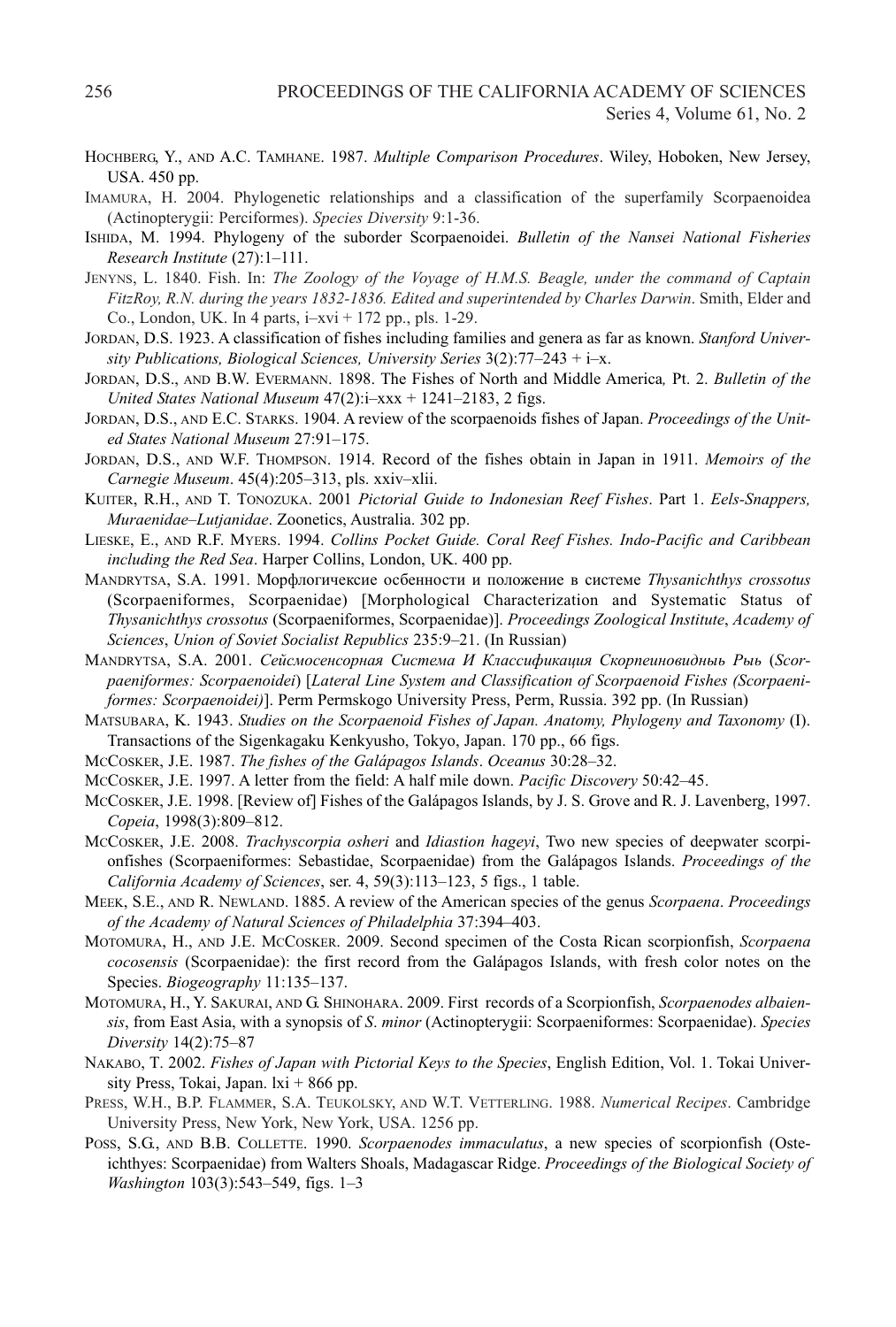HOCHBERG, Y., AND A.C. TAMHANE. 1987. *Multiple Comparison Procedures*. Wiley, Hoboken, New Jersey, USA. 450 pp.

IMAMURA, H. 2004. Phylogenetic relationships and a classification of the superfamily Scorpaenoidea (Actinopterygii: Perciformes). *Species Diversity* 9:1-36.

ISHIDA, M. 1994. Phylogeny of the suborder Scorpaenoidei. *Bulletin of the Nansei National Fisheries Research Institute* (27):1–111.

JENYNS, L. 1840. Fish. In: *The Zoology of the Voyage of H.M.S. Beagle, under the command of Captain FitzRoy, R.N. during the years 1832-1836. Edited and superintended by Charles Darwin*. Smith, Elder and Co., London, UK. In 4 parts, i–xvi + 172 pp., pls. 1-29.

JORDAN, D.S. 1923. A classification of fishes including families and genera as far as known. *Stanford University Publications, Biological Sciences, University Series* 3(2):77–243 + i–x.

JORDAN, D.S., AND B.W. EVERMANN. 1898. The Fishes of North and Middle America, Pt. 2. *Bulletin of the United States National Museum* 47(2):i–xxx + 1241–2183, 2 figs.

JORDAN, D.S., AND E.C. STARKS. 1904. A review of the scorpaenoids fishes of Japan. *Proceedings of the United States National Museum* 27:91–175.

JORDAN, D.S., AND W.F. THOMPSON. 1914. Record of the fishes obtain in Japan in 1911. *Memoirs of the Carnegie Museum*. 45(4):205–313, pls. xxiv–xlii.

KUITER, R.H., AND T. TONOZUKA. 2001 *Pictorial Guide to Indonesian Reef Fishes*. Part 1. *Eels-Snappers, Muraenidae–Lutjanidae*. Zoonetics, Australia. 302 pp.

LIESKE, E., AND R.F. MYERS. 1994. *Collins Pocket Guide. Coral Reef Fishes. Indo-Pacific and Caribbean including the Red Sea*. Harper Collins, London, UK. 400 pp.

MANDRYTSA, S.A. 1991. Морфлогичексие осбенности и положение в системе *Thysanichthys crossotus* (Scorpaeniformes, Scorpaenidae) [Morphological Characterization and Systematic Status of *Thysanichthys crossotus* (Scorpaeniformes, Scorpaenidae)]. *Proceedings Zoological Institute*, *Academy of Sciences*, *Union of Soviet Socialist Republics* 235:9–21. (In Russian)

MANDRYTSA, S.A. 2001. *Сейсмосенсорная Система И Классификация Скорпеиновидныь Рыь* (*Scorpaeniformes: Scorpaenoidei*) [*Lateral Line System and Classification of Scorpaenoid Fishes (Scorpaeniformes: Scorpaenoidei)*]. Perm Permskogo University Press, Perm, Russia. 392 pp. (In Russian)

MATSUBARA, K. 1943. *Studies on the Scorpaenoid Fishes of Japan. Anatomy, Phylogeny and Taxonomy* (I). Transactions of the Sigenkagaku Kenkyusho, Tokyo, Japan. 170 pp., 66 figs.

MCCOSKER, J.E. 1987. *The fishes of the Galápagos Islands*. *Oceanus* 30:28–32.

MCCOSKER, J.E. 1997. A letter from the field: A half mile down. *Pacific Discovery* 50:42–45.

MCCOSKER, J.E. 1998. [Review of] Fishes of the Galápagos Islands, by J. S. Grove and R. J. Lavenberg, 1997. *Copeia*, 1998(3):809–812.

MCCOSKER, J.E. 2008. *Trachyscorpia osheri* and *Idiastion hageyi*, Two new species of deepwater scorpionfishes (Scorpaeniformes: Sebastidae, Scorpaenidae) from the Galápagos Islands. *Proceedings of the California Academy of Sciences*, ser. 4, 59(3):113–123, 5 figs., 1 table.

MEEK, S.E., AND R. NEWLAND. 1885. A review of the American species of the genus *Scorpaena*. *Proceedings of the Academy of Natural Sciences of Philadelphia* 37:394–403.

MOTOMURA, H., AND J.E. MCCOSKER. 2009. Second specimen of the Costa Rican scorpionfish, *Scorpaena cocosensis* (Scorpaenidae): the first record from the Galápagos Islands, with fresh color notes on the Species. *Biogeography* 11:135–137.

MOTOMURA, H., Y. SAKURAI, AND G. SHINOHARA. 2009. First records of a Scorpionfish, *Scorpaenodes albaiensis*, from East Asia, with a synopsis of *S. minor* (Actinopterygii: Scorpaeniformes: Scorpaenidae). *Species Diversity* 14(2):75–87

NAKABO, T. 2002. *Fishes of Japan with Pictorial Keys to the Species*, English Edition, Vol. 1. Tokai University Press, Tokai, Japan. lxi + 866 pp.

PRESS, W.H., B.P. FLAMMER, S.A. TEUKOLSKY, AND W.T. VETTERLING. 1988. *Numerical Recipes*. Cambridge University Press, New York, New York, USA. 1256 pp.

POSS, S.G., AND B.B. COLLETTE. 1990. *Scorpaenodes immaculatus*, a new species of scorpionfish (Osteichthyes: Scorpaenidae) from Walters Shoals, Madagascar Ridge. *Proceedings of the Biological Society of Washington* 103(3):543–549, figs. 1–3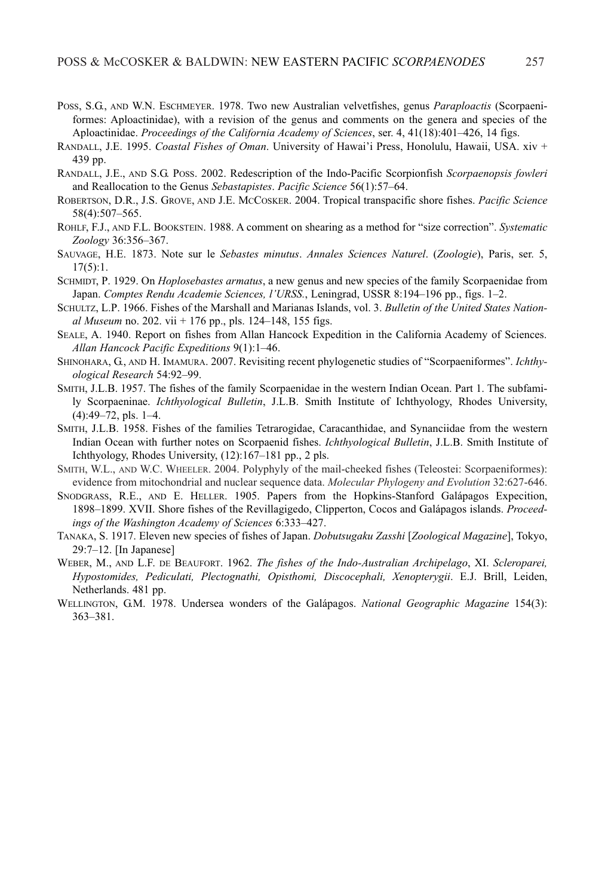Poss, S.G., and W.N. Eschmeyer. 1978. Two new Australian velvetfishes, genus *Paraploactis* (Scorpaeniformes: Aploactinidae), with a revision of the genus and comments on the genera and species of the Aploactinidae. *Proceedings of the California Academy of Sciences*, ser. 4, 41(18):401–426, 14 figs.

Randall, J.E. 1995. *Coastal Fishes of Oman*. University of Hawai'i Press, Honolulu, Hawaii, USA. xiv + 439 pp.

Randall, J.E., and S.G. Poss. 2002. Redescription of the Indo-Pacific Scorpionfish *Scorpaenopsis fowleri* and Reallocation to the Genus *Sebastapistes*. *Pacific Science* 56(1):57–64.

Robertson, D.R., J.S. Grove, and J.E. McCosker. 2004. Tropical transpacific shore fishes. *Pacific Science* 58(4):507–565.

Rohlf, F.J., and F.L. Bookstein. 1988. A comment on shearing as a method for "size correction". *Systematic Zoology* 36:356–367.

Sauvage, H.E. 1873. Note sur le *Sebastes minutus*. *Annales Sciences Naturel*. (*Zoologie*), Paris, ser. 5, 17(5):1.

Schmidt, P. 1929. On *Hoplosebastes armatus*, a new genus and new species of the family Scorpaenidae from Japan. *Comptes Rendu Academie Sciences, l'URSS.*, Leningrad, USSR 8:194–196 pp., figs. 1–2.

Schultz, L.P. 1966. Fishes of the Marshall and Marianas Islands, vol. 3. *Bulletin of the United States National Museum* no. 202. vii + 176 pp., pls. 124–148, 155 figs.

Seale, A. 1940. Report on fishes from Allan Hancock Expedition in the California Academy of Sciences. *Allan Hancock Pacific Expeditions* 9(1):1–46.

Shinohara, G., and H. Imamura. 2007. Revisiting recent phylogenetic studies of "Scorpaeniformes". *Ichthyological Research* 54:92–99.

Smith, J.L.B. 1957. The fishes of the family Scorpaenidae in the western Indian Ocean. Part 1. The subfamily Scorpaeninae. *Ichthyological Bulletin*, J.L.B. Smith Institute of Ichthyology, Rhodes University, (4):49–72, pls. 1–4.

Smith, J.L.B. 1958. Fishes of the families Tetrarogidae, Caracanthidae, and Synanciidae from the western Indian Ocean with further notes on Scorpaenid fishes. *Ichthyological Bulletin*, J.L.B. Smith Institute of Ichthyology, Rhodes University, (12):167–181 pp., 2 pls.

Smith, W.L., and W.C. Wheeler. 2004. Polyphyly of the mail-cheeked fishes (Teleostei: Scorpaeniformes): evidence from mitochondrial and nuclear sequence data. *Molecular Phylogeny and Evolution* 32:627-646.

Snodgrass, R.E., and E. Heller. 1905. Papers from the Hopkins-Stanford Galápagos Expecition, 1898–1899. XVII. Shore fishes of the Revillagigedo, Clipperton, Cocos and Galápagos islands. *Proceedings of the Washington Academy of Sciences* 6:333–427.

Tanaka, S. 1917. Eleven new species of fishes of Japan. *Dobutsugaku Zasshi* [*Zoological Magazine*], Tokyo, 29:7–12. [In Japanese]

Weber, M., and L.F. de Beaufort. 1962. *The fishes of the Indo-Australian Archipelago*, XI. *Scleroparei, Hypostomides, Pediculati, Plectognathi, Opisthomi, Discocephali, Xenopterygii*. E.J. Brill, Leiden, Netherlands. 481 pp.

Wellington, G.M. 1978. Undersea wonders of the Galápagos. *National Geographic Magazine* 154(3): 363–381.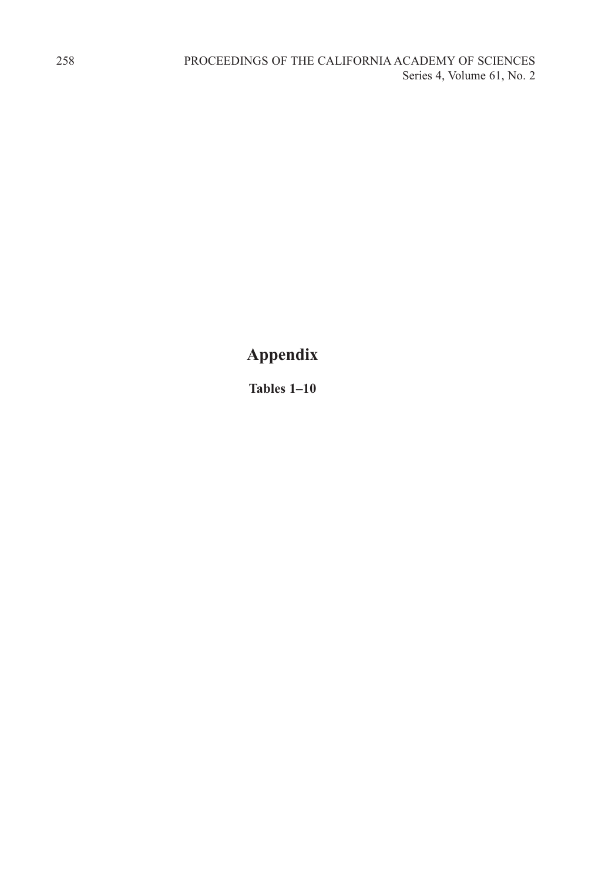# Appendix

**Tables 1–10**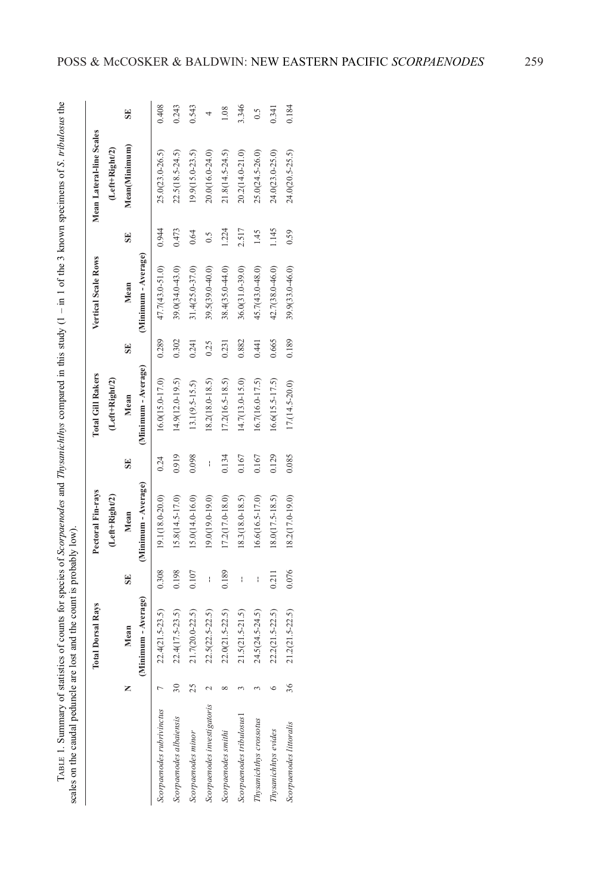TABLE 1. Summary of statistics of counts for species of *Scorpaenodes* and *Thysanichthys* compared in this study (1 – in 1 of the 3 known specimens of *S. tribulosus* the scales on the caudal peduncle are lost and the count is probably low).

| | N | Total Dorsal Rays Mean (Minimum - Average) | SE | Pectoral Fin-rays (Left+Right/2) Mean (Minimum - Average) | SE | Total Gill Rakers (Left+Right/2) Mean (Minimum - Average) | SE | Vertical Scale Rows Mean (Minimum - Average) | SE | Mean Lateral-line Scales (Left+Right/2) Mean(Minimum) | SE |
|---|---|---|---|---|---|---|---|---|---|---|---|
| *Scorpaenodes rubrivinctus* | 7 | 22.4(21.5-23.5) | 0.308 | 19.1(18.0-20.0) | 0.24 | 16.0(15.0-17.0) | 0.289 | 47.7(43.0-51.0) | 0.944 | 25.0(23.0-26.5) | 0.408 |
| *Scorpaenodes albaiensis* | 30 | 22.4(17.5-23.5) | 0.198 | 15.8(14.5-17.0) | 0.919 | 14.9(12.0-19.5) | 0.302 | 39.0(34.0-43.0) | 0.473 | 22.5(18.5-24.5) | 0.243 |
| *Scorpaenodes minor* | 25 | 21.7(20.0-22.5) | 0.107 | 15.0(14.0-16.0) | 0.098 | 13.1(9.5-15.5) | 0.241 | 31.4(25.0-37.0) | 0.64 | 19.9(15.0-23.5) | 0.543 |
| *Scorpaenodes investigatoris* | 2 | 22.5(22.5-22.5) | -- | 19.0(19.0-19.0) | -- | 18.2(18.0-18.5) | 0.25 | 39.5(39.0-40.0) | 0.5 | 20.0(16.0-24.0) | 4 |
| *Scorpaenodes smithi* | 8 | 22.0(21.5-22.5) | 0.189 | 17.2(17.0-18.0) | 0.134 | 17.2(16.5-18.5) | 0.231 | 38.4(35.0-44.0) | 1.224 | 21.8(14.5-24.5) | 1.08 |
| *Scorpaenodes tribulosus*1 | 3 | 21.5(21.5-21.5) | -- | 18.3(18.0-18.5) | 0.167 | 14.7(13.0-15.0) | 0.882 | 36.0(31.0-39.0) | 2.517 | 20.2(14.0-21.0) | 3.346 |
| *Thysanichthys crossotus* | 3 | 24.5(24.5-24.5) | -- | 16.6(16.5-17.0) | 0.167 | 16.7(16.0-17.5) | 0.441 | 45.7(43.0-48.0) | 1.45 | 25.0(24.5-26.0) | 0.5 |
| *Thysanichthys evides* | 6 | 22.2(21.5-22.5) | 0.211 | 18.0(17.5-18.5) | 0.129 | 16.6(15.5-17.5) | 0.665 | 42.7(38.0-46.0) | 1.145 | 24.0(23.0-25.0) | 0.341 |
| *Scorpaenodes littoralis* | 36 | 21.2(21.5-22.5) | 0.076 | 18.2(17.0-19.0) | 0.085 | 17.(14.5-20.0) | 0.189 | 39.9(33.0-46.0) | 0.59 | 24.0(20.5-25.5) | 0.184 |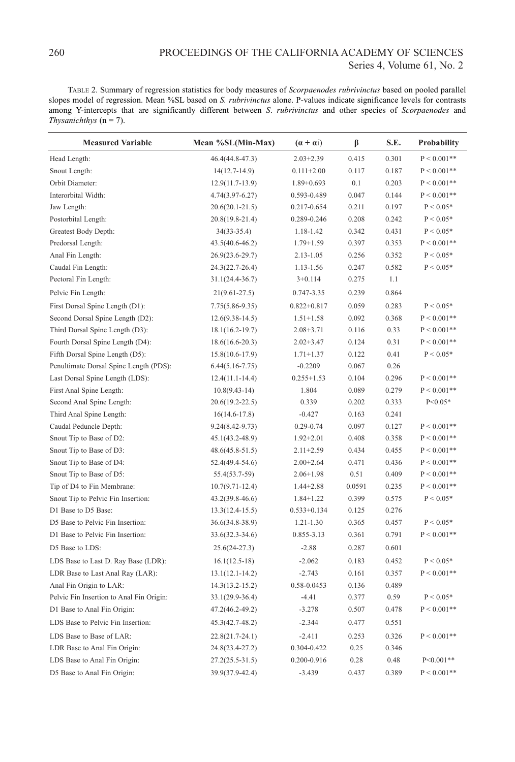TABLE 2. Summary of regression statistics for body measures of *Scorpaenodes rubrivinctus* based on pooled parallel slopes model of regression. Mean %SL based on *S. rubrivinctus* alone. P-values indicate significance levels for contrasts among Y-intercepts that are significantly different between *S. rubrivinctus* and other species of *Scorpaenodes* and *Thysanichthys* (n = 7).

| Measured Variable | Mean %SL(Min-Max) | ($\alpha + \alpha i$) | $\beta$ | S.E. | Probability |
|---|---|---|---|---|---|
| Head Length: | 46.4(44.8-47.3) | 2.03+2.39 | 0.415 | 0.301 | P < 0.001** |
| Snout Length: | 14(12.7-14.9) | 0.111+2.00 | 0.117 | 0.187 | P < 0.001** |
| Orbit Diameter: | 12.9(11.7-13.9) | 1.89+0.693 | 0.1 | 0.203 | P < 0.001** |
| Interorbital Width: | 4.74(3.97-6.27) | 0.593-0.489 | 0.047 | 0.144 | P < 0.001** |
| Jaw Length: | 20.6(20.1-21.5) | 0.217-0.654 | 0.211 | 0.197 | P < 0.05* |
| Postorbital Length: | 20.8(19.8-21.4) | 0.289-0.246 | 0.208 | 0.242 | P < 0.05* |
| Greatest Body Depth: | 34(33-35.4) | 1.18-1.42 | 0.342 | 0.431 | P < 0.05* |
| Predorsal Length: | 43.5(40.6-46.2) | 1.79+1.59 | 0.397 | 0.353 | P < 0.001** |
| Anal Fin Length: | 26.9(23.6-29.7) | 2.13-1.05 | 0.256 | 0.352 | P < 0.05* |
| Caudal Fin Length: | 24.3(22.7-26.4) | 1.13-1.56 | 0.247 | 0.582 | P < 0.05* |
| Pectoral Fin Length: | 31.1(24.4-36.7) | 3+0.114 | 0.275 | 1.1 | |
| Pelvic Fin Length: | 21(9.61-27.5) | 0.747-3.35 | 0.239 | 0.864 | |
| First Dorsal Spine Length (D1): | 7.75(5.86-9.35) | 0.822+0.817 | 0.059 | 0.283 | P < 0.05* |
| Second Dorsal Spine Length (D2): | 12.6(9.38-14.5) | 1.51+1.58 | 0.092 | 0.368 | P < 0.001** |
| Third Dorsal Spine Length (D3): | 18.1(16.2-19.7) | 2.08+3.71 | 0.116 | 0.33 | P < 0.001** |
| Fourth Dorsal Spine Length (D4): | 18.6(16.6-20.3) | 2.02+3.47 | 0.124 | 0.31 | P < 0.001** |
| Fifth Dorsal Spine Length (D5): | 15.8(10.6-17.9) | 1.71+1.37 | 0.122 | 0.41 | P < 0.05* |
| Penultimate Dorsal Spine Length (PDS): | 6.44(5.16-7.75) | -0.2209 | 0.067 | 0.26 | |
| Last Dorsal Spine Length (LDS): | 12.4(11.1-14.4) | 0.255+1.53 | 0.104 | 0.296 | P < 0.001** |
| First Anal Spine Length: | 10.8(9.43-14) | 1.804 | 0.089 | 0.279 | P < 0.001** |
| Second Anal Spine Length: | 20.6(19.2-22.5) | 0.339 | 0.202 | 0.333 | P<0.05* |
| Third Anal Spine Length: | 16(14.6-17.8) | -0.427 | 0.163 | 0.241 | |
| Caudal Peduncle Depth: | 9.24(8.42-9.73) | 0.29-0.74 | 0.097 | 0.127 | P < 0.001** |
| Snout Tip to Base of D2: | 45.1(43.2-48.9) | 1.92+2.01 | 0.408 | 0.358 | P < 0.001** |
| Snout Tip to Base of D3: | 48.6(45.8-51.5) | 2.11+2.59 | 0.434 | 0.455 | P < 0.001** |
| Snout Tip to Base of D4: | 52.4(49.4-54.6) | 2.00+2.64 | 0.471 | 0.436 | P < 0.001** |
| Snout Tip to Base of D5: | 55.4(53.7-59) | 2.06+1.98 | 0.51 | 0.409 | P < 0.001** |
| Tip of D4 to Fin Membrane: | 10.7(9.71-12.4) | 1.44+2.88 | 0.0591 | 0.235 | P < 0.001** |
| Snout Tip to Pelvic Fin Insertion: | 43.2(39.8-46.6) | 1.84+1.22 | 0.399 | 0.575 | P < 0.05* |
| D1 Base to D5 Base: | 13.3(12.4-15.5) | 0.533+0.134 | 0.125 | 0.276 | |
| D5 Base to Pelvic Fin Insertion: | 36.6(34.8-38.9) | 1.21-1.30 | 0.365 | 0.457 | P < 0.05* |
| D1 Base to Pelvic Fin Insertion: | 33.6(32.3-34.6) | 0.855-3.13 | 0.361 | 0.791 | P < 0.001** |
| D5 Base to LDS: | 25.6(24-27.3) | -2.88 | 0.287 | 0.601 | |
| LDS Base to Last D. Ray Base (LDR): | 16.1(12.5-18) | -2.062 | 0.183 | 0.452 | P < 0.05* |
| LDR Base to Last Anal Ray (LAR): | 13.1(12.1-14.2) | -2.743 | 0.161 | 0.357 | P < 0.001** |
| Anal Fin Origin to LAR: | 14.3(13.2-15.2) | 0.58-0.0453 | 0.136 | 0.489 | |
| Pelvic Fin Insertion to Anal Fin Origin: | 33.1(29.9-36.4) | -4.41 | 0.377 | 0.59 | P < 0.05* |
| D1 Base to Anal Fin Origin: | 47.2(46.2-49.2) | -3.278 | 0.507 | 0.478 | P < 0.001** |
| LDS Base to Pelvic Fin Insertion: | 45.3(42.7-48.2) | -2.344 | 0.477 | 0.551 | |
| LDS Base to Base of LAR: | 22.8(21.7-24.1) | -2.411 | 0.253 | 0.326 | P < 0.001** |
| LDR Base to Anal Fin Origin: | 24.8(23.4-27.2) | 0.304-0.422 | 0.25 | 0.346 | |
| LDS Base to Anal Fin Origin: | 27.2(25.5-31.5) | 0.200-0.916 | 0.28 | 0.48 | P<0.001** |
| D5 Base to Anal Fin Origin: | 39.9(37.9-42.4) | -3.439 | 0.437 | 0.389 | P < 0.001** |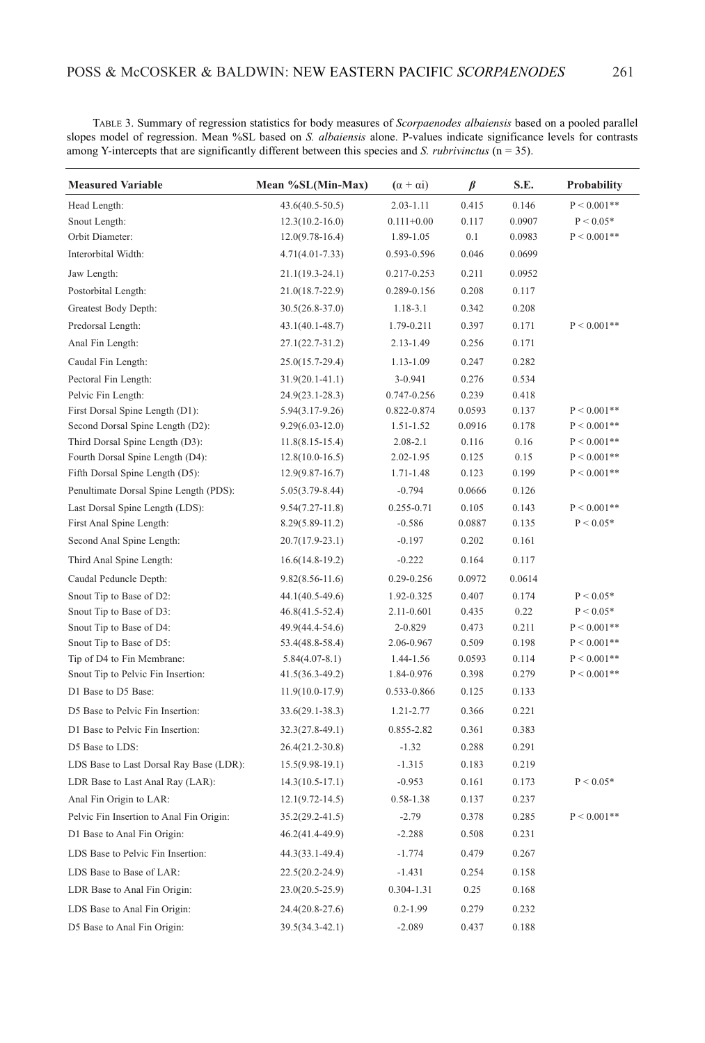TABLE 3. Summary of regression statistics for body measures of *Scorpaenodes albaiensis* based on a pooled parallel slopes model of regression. Mean %SL based on *S. albaiensis* alone. P-values indicate significance levels for contrasts among Y-intercepts that are significantly different between this species and *S. rubrivinctus* (n = 35).

| Measured Variable | Mean %SL(Min-Max) | $(\alpha + \alpha i)$ | $\beta$ | S.E. | Probability |
|---|---|---|---|---|---|
| Head Length: | 43.6(40.5-50.5) | 2.03-1.11 | 0.415 | 0.146 | $P < 0.001$** |
| Snout Length: | 12.3(10.2-16.0) | 0.111+0.00 | 0.117 | 0.0907 | $P < 0.05$* |
| Orbit Diameter: | 12.0(9.78-16.4) | 1.89-1.05 | 0.1 | 0.0983 | $P < 0.001$** |
| Interorbital Width: | 4.71(4.01-7.33) | 0.593-0.596 | 0.046 | 0.0699 | |
| Jaw Length: | 21.1(19.3-24.1) | 0.217-0.253 | 0.211 | 0.0952 | |
| Postorbital Length: | 21.0(18.7-22.9) | 0.289-0.156 | 0.208 | 0.117 | |
| Greatest Body Depth: | 30.5(26.8-37.0) | 1.18-3.1 | 0.342 | 0.208 | |
| Predorsal Length: | 43.1(40.1-48.7) | 1.79-0.211 | 0.397 | 0.171 | $P < 0.001$** |
| Anal Fin Length: | 27.1(22.7-31.2) | 2.13-1.49 | 0.256 | 0.171 | |
| Caudal Fin Length: | 25.0(15.7-29.4) | 1.13-1.09 | 0.247 | 0.282 | |
| Pectoral Fin Length: | 31.9(20.1-41.1) | 3-0.941 | 0.276 | 0.534 | |
| Pelvic Fin Length: | 24.9(23.1-28.3) | 0.747-0.256 | 0.239 | 0.418 | |
| First Dorsal Spine Length (D1): | 5.94(3.17-9.26) | 0.822-0.874 | 0.0593 | 0.137 | $P < 0.001$** |
| Second Dorsal Spine Length (D2): | 9.29(6.03-12.0) | 1.51-1.52 | 0.0916 | 0.178 | $P < 0.001$** |
| Third Dorsal Spine Length (D3): | 11.8(8.15-15.4) | 2.08-2.1 | 0.116 | 0.16 | $P < 0.001$** |
| Fourth Dorsal Spine Length (D4): | 12.8(10.0-16.5) | 2.02-1.95 | 0.125 | 0.15 | $P < 0.001$** |
| Fifth Dorsal Spine Length (D5): | 12.9(9.87-16.7) | 1.71-1.48 | 0.123 | 0.199 | $P < 0.001$** |
| Penultimate Dorsal Spine Length (PDS): | 5.05(3.79-8.44) | -0.794 | 0.0666 | 0.126 | |
| Last Dorsal Spine Length (LDS): | 9.54(7.27-11.8) | 0.255-0.71 | 0.105 | 0.143 | $P < 0.001$** |
| First Anal Spine Length: | 8.29(5.89-11.2) | -0.586 | 0.0887 | 0.135 | $P < 0.05$* |
| Second Anal Spine Length: | 20.7(17.9-23.1) | -0.197 | 0.202 | 0.161 | |
| Third Anal Spine Length: | 16.6(14.8-19.2) | -0.222 | 0.164 | 0.117 | |
| Caudal Peduncle Depth: | 9.82(8.56-11.6) | 0.29-0.256 | 0.0972 | 0.0614 | |
| Snout Tip to Base of D2: | 44.1(40.5-49.6) | 1.92-0.325 | 0.407 | 0.174 | $P < 0.05$* |
| Snout Tip to Base of D3: | 46.8(41.5-52.4) | 2.11-0.601 | 0.435 | 0.22 | $P < 0.05$* |
| Snout Tip to Base of D4: | 49.9(44.4-54.6) | 2-0.829 | 0.473 | 0.211 | $P < 0.001$** |
| Snout Tip to Base of D5: | 53.4(48.8-58.4) | 2.06-0.967 | 0.509 | 0.198 | $P < 0.001$** |
| Tip of D4 to Fin Membrane: | 5.84(4.07-8.1) | 1.44-1.56 | 0.0593 | 0.114 | $P < 0.001$** |
| Snout Tip to Pelvic Fin Insertion: | 41.5(36.3-49.2) | 1.84-0.976 | 0.398 | 0.279 | $P < 0.001$** |
| D1 Base to D5 Base: | 11.9(10.0-17.9) | 0.533-0.866 | 0.125 | 0.133 | |
| D5 Base to Pelvic Fin Insertion: | 33.6(29.1-38.3) | 1.21-2.77 | 0.366 | 0.221 | |
| D1 Base to Pelvic Fin Insertion: | 32.3(27.8-49.1) | 0.855-2.82 | 0.361 | 0.383 | |
| D5 Base to LDS: | 26.4(21.2-30.8) | -1.32 | 0.288 | 0.291 | |
| LDS Base to Last Dorsal Ray Base (LDR): | 15.5(9.98-19.1) | -1.315 | 0.183 | 0.219 | |
| LDR Base to Last Anal Ray (LAR): | 14.3(10.5-17.1) | -0.953 | 0.161 | 0.173 | $P < 0.05$* |
| Anal Fin Origin to LAR: | 12.1(9.72-14.5) | 0.58-1.38 | 0.137 | 0.237 | |
| Pelvic Fin Insertion to Anal Fin Origin: | 35.2(29.2-41.5) | -2.79 | 0.378 | 0.285 | $P < 0.001$** |
| D1 Base to Anal Fin Origin: | 46.2(41.4-49.9) | -2.288 | 0.508 | 0.231 | |
| LDS Base to Pelvic Fin Insertion: | 44.3(33.1-49.4) | -1.774 | 0.479 | 0.267 | |
| LDS Base to Base of LAR: | 22.5(20.2-24.9) | -1.431 | 0.254 | 0.158 | |
| LDR Base to Anal Fin Origin: | 23.0(20.5-25.9) | 0.304-1.31 | 0.25 | 0.168 | |
| LDS Base to Anal Fin Origin: | 24.4(20.8-27.6) | 0.2-1.99 | 0.279 | 0.232 | |
| D5 Base to Anal Fin Origin: | 39.5(34.3-42.1) | -2.089 | 0.437 | 0.188 | |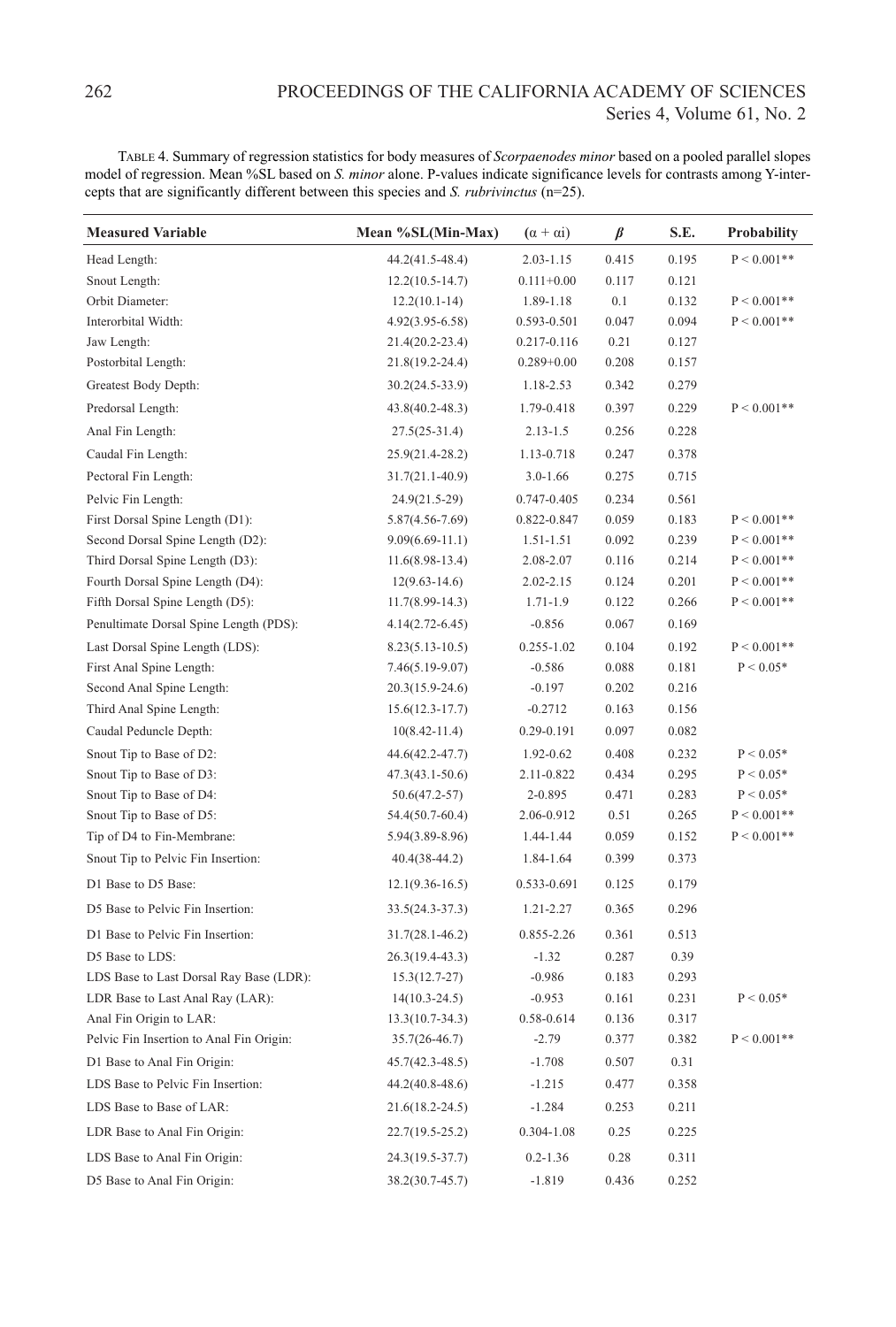TABLE 4. Summary of regression statistics for body measures of *Scorpaenodes minor* based on a pooled parallel slopes model of regression. Mean %SL based on *S. minor* alone. P-values indicate significance levels for contrasts among Y-intercepts that are significantly different between this species and *S. rubrivinctus* (n=25).

| Measured Variable | Mean %SL(Min-Max) | $(\alpha + \alpha i)$ | $\beta$ | S.E. | Probability |
|---|---|---|---|---|---|
| Head Length: | 44.2(41.5-48.4) | 2.03-1.15 | 0.415 | 0.195 | $P < 0.001$** |
| Snout Length: | 12.2(10.5-14.7) | 0.111+0.00 | 0.117 | 0.121 | |
| Orbit Diameter: | 12.2(10.1-14) | 1.89-1.18 | 0.1 | 0.132 | $P < 0.001$** |
| Interorbital Width: | 4.92(3.95-6.58) | 0.593-0.501 | 0.047 | 0.094 | $P < 0.001$** |
| Jaw Length: | 21.4(20.2-23.4) | 0.217-0.116 | 0.21 | 0.127 | |
| Postorbital Length: | 21.8(19.2-24.4) | 0.289+0.00 | 0.208 | 0.157 | |
| Greatest Body Depth: | 30.2(24.5-33.9) | 1.18-2.53 | 0.342 | 0.279 | |
| Predorsal Length: | 43.8(40.2-48.3) | 1.79-0.418 | 0.397 | 0.229 | $P < 0.001$** |
| Anal Fin Length: | 27.5(25-31.4) | 2.13-1.5 | 0.256 | 0.228 | |
| Caudal Fin Length: | 25.9(21.4-28.2) | 1.13-0.718 | 0.247 | 0.378 | |
| Pectoral Fin Length: | 31.7(21.1-40.9) | 3.0-1.66 | 0.275 | 0.715 | |
| Pelvic Fin Length: | 24.9(21.5-29) | 0.747-0.405 | 0.234 | 0.561 | |
| First Dorsal Spine Length (D1): | 5.87(4.56-7.69) | 0.822-0.847 | 0.059 | 0.183 | $P < 0.001$** |
| Second Dorsal Spine Length (D2): | 9.09(6.69-11.1) | 1.51-1.51 | 0.092 | 0.239 | $P < 0.001$** |
| Third Dorsal Spine Length (D3): | 11.6(8.98-13.4) | 2.08-2.07 | 0.116 | 0.214 | $P < 0.001$** |
| Fourth Dorsal Spine Length (D4): | 12(9.63-14.6) | 2.02-2.15 | 0.124 | 0.201 | $P < 0.001$** |
| Fifth Dorsal Spine Length (D5): | 11.7(8.99-14.3) | 1.71-1.9 | 0.122 | 0.266 | $P < 0.001$** |
| Penultimate Dorsal Spine Length (PDS): | 4.14(2.72-6.45) | -0.856 | 0.067 | 0.169 | |
| Last Dorsal Spine Length (LDS): | 8.23(5.13-10.5) | 0.255-1.02 | 0.104 | 0.192 | $P < 0.001$** |
| First Anal Spine Length: | 7.46(5.19-9.07) | -0.586 | 0.088 | 0.181 | $P < 0.05$* |
| Second Anal Spine Length: | 20.3(15.9-24.6) | -0.197 | 0.202 | 0.216 | |
| Third Anal Spine Length: | 15.6(12.3-17.7) | -0.2712 | 0.163 | 0.156 | |
| Caudal Peduncle Depth: | 10(8.42-11.4) | 0.29-0.191 | 0.097 | 0.082 | |
| Snout Tip to Base of D2: | 44.6(42.2-47.7) | 1.92-0.62 | 0.408 | 0.232 | $P < 0.05$* |
| Snout Tip to Base of D3: | 47.3(43.1-50.6) | 2.11-0.822 | 0.434 | 0.295 | $P < 0.05$* |
| Snout Tip to Base of D4: | 50.6(47.2-57) | 2-0.895 | 0.471 | 0.283 | $P < 0.05$* |
| Snout Tip to Base of D5: | 54.4(50.7-60.4) | 2.06-0.912 | 0.51 | 0.265 | $P < 0.001$** |
| Tip of D4 to Fin-Membrane: | 5.94(3.89-8.96) | 1.44-1.44 | 0.059 | 0.152 | $P < 0.001$** |
| Snout Tip to Pelvic Fin Insertion: | 40.4(38-44.2) | 1.84-1.64 | 0.399 | 0.373 | |
| D1 Base to D5 Base: | 12.1(9.36-16.5) | 0.533-0.691 | 0.125 | 0.179 | |
| D5 Base to Pelvic Fin Insertion: | 33.5(24.3-37.3) | 1.21-2.27 | 0.365 | 0.296 | |
| D1 Base to Pelvic Fin Insertion: | 31.7(28.1-46.2) | 0.855-2.26 | 0.361 | 0.513 | |
| D5 Base to LDS: | 26.3(19.4-43.3) | -1.32 | 0.287 | 0.39 | |
| LDS Base to Last Dorsal Ray Base (LDR): | 15.3(12.7-27) | -0.986 | 0.183 | 0.293 | |
| LDR Base to Last Anal Ray (LAR): | 14(10.3-24.5) | -0.953 | 0.161 | 0.231 | $P < 0.05$* |
| Anal Fin Origin to LAR: | 13.3(10.7-34.3) | 0.58-0.614 | 0.136 | 0.317 | |
| Pelvic Fin Insertion to Anal Fin Origin: | 35.7(26-46.7) | -2.79 | 0.377 | 0.382 | $P < 0.001$** |
| D1 Base to Anal Fin Origin: | 45.7(42.3-48.5) | -1.708 | 0.507 | 0.31 | |
| LDS Base to Pelvic Fin Insertion: | 44.2(40.8-48.6) | -1.215 | 0.477 | 0.358 | |
| LDS Base to Base of LAR: | 21.6(18.2-24.5) | -1.284 | 0.253 | 0.211 | |
| LDR Base to Anal Fin Origin: | 22.7(19.5-25.2) | 0.304-1.08 | 0.25 | 0.225 | |
| LDS Base to Anal Fin Origin: | 24.3(19.5-37.7) | 0.2-1.36 | 0.28 | 0.311 | |
| D5 Base to Anal Fin Origin: | 38.2(30.7-45.7) | -1.819 | 0.436 | 0.252 | |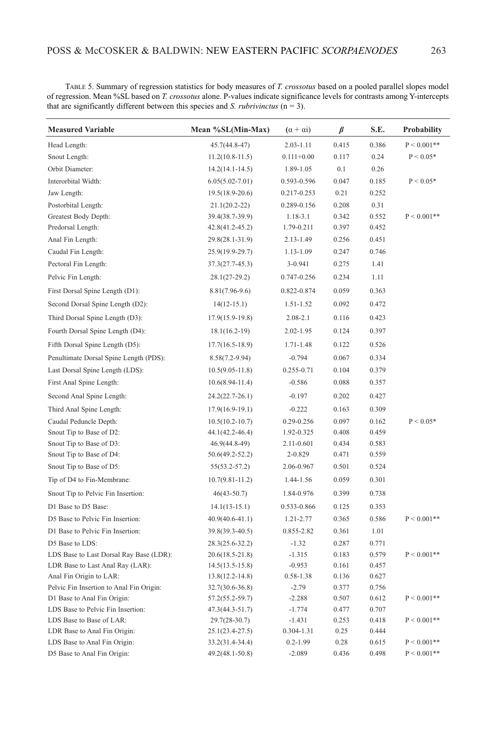TABLE 5. Summary of regression statistics for body measures of *T. crossotus* based on a pooled parallel slopes model of regression. Mean %SL based on *T. crossotus* alone. P-values indicate significance levels for contrasts among Y-intercepts that are significantly different between this species and *S. rubrivinctus* (n = 3).

| Measured Variable | Mean %SL(Min-Max) | $(\alpha + \alpha i)$ | $\beta$ | S.E. | Probability |
|---|---|---|---|---|---|
| Head Length: | 45.7(44.8-47) | 2.03-1.11 | 0.415 | 0.386 | $P < 0.001$** |
| Snout Length: | 11.2(10.8-11.5) | 0.111+0.00 | 0.117 | 0.24 | $P < 0.05$* |
| Orbit Diameter: | 14.2(14.1-14.5) | 1.89-1.05 | 0.1 | 0.26 | |
| Interorbital Width: | 6.05(5.02-7.01) | 0.593-0.596 | 0.047 | 0.185 | $P < 0.05$* |
| Jaw Length: | 19.5(18.9-20.6) | 0.217-0.253 | 0.21 | 0.252 | |
| Postorbital Length: | 21.1(20.2-22) | 0.289-0.156 | 0.208 | 0.31 | |
| Greatest Body Depth: | 39.4(38.7-39.9) | 1.18-3.1 | 0.342 | 0.552 | $P < 0.001$** |
| Predorsal Length: | 42.8(41.2-45.2) | 1.79-0.211 | 0.397 | 0.452 | |
| Anal Fin Length: | 29.8(28.1-31.9) | 2.13-1.49 | 0.256 | 0.451 | |
| Caudal Fin Length: | 25.9(19.9-29.7) | 1.13-1.09 | 0.247 | 0.746 | |
| Pectoral Fin Length: | 37.3(27.7-45.3) | 3-0.941 | 0.275 | 1.41 | |
| Pelvic Fin Length: | 28.1(27-29.2) | 0.747-0.256 | 0.234 | 1.11 | |
| First Dorsal Spine Length (D1): | 8.81(7.96-9.6) | 0.822-0.874 | 0.059 | 0.363 | |
| Second Dorsal Spine Length (D2): | 14(12-15.1) | 1.51-1.52 | 0.092 | 0.472 | |
| Third Dorsal Spine Length (D3): | 17.9(15.9-19.8) | 2.08-2.1 | 0.116 | 0.423 | |
| Fourth Dorsal Spine Length (D4): | 18.1(16.2-19) | 2.02-1.95 | 0.124 | 0.397 | |
| Fifth Dorsal Spine Length (D5): | 17.7(16.5-18.9) | 1.71-1.48 | 0.122 | 0.526 | |
| Penultimate Dorsal Spine Length (PDS): | 8.58(7.2-9.94) | -0.794 | 0.067 | 0.334 | |
| Last Dorsal Spine Length (LDS): | 10.5(9.05-11.8) | 0.255-0.71 | 0.104 | 0.379 | |
| First Anal Spine Length: | 10.6(8.94-11.4) | -0.586 | 0.088 | 0.357 | |
| Second Anal Spine Length: | 24.2(22.7-26.1) | -0.197 | 0.202 | 0.427 | |
| Third Anal Spine Length: | 17.9(16.9-19.1) | -0.222 | 0.163 | 0.309 | |
| Caudal Peduncle Depth: | 10.5(10.2-10.7) | 0.29-0.256 | 0.097 | 0.162 | $P < 0.05$* |
| Snout Tip to Base of D2: | 44.1(42.2-46.4) | 1.92-0.325 | 0.408 | 0.459 | |
| Snout Tip to Base of D3: | 46.9(44.8-49) | 2.11-0.601 | 0.434 | 0.583 | |
| Snout Tip to Base of D4: | 50.6(49.2-52.2) | 2-0.829 | 0.471 | 0.559 | |
| Snout Tip to Base of D5: | 55(53.2-57.2) | 2.06-0.967 | 0.501 | 0.524 | |
| Tip of D4 to Fin-Membrane: | 10.7(9.81-11.2) | 1.44-1.56 | 0.059 | 0.301 | |
| Snout Tip to Pelvic Fin Insertion: | 46(43-50.7) | 1.84-0.976 | 0.399 | 0.738 | |
| D1 Base to D5 Base: | 14.1(13-15.1) | 0.533-0.866 | 0.125 | 0.353 | |
| D5 Base to Pelvic Fin Insertion: | 40.9(40.6-41.1) | 1.21-2.77 | 0.365 | 0.586 | $P < 0.001$** |
| D1 Base to Pelvic Fin Insertion: | 39.8(39.3-40.5) | 0.855-2.82 | 0.361 | 1.01 | |
| D5 Base to LDS: | 28.3(25.6-32.2) | -1.32 | 0.287 | 0.771 | |
| LDS Base to Last Dorsal Ray Base (LDR): | 20.6(18.5-21.8) | -1.315 | 0.183 | 0.579 | $P < 0.001$** |
| LDR Base to Last Anal Ray (LAR): | 14.5(13.5-15.8) | -0.953 | 0.161 | 0.457 | |
| Anal Fin Origin to LAR: | 13.8(12.2-14.8) | 0.58-1.38 | 0.136 | 0.627 | |
| Pelvic Fin Insertion to Anal Fin Origin: | 32.7(30.6-36.8) | -2.79 | 0.377 | 0.756 | |
| D1 Base to Anal Fin Origin: | 57.2(55.2-59.7) | -2.288 | 0.507 | 0.612 | $P < 0.001$** |
| LDS Base to Pelvic Fin Insertion: | 47.3(44.3-51.7) | -1.774 | 0.477 | 0.707 | |
| LDS Base to Base of LAR: | 29.7(28-30.7) | -1.431 | 0.253 | 0.418 | $P < 0.001$** |
| LDR Base to Anal Fin Origin: | 25.1(23.4-27.5) | 0.304-1.31 | 0.25 | 0.444 | |
| LDS Base to Anal Fin Origin: | 33.2(31.4-34.4) | 0.2-1.99 | 0.28 | 0.615 | $P < 0.001$** |
| D5 Base to Anal Fin Origin: | 49.2(48.1-50.8) | -2.089 | 0.436 | 0.498 | $P < 0.001$** |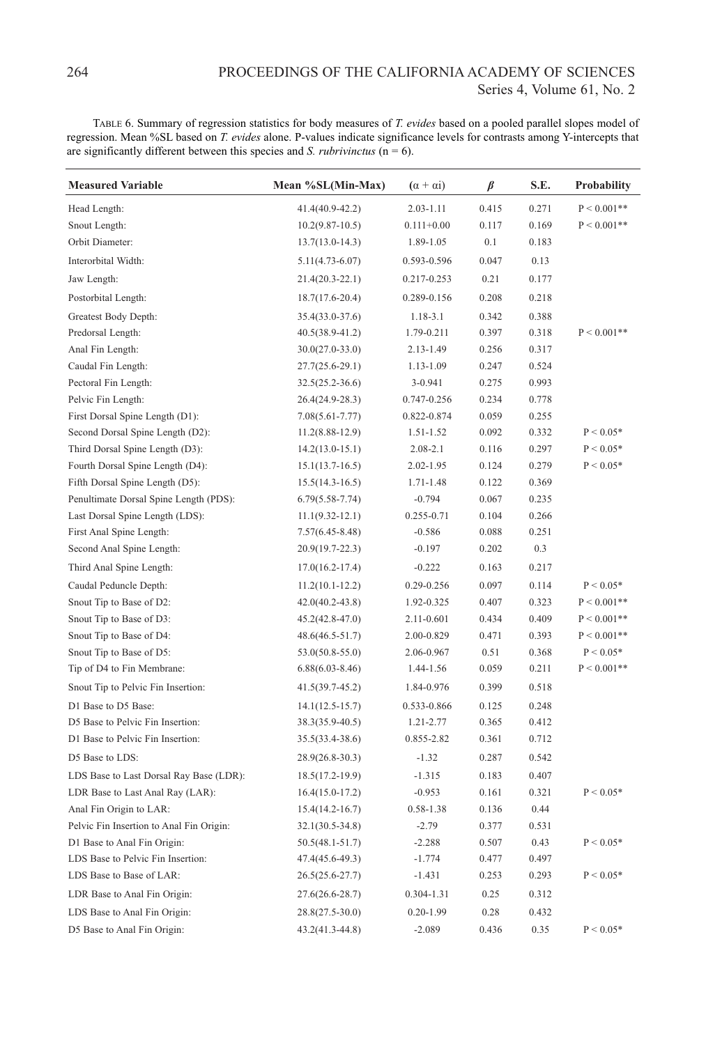TABLE 6. Summary of regression statistics for body measures of *T. evides* based on a pooled parallel slopes model of regression. Mean %SL based on *T. evides* alone. P-values indicate significance levels for contrasts among Y-intercepts that are significantly different between this species and *S. rubrivinctus* (n = 6).

| Measured Variable | Mean %SL(Min-Max) | $(\alpha + \alpha i)$ | $\beta$ | S.E. | Probability |
|---|---|---|---|---|---|
| Head Length: | 41.4(40.9-42.2) | 2.03-1.11 | 0.415 | 0.271 | P < 0.001** |
| Snout Length: | 10.2(9.87-10.5) | 0.111+0.00 | 0.117 | 0.169 | P < 0.001** |
| Orbit Diameter: | 13.7(13.0-14.3) | 1.89-1.05 | 0.1 | 0.183 | |
| Interorbital Width: | 5.11(4.73-6.07) | 0.593-0.596 | 0.047 | 0.13 | |
| Jaw Length: | 21.4(20.3-22.1) | 0.217-0.253 | 0.21 | 0.177 | |
| Postorbital Length: | 18.7(17.6-20.4) | 0.289-0.156 | 0.208 | 0.218 | |
| Greatest Body Depth: | 35.4(33.0-37.6) | 1.18-3.1 | 0.342 | 0.388 | |
| Predorsal Length: | 40.5(38.9-41.2) | 1.79-0.211 | 0.397 | 0.318 | P < 0.001** |
| Anal Fin Length: | 30.0(27.0-33.0) | 2.13-1.49 | 0.256 | 0.317 | |
| Caudal Fin Length: | 27.7(25.6-29.1) | 1.13-1.09 | 0.247 | 0.524 | |
| Pectoral Fin Length: | 32.5(25.2-36.6) | 3-0.941 | 0.275 | 0.993 | |
| Pelvic Fin Length: | 26.4(24.9-28.3) | 0.747-0.256 | 0.234 | 0.778 | |
| First Dorsal Spine Length (D1): | 7.08(5.61-7.77) | 0.822-0.874 | 0.059 | 0.255 | |
| Second Dorsal Spine Length (D2): | 11.2(8.88-12.9) | 1.51-1.52 | 0.092 | 0.332 | P < 0.05* |
| Third Dorsal Spine Length (D3): | 14.2(13.0-15.1) | 2.08-2.1 | 0.116 | 0.297 | P < 0.05* |
| Fourth Dorsal Spine Length (D4): | 15.1(13.7-16.5) | 2.02-1.95 | 0.124 | 0.279 | P < 0.05* |
| Fifth Dorsal Spine Length (D5): | 15.5(14.3-16.5) | 1.71-1.48 | 0.122 | 0.369 | |
| Penultimate Dorsal Spine Length (PDS): | 6.79(5.58-7.74) | -0.794 | 0.067 | 0.235 | |
| Last Dorsal Spine Length (LDS): | 11.1(9.32-12.1) | 0.255-0.71 | 0.104 | 0.266 | |
| First Anal Spine Length: | 7.57(6.45-8.48) | -0.586 | 0.088 | 0.251 | |
| Second Anal Spine Length: | 20.9(19.7-22.3) | -0.197 | 0.202 | 0.3 | |
| Third Anal Spine Length: | 17.0(16.2-17.4) | -0.222 | 0.163 | 0.217 | |
| Caudal Peduncle Depth: | 11.2(10.1-12.2) | 0.29-0.256 | 0.097 | 0.114 | P < 0.05* |
| Snout Tip to Base of D2: | 42.0(40.2-43.8) | 1.92-0.325 | 0.407 | 0.323 | P < 0.001** |
| Snout Tip to Base of D3: | 45.2(42.8-47.0) | 2.11-0.601 | 0.434 | 0.409 | P < 0.001** |
| Snout Tip to Base of D4: | 48.6(46.5-51.7) | 2.00-0.829 | 0.471 | 0.393 | P < 0.001** |
| Snout Tip to Base of D5: | 53.0(50.8-55.0) | 2.06-0.967 | 0.51 | 0.368 | P < 0.05* |
| Tip of D4 to Fin Membrane: | 6.88(6.03-8.46) | 1.44-1.56 | 0.059 | 0.211 | P < 0.001** |
| Snout Tip to Pelvic Fin Insertion: | 41.5(39.7-45.2) | 1.84-0.976 | 0.399 | 0.518 | |
| D1 Base to D5 Base: | 14.1(12.5-15.7) | 0.533-0.866 | 0.125 | 0.248 | |
| D5 Base to Pelvic Fin Insertion: | 38.3(35.9-40.5) | 1.21-2.77 | 0.365 | 0.412 | |
| D1 Base to Pelvic Fin Insertion: | 35.5(33.4-38.6) | 0.855-2.82 | 0.361 | 0.712 | |
| D5 Base to LDS: | 28.9(26.8-30.3) | -1.32 | 0.287 | 0.542 | |
| LDS Base to Last Dorsal Ray Base (LDR): | 18.5(17.2-19.9) | -1.315 | 0.183 | 0.407 | |
| LDR Base to Last Anal Ray (LAR): | 16.4(15.0-17.2) | -0.953 | 0.161 | 0.321 | P < 0.05* |
| Anal Fin Origin to LAR: | 15.4(14.2-16.7) | 0.58-1.38 | 0.136 | 0.44 | |
| Pelvic Fin Insertion to Anal Fin Origin: | 32.1(30.5-34.8) | -2.79 | 0.377 | 0.531 | |
| D1 Base to Anal Fin Origin: | 50.5(48.1-51.7) | -2.288 | 0.507 | 0.43 | P < 0.05* |
| LDS Base to Pelvic Fin Insertion: | 47.4(45.6-49.3) | -1.774 | 0.477 | 0.497 | |
| LDS Base to Base of LAR: | 26.5(25.6-27.7) | -1.431 | 0.253 | 0.293 | P < 0.05* |
| LDR Base to Anal Fin Origin: | 27.6(26.6-28.7) | 0.304-1.31 | 0.25 | 0.312 | |
| LDS Base to Anal Fin Origin: | 28.8(27.5-30.0) | 0.20-1.99 | 0.28 | 0.432 | |
| D5 Base to Anal Fin Origin: | 43.2(41.3-44.8) | -2.089 | 0.436 | 0.35 | P < 0.05* |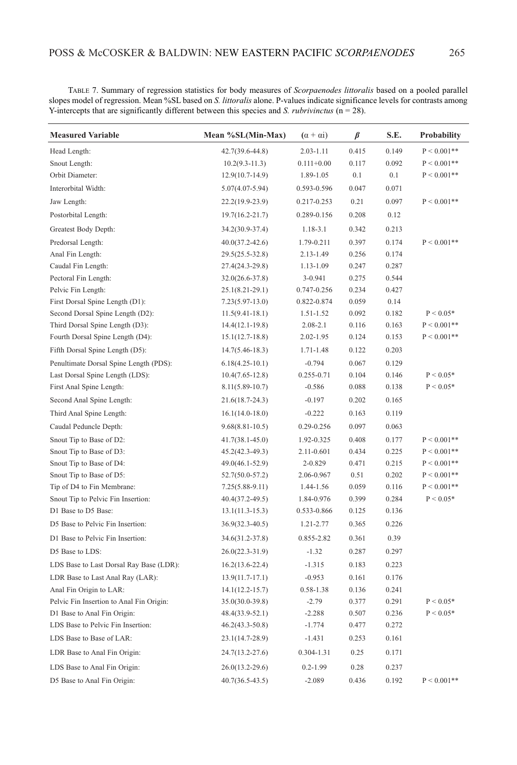TABLE 7. Summary of regression statistics for body measures of *Scorpaenodes littoralis* based on a pooled parallel slopes model of regression. Mean %SL based on *S. littoralis* alone. P-values indicate significance levels for contrasts among Y-intercepts that are significantly different between this species and *S. rubrivinctus* (n = 28).

| Measured Variable | Mean %SL(Min-Max) | $(\alpha + \alpha i)$ | $\beta$ | S.E. | Probability |
|---|---|---|---|---|---|
| Head Length: | 42.7(39.6-44.8) | 2.03-1.11 | 0.415 | 0.149 | P < 0.001** |
| Snout Length: | 10.2(9.3-11.3) | 0.111+0.00 | 0.117 | 0.092 | P < 0.001** |
| Orbit Diameter: | 12.9(10.7-14.9) | 1.89-1.05 | 0.1 | 0.1 | P < 0.001** |
| Interorbital Width: | 5.07(4.07-5.94) | 0.593-0.596 | 0.047 | 0.071 | |
| Jaw Length: | 22.2(19.9-23.9) | 0.217-0.253 | 0.21 | 0.097 | P < 0.001** |
| Postorbital Length: | 19.7(16.2-21.7) | 0.289-0.156 | 0.208 | 0.12 | |
| Greatest Body Depth: | 34.2(30.9-37.4) | 1.18-3.1 | 0.342 | 0.213 | |
| Predorsal Length: | 40.0(37.2-42.6) | 1.79-0.211 | 0.397 | 0.174 | P < 0.001** |
| Anal Fin Length: | 29.5(25.5-32.8) | 2.13-1.49 | 0.256 | 0.174 | |
| Caudal Fin Length: | 27.4(24.3-29.8) | 1.13-1.09 | 0.247 | 0.287 | |
| Pectoral Fin Length: | 32.0(26.6-37.8) | 3-0.941 | 0.275 | 0.544 | |
| Pelvic Fin Length: | 25.1(8.21-29.1) | 0.747-0.256 | 0.234 | 0.427 | |
| First Dorsal Spine Length (D1): | 7.23(5.97-13.0) | 0.822-0.874 | 0.059 | 0.14 | |
| Second Dorsal Spine Length (D2): | 11.5(9.41-18.1) | 1.51-1.52 | 0.092 | 0.182 | P < 0.05* |
| Third Dorsal Spine Length (D3): | 14.4(12.1-19.8) | 2.08-2.1 | 0.116 | 0.163 | P < 0.001** |
| Fourth Dorsal Spine Length (D4): | 15.1(12.7-18.8) | 2.02-1.95 | 0.124 | 0.153 | P < 0.001** |
| Fifth Dorsal Spine Length (D5): | 14.7(5.46-18.3) | 1.71-1.48 | 0.122 | 0.203 | |
| Penultimate Dorsal Spine Length (PDS): | 6.18(4.25-10.1) | -0.794 | 0.067 | 0.129 | |
| Last Dorsal Spine Length (LDS): | 10.4(7.65-12.8) | 0.255-0.71 | 0.104 | 0.146 | P < 0.05* |
| First Anal Spine Length: | 8.11(5.89-10.7) | -0.586 | 0.088 | 0.138 | P < 0.05* |
| Second Anal Spine Length: | 21.6(18.7-24.3) | -0.197 | 0.202 | 0.165 | |
| Third Anal Spine Length: | 16.1(14.0-18.0) | -0.222 | 0.163 | 0.119 | |
| Caudal Peduncle Depth: | 9.68(8.81-10.5) | 0.29-0.256 | 0.097 | 0.063 | |
| Snout Tip to Base of D2: | 41.7(38.1-45.0) | 1.92-0.325 | 0.408 | 0.177 | P < 0.001** |
| Snout Tip to Base of D3: | 45.2(42.3-49.3) | 2.11-0.601 | 0.434 | 0.225 | P < 0.001** |
| Snout Tip to Base of D4: | 49.0(46.1-52.9) | 2-0.829 | 0.471 | 0.215 | P < 0.001** |
| Snout Tip to Base of D5: | 52.7(50.0-57.2) | 2.06-0.967 | 0.51 | 0.202 | P < 0.001** |
| Tip of D4 to Fin Membrane: | 7.25(5.88-9.11) | 1.44-1.56 | 0.059 | 0.116 | P < 0.001** |
| Snout Tip to Pelvic Fin Insertion: | 40.4(37.2-49.5) | 1.84-0.976 | 0.399 | 0.284 | P < 0.05* |
| D1 Base to D5 Base: | 13.1(11.3-15.3) | 0.533-0.866 | 0.125 | 0.136 | |
| D5 Base to Pelvic Fin Insertion: | 36.9(32.3-40.5) | 1.21-2.77 | 0.365 | 0.226 | |
| D1 Base to Pelvic Fin Insertion: | 34.6(31.2-37.8) | 0.855-2.82 | 0.361 | 0.39 | |
| D5 Base to LDS: | 26.0(22.3-31.9) | -1.32 | 0.287 | 0.297 | |
| LDS Base to Last Dorsal Ray Base (LDR): | 16.2(13.6-22.4) | -1.315 | 0.183 | 0.223 | |
| LDR Base to Last Anal Ray (LAR): | 13.9(11.7-17.1) | -0.953 | 0.161 | 0.176 | |
| Anal Fin Origin to LAR: | 14.1(12.2-15.7) | 0.58-1.38 | 0.136 | 0.241 | |
| Pelvic Fin Insertion to Anal Fin Origin: | 35.0(30.0-39.8) | -2.79 | 0.377 | 0.291 | P < 0.05* |
| D1 Base to Anal Fin Origin: | 48.4(33.9-52.1) | -2.288 | 0.507 | 0.236 | P < 0.05* |
| LDS Base to Pelvic Fin Insertion: | 46.2(43.3-50.8) | -1.774 | 0.477 | 0.272 | |
| LDS Base to Base of LAR: | 23.1(14.7-28.9) | -1.431 | 0.253 | 0.161 | |
| LDR Base to Anal Fin Origin: | 24.7(13.2-27.6) | 0.304-1.31 | 0.25 | 0.171 | |
| LDS Base to Anal Fin Origin: | 26.0(13.2-29.6) | 0.2-1.99 | 0.28 | 0.237 | |
| D5 Base to Anal Fin Origin: | 40.7(36.5-43.5) | -2.089 | 0.436 | 0.192 | P < 0.001** |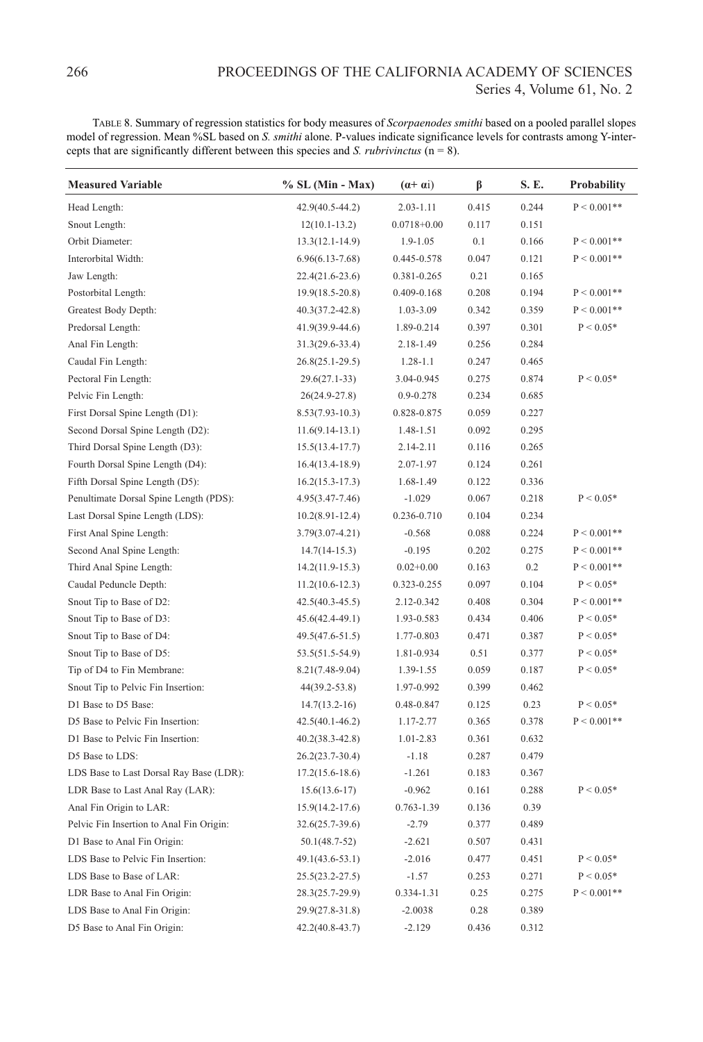TABLE 8. Summary of regression statistics for body measures of *Scorpaenodes smithi* based on a pooled parallel slopes model of regression. Mean %SL based on *S. smithi* alone. P-values indicate significance levels for contrasts among Y-intercepts that are significantly different between this species and *S. rubrivinctus* (n = 8).

| Measured Variable | % SL (Min - Max) | ($\alpha$+ $\alpha$i) | $\beta$ | S. E. | Probability |
|---|---|---|---|---|---|
| Head Length: | 42.9(40.5-44.2) | 2.03-1.11 | 0.415 | 0.244 | P < 0.001** |
| Snout Length: | 12(10.1-13.2) | 0.0718+0.00 | 0.117 | 0.151 | |
| Orbit Diameter: | 13.3(12.1-14.9) | 1.9-1.05 | 0.1 | 0.166 | P < 0.001** |
| Interorbital Width: | 6.96(6.13-7.68) | 0.445-0.578 | 0.047 | 0.121 | P < 0.001** |
| Jaw Length: | 22.4(21.6-23.6) | 0.381-0.265 | 0.21 | 0.165 | |
| Postorbital Length: | 19.9(18.5-20.8) | 0.409-0.168 | 0.208 | 0.194 | P < 0.001** |
| Greatest Body Depth: | 40.3(37.2-42.8) | 1.03-3.09 | 0.342 | 0.359 | P < 0.001** |
| Predorsal Length: | 41.9(39.9-44.6) | 1.89-0.214 | 0.397 | 0.301 | P < 0.05* |
| Anal Fin Length: | 31.3(29.6-33.4) | 2.18-1.49 | 0.256 | 0.284 | |
| Caudal Fin Length: | 26.8(25.1-29.5) | 1.28-1.1 | 0.247 | 0.465 | |
| Pectoral Fin Length: | 29.6(27.1-33) | 3.04-0.945 | 0.275 | 0.874 | P < 0.05* |
| Pelvic Fin Length: | 26(24.9-27.8) | 0.9-0.278 | 0.234 | 0.685 | |
| First Dorsal Spine Length (D1): | 8.53(7.93-10.3) | 0.828-0.875 | 0.059 | 0.227 | |
| Second Dorsal Spine Length (D2): | 11.6(9.14-13.1) | 1.48-1.51 | 0.092 | 0.295 | |
| Third Dorsal Spine Length (D3): | 15.5(13.4-17.7) | 2.14-2.11 | 0.116 | 0.265 | |
| Fourth Dorsal Spine Length (D4): | 16.4(13.4-18.9) | 2.07-1.97 | 0.124 | 0.261 | |
| Fifth Dorsal Spine Length (D5): | 16.2(15.3-17.3) | 1.68-1.49 | 0.122 | 0.336 | |
| Penultimate Dorsal Spine Length (PDS): | 4.95(3.47-7.46) | -1.029 | 0.067 | 0.218 | P < 0.05* |
| Last Dorsal Spine Length (LDS): | 10.2(8.91-12.4) | 0.236-0.710 | 0.104 | 0.234 | |
| First Anal Spine Length: | 3.79(3.07-4.21) | -0.568 | 0.088 | 0.224 | P < 0.001** |
| Second Anal Spine Length: | 14.7(14-15.3) | -0.195 | 0.202 | 0.275 | P < 0.001** |
| Third Anal Spine Length: | 14.2(11.9-15.3) | 0.02+0.00 | 0.163 | 0.2 | P < 0.001** |
| Caudal Peduncle Depth: | 11.2(10.6-12.3) | 0.323-0.255 | 0.097 | 0.104 | P < 0.05* |
| Snout Tip to Base of D2: | 42.5(40.3-45.5) | 2.12-0.342 | 0.408 | 0.304 | P < 0.001** |
| Snout Tip to Base of D3: | 45.6(42.4-49.1) | 1.93-0.583 | 0.434 | 0.406 | P < 0.05* |
| Snout Tip to Base of D4: | 49.5(47.6-51.5) | 1.77-0.803 | 0.471 | 0.387 | P < 0.05* |
| Snout Tip to Base of D5: | 53.5(51.5-54.9) | 1.81-0.934 | 0.51 | 0.377 | P < 0.05* |
| Tip of D4 to Fin Membrane: | 8.21(7.48-9.04) | 1.39-1.55 | 0.059 | 0.187 | P < 0.05* |
| Snout Tip to Pelvic Fin Insertion: | 44(39.2-53.8) | 1.97-0.992 | 0.399 | 0.462 | |
| D1 Base to D5 Base: | 14.7(13.2-16) | 0.48-0.847 | 0.125 | 0.23 | P < 0.05* |
| D5 Base to Pelvic Fin Insertion: | 42.5(40.1-46.2) | 1.17-2.77 | 0.365 | 0.378 | P < 0.001** |
| D1 Base to Pelvic Fin Insertion: | 40.2(38.3-42.8) | 1.01-2.83 | 0.361 | 0.632 | |
| D5 Base to LDS: | 26.2(23.7-30.4) | -1.18 | 0.287 | 0.479 | |
| LDS Base to Last Dorsal Ray Base (LDR): | 17.2(15.6-18.6) | -1.261 | 0.183 | 0.367 | |
| LDR Base to Last Anal Ray (LAR): | 15.6(13.6-17) | -0.962 | 0.161 | 0.288 | P < 0.05* |
| Anal Fin Origin to LAR: | 15.9(14.2-17.6) | 0.763-1.39 | 0.136 | 0.39 | |
| Pelvic Fin Insertion to Anal Fin Origin: | 32.6(25.7-39.6) | -2.79 | 0.377 | 0.489 | |
| D1 Base to Anal Fin Origin: | 50.1(48.7-52) | -2.621 | 0.507 | 0.431 | |
| LDS Base to Pelvic Fin Insertion: | 49.1(43.6-53.1) | -2.016 | 0.477 | 0.451 | P < 0.05* |
| LDS Base to Base of LAR: | 25.5(23.2-27.5) | -1.57 | 0.253 | 0.271 | P < 0.05* |
| LDR Base to Anal Fin Origin: | 28.3(25.7-29.9) | 0.334-1.31 | 0.25 | 0.275 | P < 0.001** |
| LDS Base to Anal Fin Origin: | 29.9(27.8-31.8) | -2.0038 | 0.28 | 0.389 | |
| D5 Base to Anal Fin Origin: | 42.2(40.8-43.7) | -2.129 | 0.436 | 0.312 | |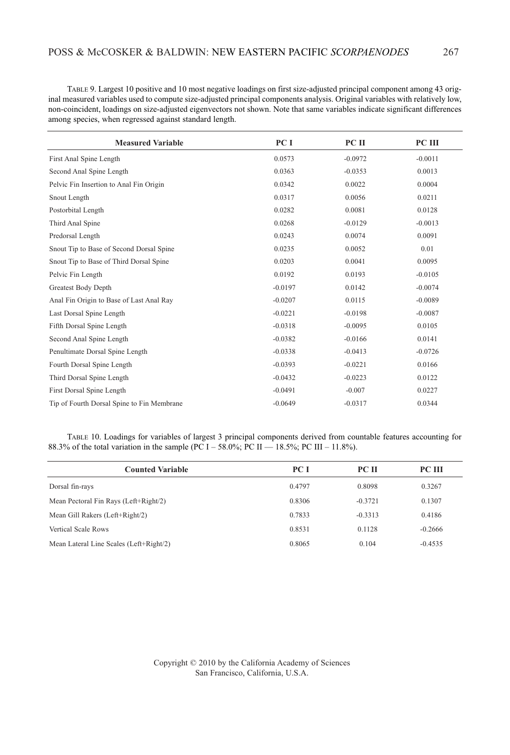TABLE 9. Largest 10 positive and 10 most negative loadings on first size-adjusted principal component among 43 original measured variables used to compute size-adjusted principal components analysis. Original variables with relatively low, non-coincident, loadings on size-adjusted eigenvectors not shown. Note that same variables indicate significant differences among species, when regressed against standard length.

| Measured Variable | PC I | PC II | PC III |
|---|---|---|---|
| First Anal Spine Length | 0.0573 | -0.0972 | -0.0011 |
| Second Anal Spine Length | 0.0363 | -0.0353 | 0.0013 |
| Pelvic Fin Insertion to Anal Fin Origin | 0.0342 | 0.0022 | 0.0004 |
| Snout Length | 0.0317 | 0.0056 | 0.0211 |
| Postorbital Length | 0.0282 | 0.0081 | 0.0128 |
| Third Anal Spine | 0.0268 | -0.0129 | -0.0013 |
| Predorsal Length | 0.0243 | 0.0074 | 0.0091 |
| Snout Tip to Base of Second Dorsal Spine | 0.0235 | 0.0052 | 0.01 |
| Snout Tip to Base of Third Dorsal Spine | 0.0203 | 0.0041 | 0.0095 |
| Pelvic Fin Length | 0.0192 | 0.0193 | -0.0105 |
| Greatest Body Depth | -0.0197 | 0.0142 | -0.0074 |
| Anal Fin Origin to Base of Last Anal Ray | -0.0207 | 0.0115 | -0.0089 |
| Last Dorsal Spine Length | -0.0221 | -0.0198 | -0.0087 |
| Fifth Dorsal Spine Length | -0.0318 | -0.0095 | 0.0105 |
| Second Anal Spine Length | -0.0382 | -0.0166 | 0.0141 |
| Penultimate Dorsal Spine Length | -0.0338 | -0.0413 | -0.0726 |
| Fourth Dorsal Spine Length | -0.0393 | -0.0221 | 0.0166 |
| Third Dorsal Spine Length | -0.0432 | -0.0223 | 0.0122 |
| First Dorsal Spine Length | -0.0491 | -0.007 | 0.0227 |
| Tip of Fourth Dorsal Spine to Fin Membrane | -0.0649 | -0.0317 | 0.0344 |

TABLE 10. Loadings for variables of largest 3 principal components derived from countable features accounting for 88.3% of the total variation in the sample (PC I – 58.0%; PC II — 18.5%; PC III – 11.8%).

| Counted Variable | PC I | PC II | PC III |
|---|---|---|---|
| Dorsal fin-rays | 0.4797 | 0.8098 | 0.3267 |
| Mean Pectoral Fin Rays (Left+Right/2) | 0.8306 | -0.3721 | 0.1307 |
| Mean Gill Rakers (Left+Right/2) | 0.7833 | -0.3313 | 0.4186 |
| Vertical Scale Rows | 0.8531 | 0.1128 | -0.2666 |
| Mean Lateral Line Scales (Left+Right/2) | 0.8065 | 0.104 | -0.4535 |

Copyright © 2010 by the California Academy of Sciences
San Francisco, California, U.S.A.